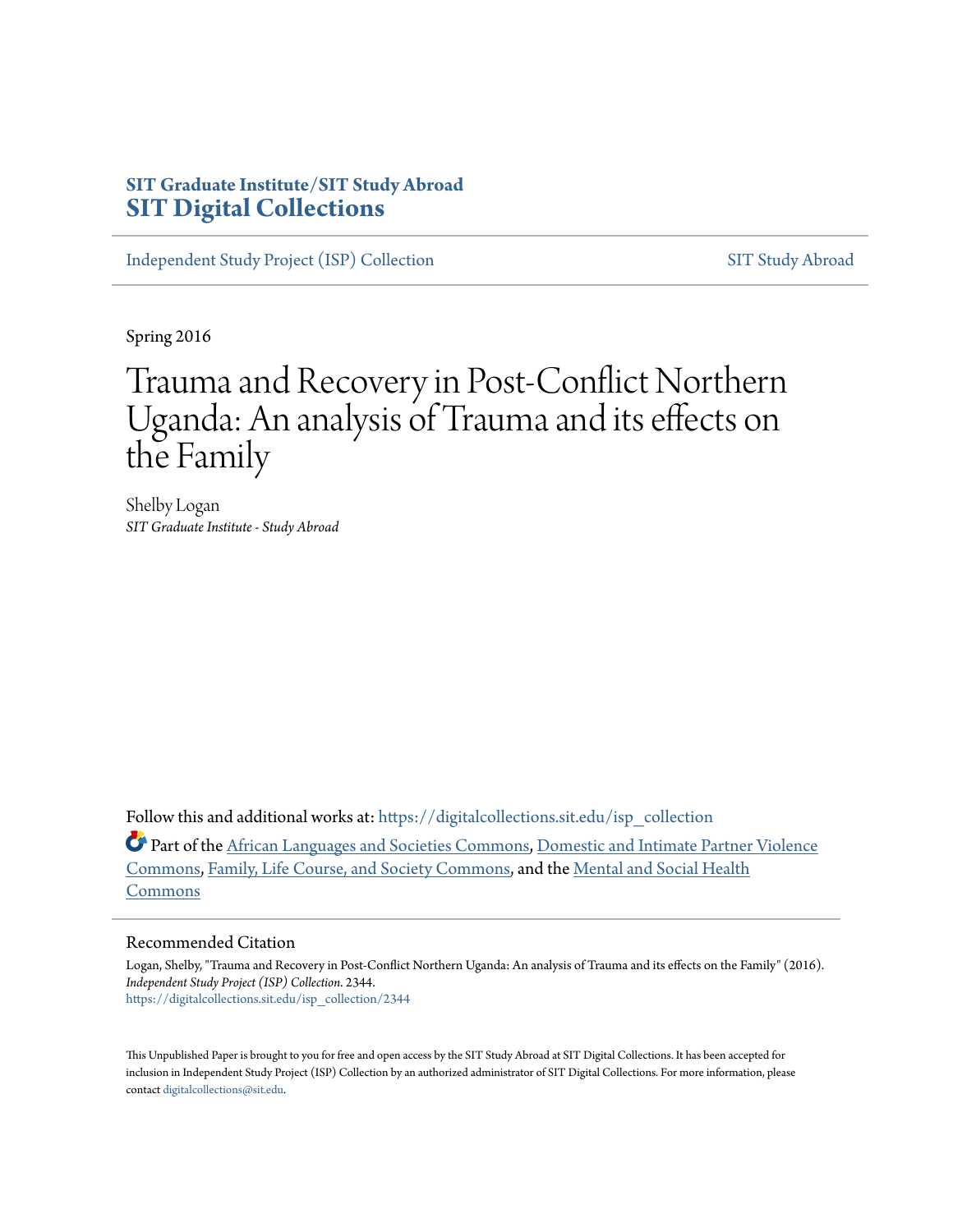**SIT Graduate Institute/SIT Study Abroad**
**SIT Digital Collections**

Independent Study Project (ISP) Collection — SIT Study Abroad

Spring 2016

# Trauma and Recovery in Post-Conflict Northern Uganda: An analysis of Trauma and its effects on the Family

Shelby Logan
*SIT Graduate Institute - Study Abroad*

Follow this and additional works at: https://digitalcollections.sit.edu/isp_collection

Part of the African Languages and Societies Commons, Domestic and Intimate Partner Violence Commons, Family, Life Course, and Society Commons, and the Mental and Social Health Commons

## Recommended Citation

Logan, Shelby, "Trauma and Recovery in Post-Conflict Northern Uganda: An analysis of Trauma and its effects on the Family" (2016). *Independent Study Project (ISP) Collection*. 2344.
https://digitalcollections.sit.edu/isp_collection/2344

This Unpublished Paper is brought to you for free and open access by the SIT Study Abroad at SIT Digital Collections. It has been accepted for inclusion in Independent Study Project (ISP) Collection by an authorized administrator of SIT Digital Collections. For more information, please contact digitalcollections@sit.edu.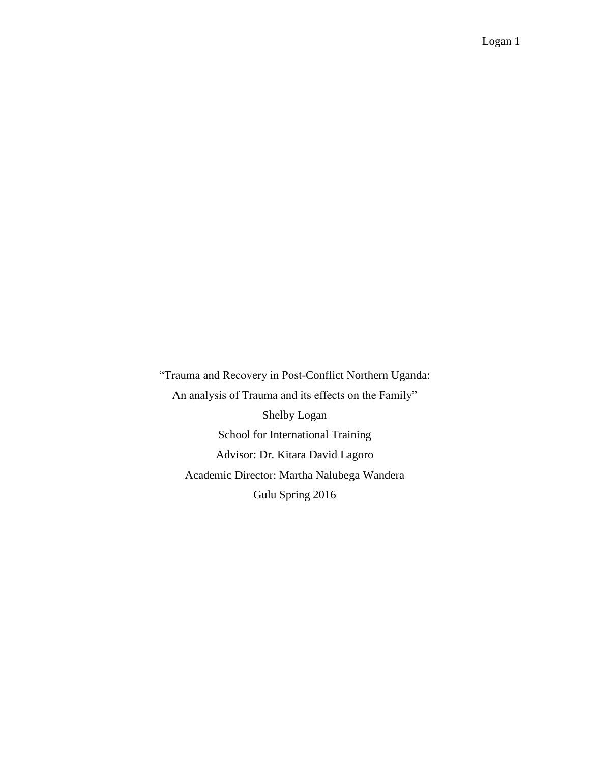“Trauma and Recovery in Post-Conflict Northern Uganda:
An analysis of Trauma and its effects on the Family”

Shelby Logan

School for International Training

Advisor: Dr. Kitara David Lagoro

Academic Director: Martha Nalubega Wandera

Gulu Spring 2016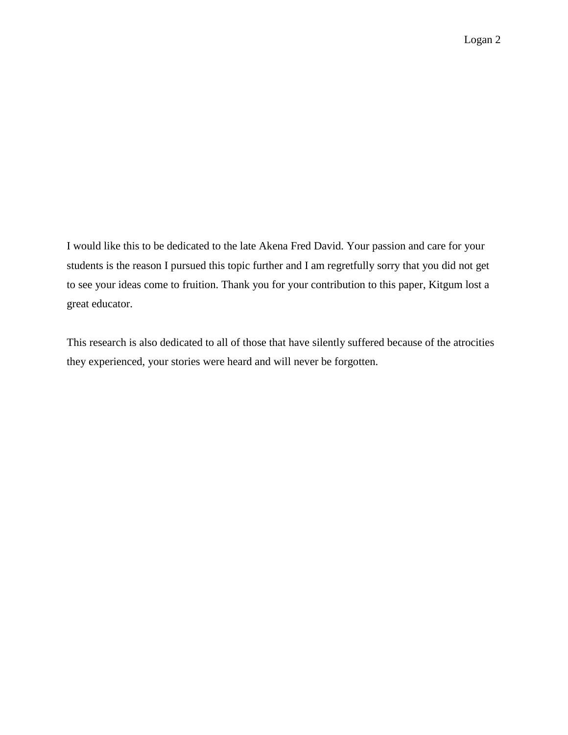I would like this to be dedicated to the late Akena Fred David. Your passion and care for your students is the reason I pursued this topic further and I am regretfully sorry that you did not get to see your ideas come to fruition. Thank you for your contribution to this paper, Kitgum lost a great educator.

This research is also dedicated to all of those that have silently suffered because of the atrocities they experienced, your stories were heard and will never be forgotten.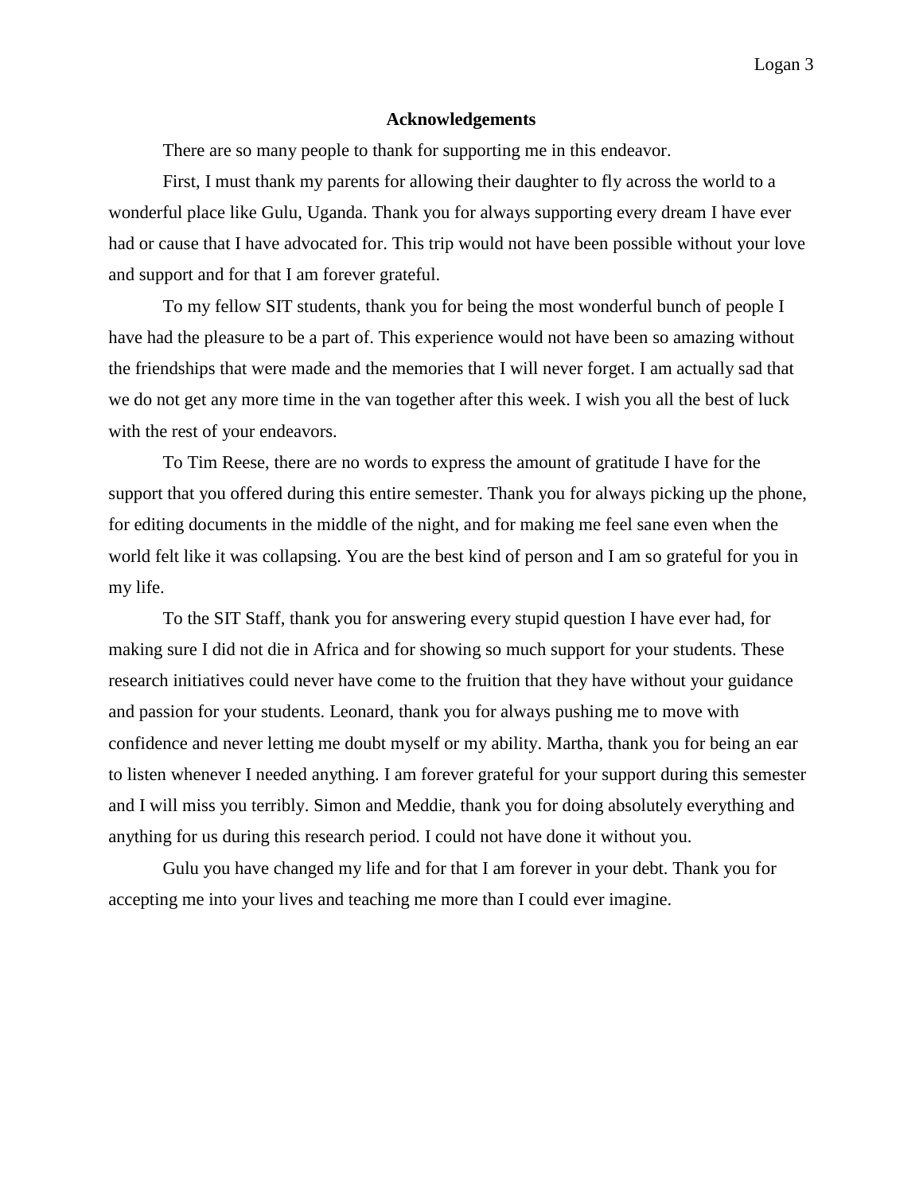## Acknowledgements

There are so many people to thank for supporting me in this endeavor.

First, I must thank my parents for allowing their daughter to fly across the world to a wonderful place like Gulu, Uganda. Thank you for always supporting every dream I have ever had or cause that I have advocated for. This trip would not have been possible without your love and support and for that I am forever grateful.

To my fellow SIT students, thank you for being the most wonderful bunch of people I have had the pleasure to be a part of. This experience would not have been so amazing without the friendships that were made and the memories that I will never forget. I am actually sad that we do not get any more time in the van together after this week. I wish you all the best of luck with the rest of your endeavors.

To Tim Reese, there are no words to express the amount of gratitude I have for the support that you offered during this entire semester. Thank you for always picking up the phone, for editing documents in the middle of the night, and for making me feel sane even when the world felt like it was collapsing. You are the best kind of person and I am so grateful for you in my life.

To the SIT Staff, thank you for answering every stupid question I have ever had, for making sure I did not die in Africa and for showing so much support for your students. These research initiatives could never have come to the fruition that they have without your guidance and passion for your students. Leonard, thank you for always pushing me to move with confidence and never letting me doubt myself or my ability. Martha, thank you for being an ear to listen whenever I needed anything. I am forever grateful for your support during this semester and I will miss you terribly. Simon and Meddie, thank you for doing absolutely everything and anything for us during this research period. I could not have done it without you.

Gulu you have changed my life and for that I am forever in your debt. Thank you for accepting me into your lives and teaching me more than I could ever imagine.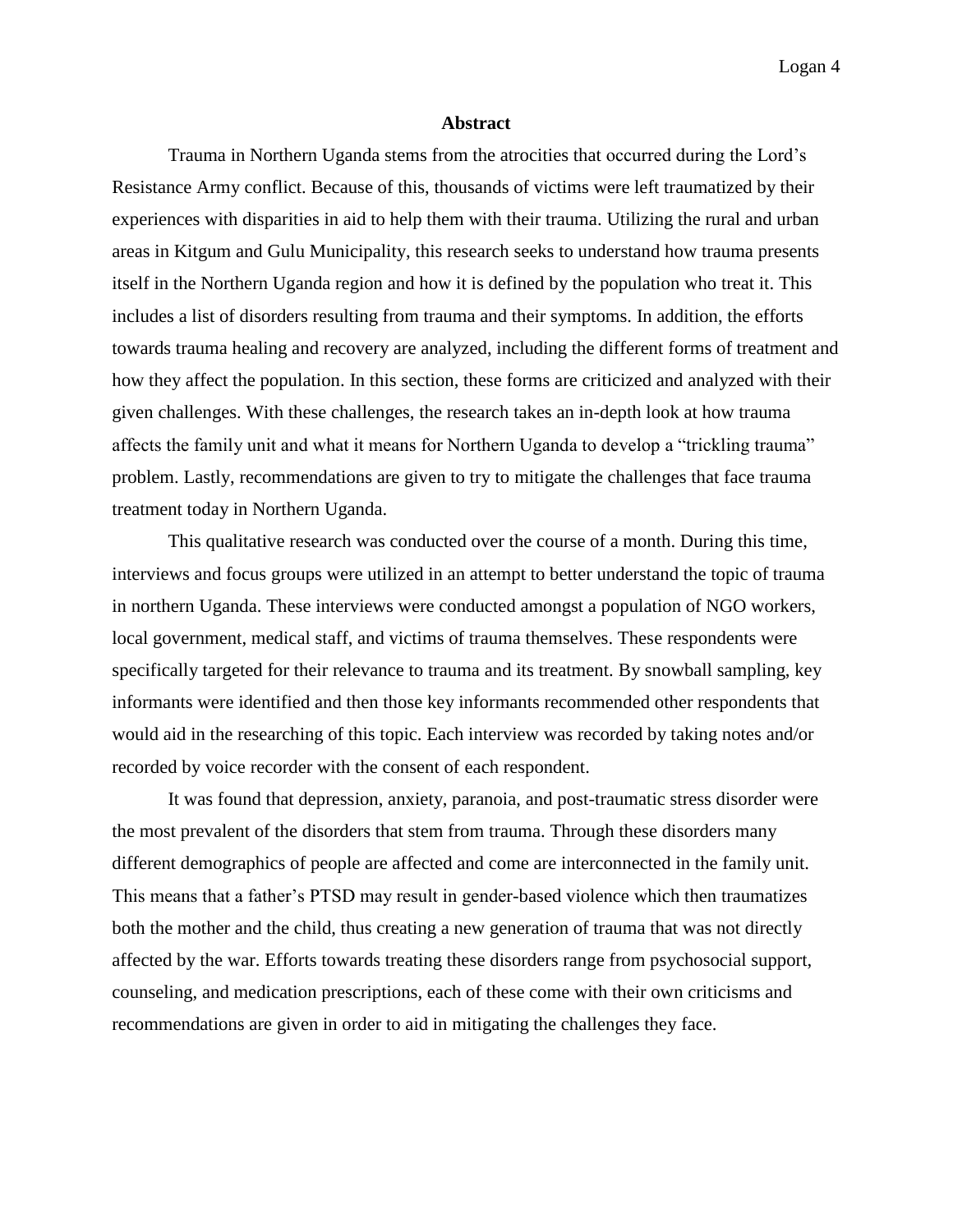## Abstract

Trauma in Northern Uganda stems from the atrocities that occurred during the Lord's Resistance Army conflict. Because of this, thousands of victims were left traumatized by their experiences with disparities in aid to help them with their trauma. Utilizing the rural and urban areas in Kitgum and Gulu Municipality, this research seeks to understand how trauma presents itself in the Northern Uganda region and how it is defined by the population who treat it. This includes a list of disorders resulting from trauma and their symptoms. In addition, the efforts towards trauma healing and recovery are analyzed, including the different forms of treatment and how they affect the population. In this section, these forms are criticized and analyzed with their given challenges. With these challenges, the research takes an in-depth look at how trauma affects the family unit and what it means for Northern Uganda to develop a "trickling trauma" problem. Lastly, recommendations are given to try to mitigate the challenges that face trauma treatment today in Northern Uganda.

This qualitative research was conducted over the course of a month. During this time, interviews and focus groups were utilized in an attempt to better understand the topic of trauma in northern Uganda. These interviews were conducted amongst a population of NGO workers, local government, medical staff, and victims of trauma themselves. These respondents were specifically targeted for their relevance to trauma and its treatment. By snowball sampling, key informants were identified and then those key informants recommended other respondents that would aid in the researching of this topic. Each interview was recorded by taking notes and/or recorded by voice recorder with the consent of each respondent.

It was found that depression, anxiety, paranoia, and post-traumatic stress disorder were the most prevalent of the disorders that stem from trauma. Through these disorders many different demographics of people are affected and come are interconnected in the family unit. This means that a father's PTSD may result in gender-based violence which then traumatizes both the mother and the child, thus creating a new generation of trauma that was not directly affected by the war. Efforts towards treating these disorders range from psychosocial support, counseling, and medication prescriptions, each of these come with their own criticisms and recommendations are given in order to aid in mitigating the challenges they face.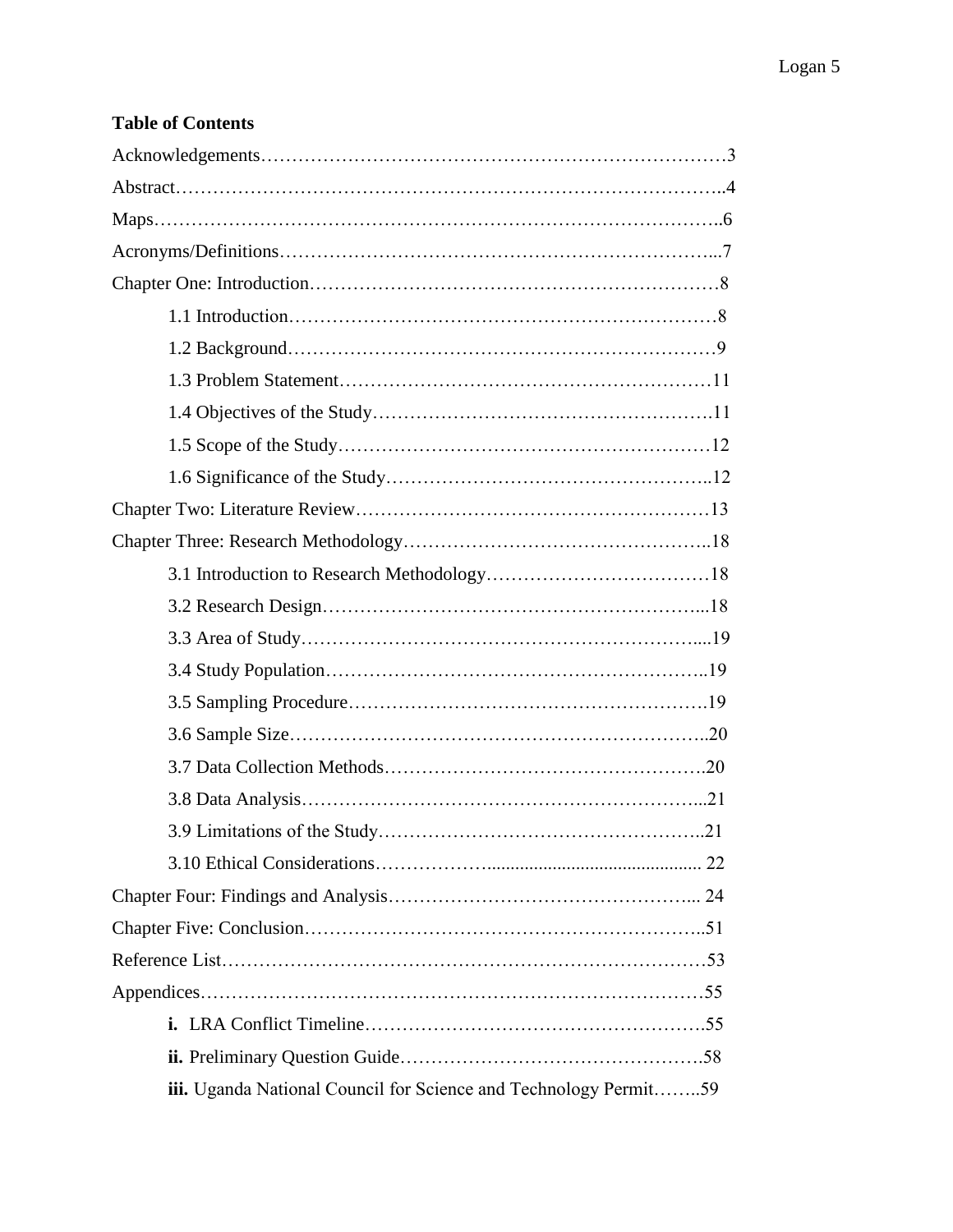**Table of Contents**

Acknowledgements………………………………………………………………3

Abstract……………………………………………………………………..4

Maps……………………………………………………………………..6

Acronyms/Definitions…………………………………………………………...7

Chapter One: Introduction………………………………………………………8

- 1.1 Introduction……………………………………………………………8
- 1.2 Background……………………………………………………………9
- 1.3 Problem Statement………………………………………………………11
- 1.4 Objectives of the Study…………………………………………………11
- 1.5 Scope of the Study………………………………………………………12
- 1.6 Significance of the Study………………………………………………..12

Chapter Two: Literature Review…………………………………………………13

Chapter Three: Research Methodology…………………………………………..18

- 3.1 Introduction to Research Methodology………………………………18
- 3.2 Research Design……………………………………………………...18
- 3.3 Area of Study…………………………………………………….....19
- 3.4 Study Population……………………………………………………..19
- 3.5 Sampling Procedure…………………………………………………..19
- 3.6 Sample Size…………………………………………………………..20
- 3.7 Data Collection Methods……………………………………………..20
- 3.8 Data Analysis…………………………………………………………...21
- 3.9 Limitations of the Study……………………………………………..21
- 3.10 Ethical Considerations………………............................................ 22

Chapter Four: Findings and Analysis………………………………………... 24

Chapter Five: Conclusion……………………………………………………..51

Reference List………………………………………………………………53

Appendices…………………………………………………………………55

- **i.** LRA Conflict Timeline……………………………………………….55
- **ii.** Preliminary Question Guide…………………………………………….58
- **iii.** Uganda National Council for Science and Technology Permit……..59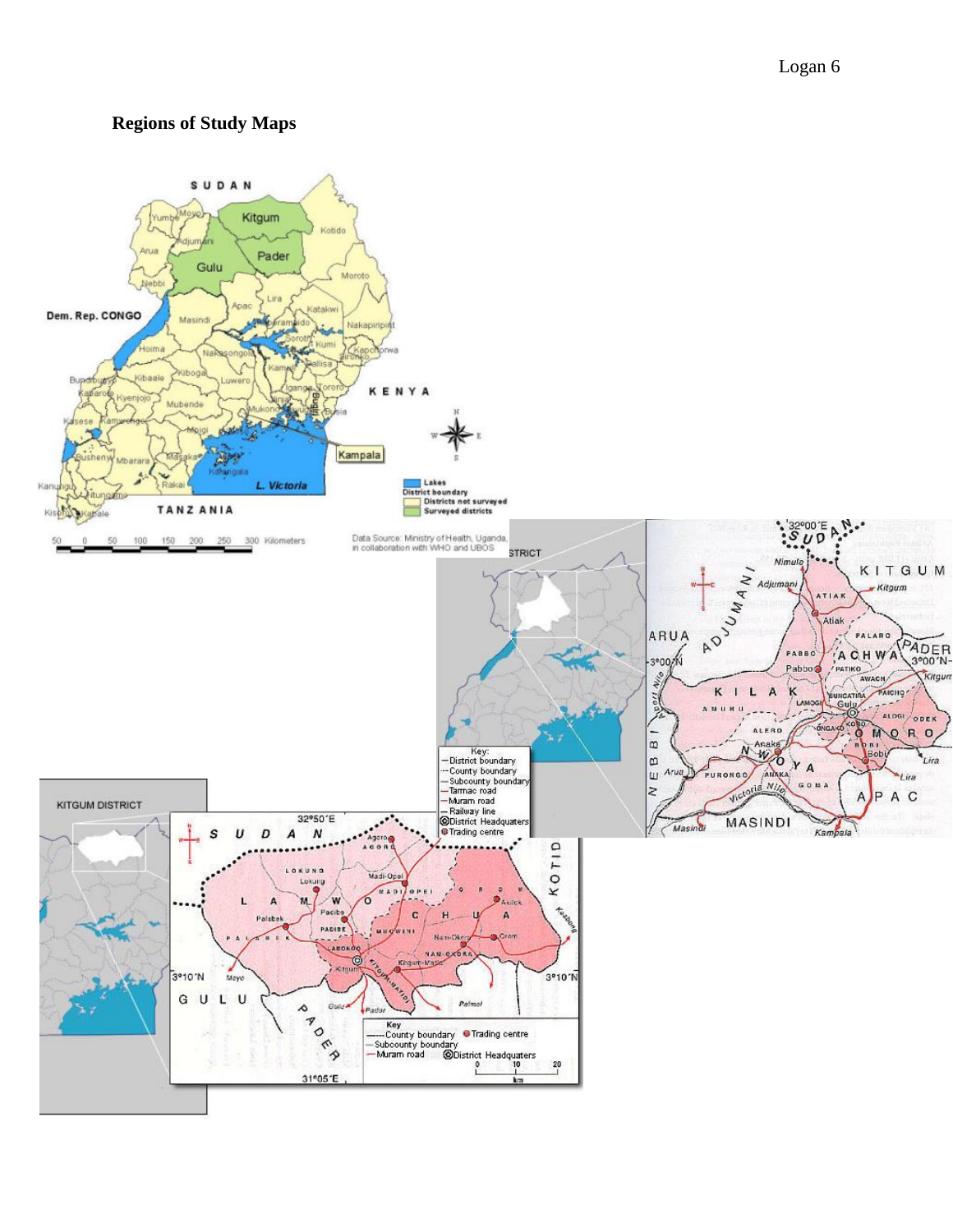**Regions of Study Maps**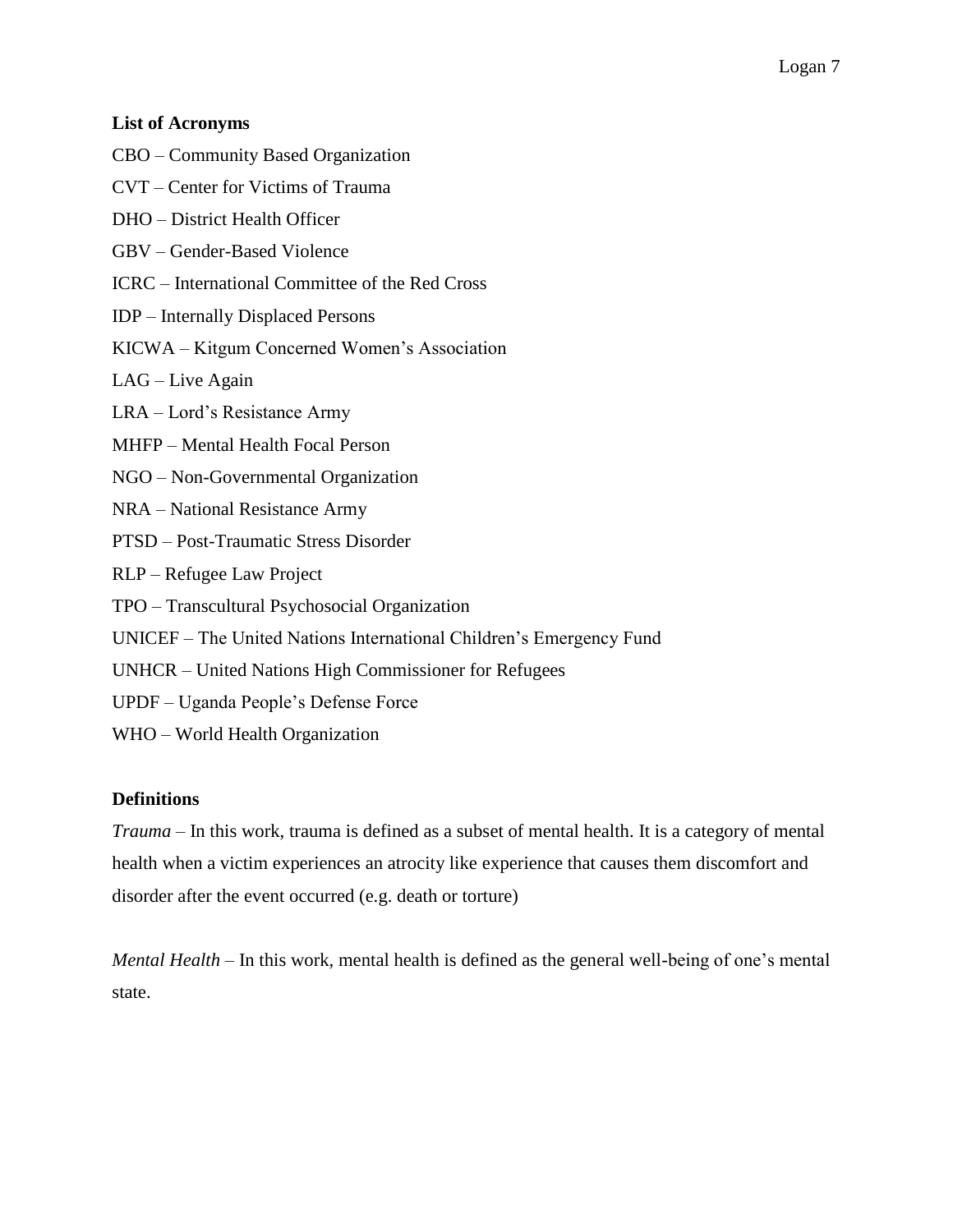**List of Acronyms**

CBO – Community Based Organization

CVT – Center for Victims of Trauma

DHO – District Health Officer

GBV – Gender-Based Violence

ICRC – International Committee of the Red Cross

IDP – Internally Displaced Persons

KICWA – Kitgum Concerned Women's Association

LAG – Live Again

LRA – Lord's Resistance Army

MHFP – Mental Health Focal Person

NGO – Non-Governmental Organization

NRA – National Resistance Army

PTSD – Post-Traumatic Stress Disorder

RLP – Refugee Law Project

TPO – Transcultural Psychosocial Organization

UNICEF – The United Nations International Children's Emergency Fund

UNHCR – United Nations High Commissioner for Refugees

UPDF – Uganda People's Defense Force

WHO – World Health Organization

**Definitions**

*Trauma* – In this work, trauma is defined as a subset of mental health. It is a category of mental health when a victim experiences an atrocity like experience that causes them discomfort and disorder after the event occurred (e.g. death or torture)

*Mental Health* – In this work, mental health is defined as the general well-being of one's mental state.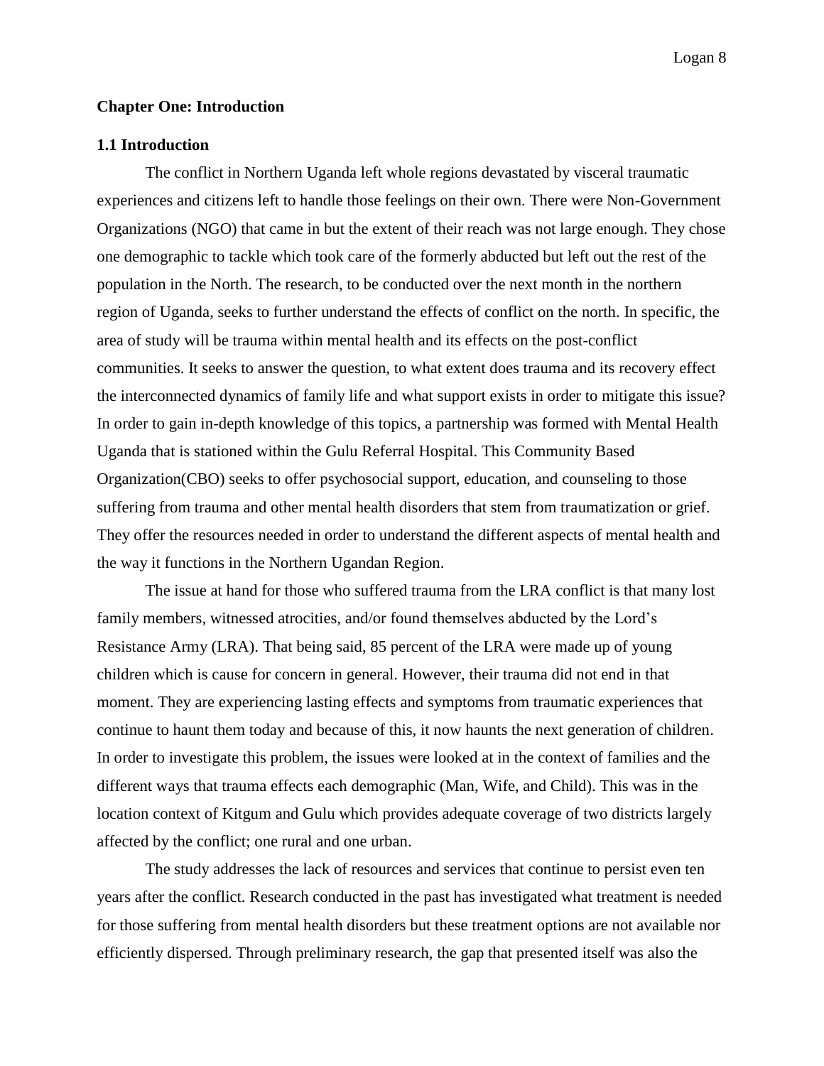## Chapter One: Introduction

### 1.1 Introduction

The conflict in Northern Uganda left whole regions devastated by visceral traumatic experiences and citizens left to handle those feelings on their own. There were Non-Government Organizations (NGO) that came in but the extent of their reach was not large enough. They chose one demographic to tackle which took care of the formerly abducted but left out the rest of the population in the North. The research, to be conducted over the next month in the northern region of Uganda, seeks to further understand the effects of conflict on the north. In specific, the area of study will be trauma within mental health and its effects on the post-conflict communities. It seeks to answer the question, to what extent does trauma and its recovery effect the interconnected dynamics of family life and what support exists in order to mitigate this issue? In order to gain in-depth knowledge of this topics, a partnership was formed with Mental Health Uganda that is stationed within the Gulu Referral Hospital. This Community Based Organization(CBO) seeks to offer psychosocial support, education, and counseling to those suffering from trauma and other mental health disorders that stem from traumatization or grief. They offer the resources needed in order to understand the different aspects of mental health and the way it functions in the Northern Ugandan Region.

The issue at hand for those who suffered trauma from the LRA conflict is that many lost family members, witnessed atrocities, and/or found themselves abducted by the Lord's Resistance Army (LRA). That being said, 85 percent of the LRA were made up of young children which is cause for concern in general. However, their trauma did not end in that moment. They are experiencing lasting effects and symptoms from traumatic experiences that continue to haunt them today and because of this, it now haunts the next generation of children. In order to investigate this problem, the issues were looked at in the context of families and the different ways that trauma effects each demographic (Man, Wife, and Child). This was in the location context of Kitgum and Gulu which provides adequate coverage of two districts largely affected by the conflict; one rural and one urban.

The study addresses the lack of resources and services that continue to persist even ten years after the conflict. Research conducted in the past has investigated what treatment is needed for those suffering from mental health disorders but these treatment options are not available nor efficiently dispersed. Through preliminary research, the gap that presented itself was also the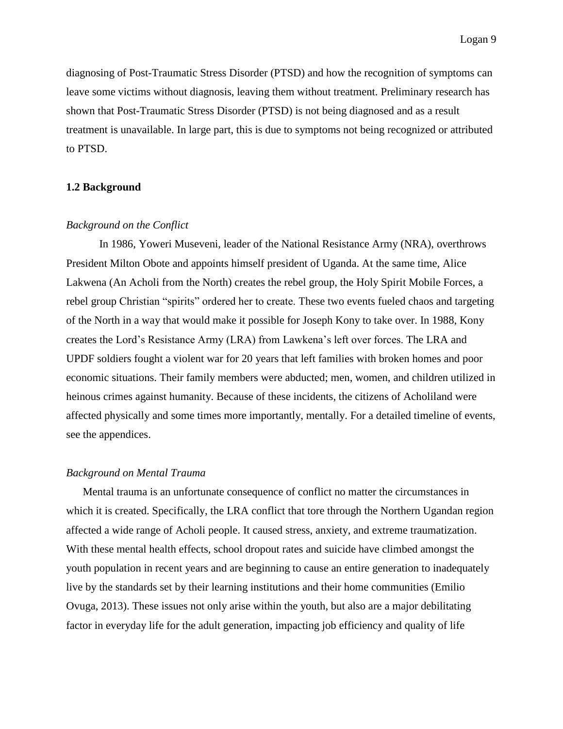diagnosing of Post-Traumatic Stress Disorder (PTSD) and how the recognition of symptoms can leave some victims without diagnosis, leaving them without treatment. Preliminary research has shown that Post-Traumatic Stress Disorder (PTSD) is not being diagnosed and as a result treatment is unavailable. In large part, this is due to symptoms not being recognized or attributed to PTSD.

### 1.2 Background

*Background on the Conflict*

In 1986, Yoweri Museveni, leader of the National Resistance Army (NRA), overthrows President Milton Obote and appoints himself president of Uganda. At the same time, Alice Lakwena (An Acholi from the North) creates the rebel group, the Holy Spirit Mobile Forces, a rebel group Christian "spirits" ordered her to create. These two events fueled chaos and targeting of the North in a way that would make it possible for Joseph Kony to take over. In 1988, Kony creates the Lord's Resistance Army (LRA) from Lawkena's left over forces. The LRA and UPDF soldiers fought a violent war for 20 years that left families with broken homes and poor economic situations. Their family members were abducted; men, women, and children utilized in heinous crimes against humanity. Because of these incidents, the citizens of Acholiland were affected physically and some times more importantly, mentally. For a detailed timeline of events, see the appendices.

*Background on Mental Trauma*

Mental trauma is an unfortunate consequence of conflict no matter the circumstances in which it is created. Specifically, the LRA conflict that tore through the Northern Ugandan region affected a wide range of Acholi people. It caused stress, anxiety, and extreme traumatization. With these mental health effects, school dropout rates and suicide have climbed amongst the youth population in recent years and are beginning to cause an entire generation to inadequately live by the standards set by their learning institutions and their home communities (Emilio Ovuga, 2013). These issues not only arise within the youth, but also are a major debilitating factor in everyday life for the adult generation, impacting job efficiency and quality of life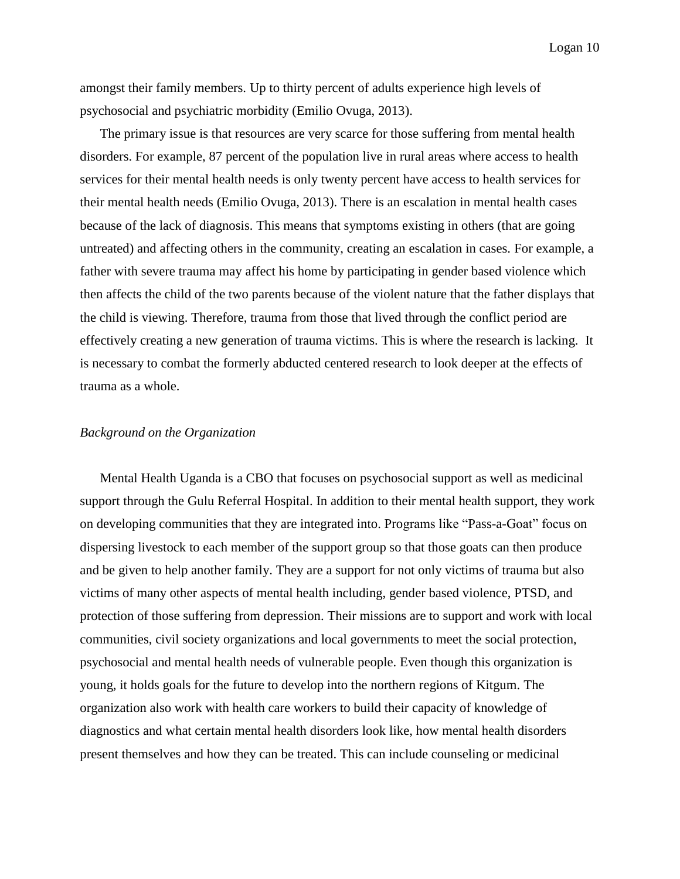amongst their family members. Up to thirty percent of adults experience high levels of psychosocial and psychiatric morbidity (Emilio Ovuga, 2013).

The primary issue is that resources are very scarce for those suffering from mental health disorders. For example, 87 percent of the population live in rural areas where access to health services for their mental health needs is only twenty percent have access to health services for their mental health needs (Emilio Ovuga, 2013). There is an escalation in mental health cases because of the lack of diagnosis. This means that symptoms existing in others (that are going untreated) and affecting others in the community, creating an escalation in cases. For example, a father with severe trauma may affect his home by participating in gender based violence which then affects the child of the two parents because of the violent nature that the father displays that the child is viewing. Therefore, trauma from those that lived through the conflict period are effectively creating a new generation of trauma victims. This is where the research is lacking. It is necessary to combat the formerly abducted centered research to look deeper at the effects of trauma as a whole.

*Background on the Organization*

Mental Health Uganda is a CBO that focuses on psychosocial support as well as medicinal support through the Gulu Referral Hospital. In addition to their mental health support, they work on developing communities that they are integrated into. Programs like "Pass-a-Goat" focus on dispersing livestock to each member of the support group so that those goats can then produce and be given to help another family. They are a support for not only victims of trauma but also victims of many other aspects of mental health including, gender based violence, PTSD, and protection of those suffering from depression. Their missions are to support and work with local communities, civil society organizations and local governments to meet the social protection, psychosocial and mental health needs of vulnerable people. Even though this organization is young, it holds goals for the future to develop into the northern regions of Kitgum. The organization also work with health care workers to build their capacity of knowledge of diagnostics and what certain mental health disorders look like, how mental health disorders present themselves and how they can be treated. This can include counseling or medicinal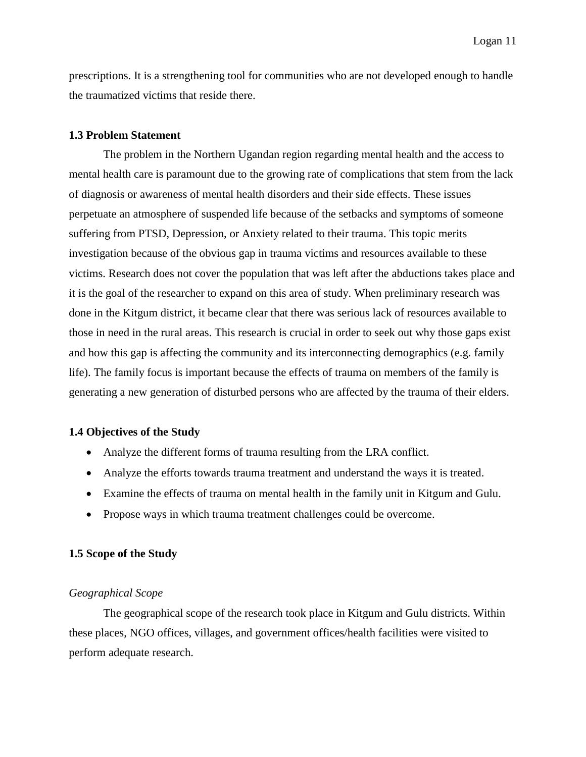prescriptions. It is a strengthening tool for communities who are not developed enough to handle the traumatized victims that reside there.

### 1.3 Problem Statement

The problem in the Northern Ugandan region regarding mental health and the access to mental health care is paramount due to the growing rate of complications that stem from the lack of diagnosis or awareness of mental health disorders and their side effects. These issues perpetuate an atmosphere of suspended life because of the setbacks and symptoms of someone suffering from PTSD, Depression, or Anxiety related to their trauma. This topic merits investigation because of the obvious gap in trauma victims and resources available to these victims. Research does not cover the population that was left after the abductions takes place and it is the goal of the researcher to expand on this area of study. When preliminary research was done in the Kitgum district, it became clear that there was serious lack of resources available to those in need in the rural areas. This research is crucial in order to seek out why those gaps exist and how this gap is affecting the community and its interconnecting demographics (e.g. family life). The family focus is important because the effects of trauma on members of the family is generating a new generation of disturbed persons who are affected by the trauma of their elders.

### 1.4 Objectives of the Study

- Analyze the different forms of trauma resulting from the LRA conflict.
- Analyze the efforts towards trauma treatment and understand the ways it is treated.
- Examine the effects of trauma on mental health in the family unit in Kitgum and Gulu.
- Propose ways in which trauma treatment challenges could be overcome.

### 1.5 Scope of the Study

*Geographical Scope*

The geographical scope of the research took place in Kitgum and Gulu districts. Within these places, NGO offices, villages, and government offices/health facilities were visited to perform adequate research.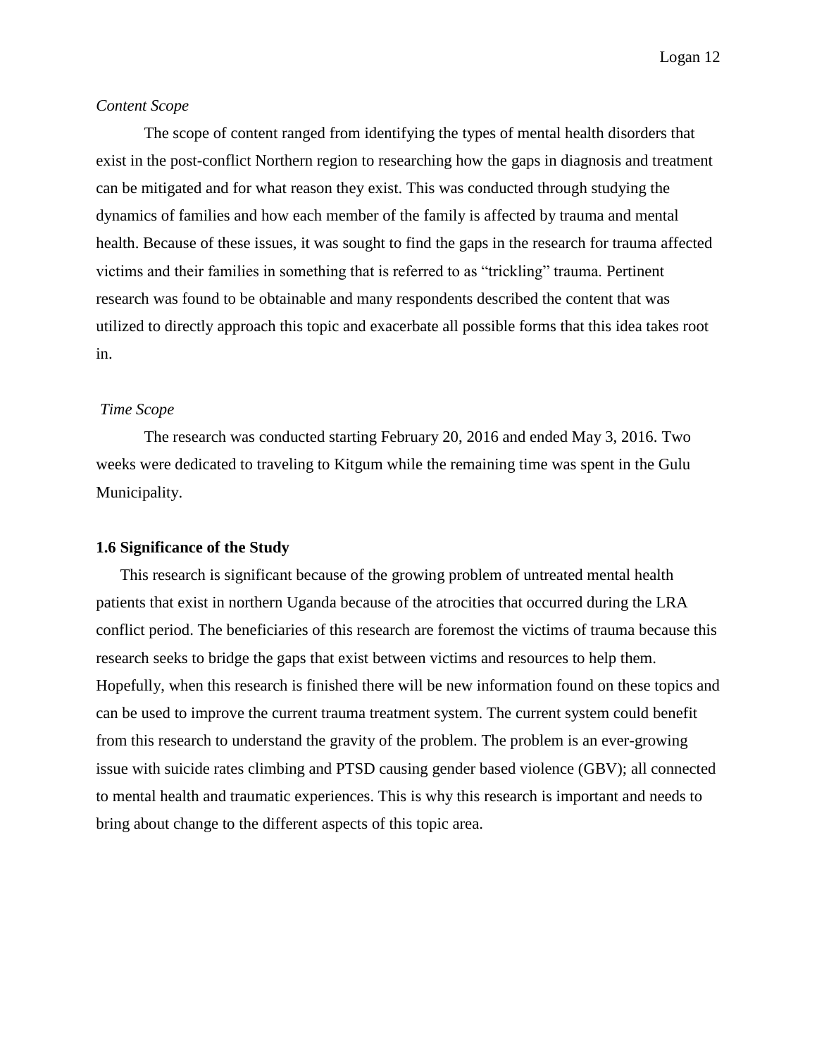*Content Scope*

The scope of content ranged from identifying the types of mental health disorders that exist in the post-conflict Northern region to researching how the gaps in diagnosis and treatment can be mitigated and for what reason they exist. This was conducted through studying the dynamics of families and how each member of the family is affected by trauma and mental health. Because of these issues, it was sought to find the gaps in the research for trauma affected victims and their families in something that is referred to as "trickling" trauma. Pertinent research was found to be obtainable and many respondents described the content that was utilized to directly approach this topic and exacerbate all possible forms that this idea takes root in.

*Time Scope*

The research was conducted starting February 20, 2016 and ended May 3, 2016. Two weeks were dedicated to traveling to Kitgum while the remaining time was spent in the Gulu Municipality.

**1.6 Significance of the Study**

This research is significant because of the growing problem of untreated mental health patients that exist in northern Uganda because of the atrocities that occurred during the LRA conflict period. The beneficiaries of this research are foremost the victims of trauma because this research seeks to bridge the gaps that exist between victims and resources to help them. Hopefully, when this research is finished there will be new information found on these topics and can be used to improve the current trauma treatment system. The current system could benefit from this research to understand the gravity of the problem. The problem is an ever-growing issue with suicide rates climbing and PTSD causing gender based violence (GBV); all connected to mental health and traumatic experiences. This is why this research is important and needs to bring about change to the different aspects of this topic area.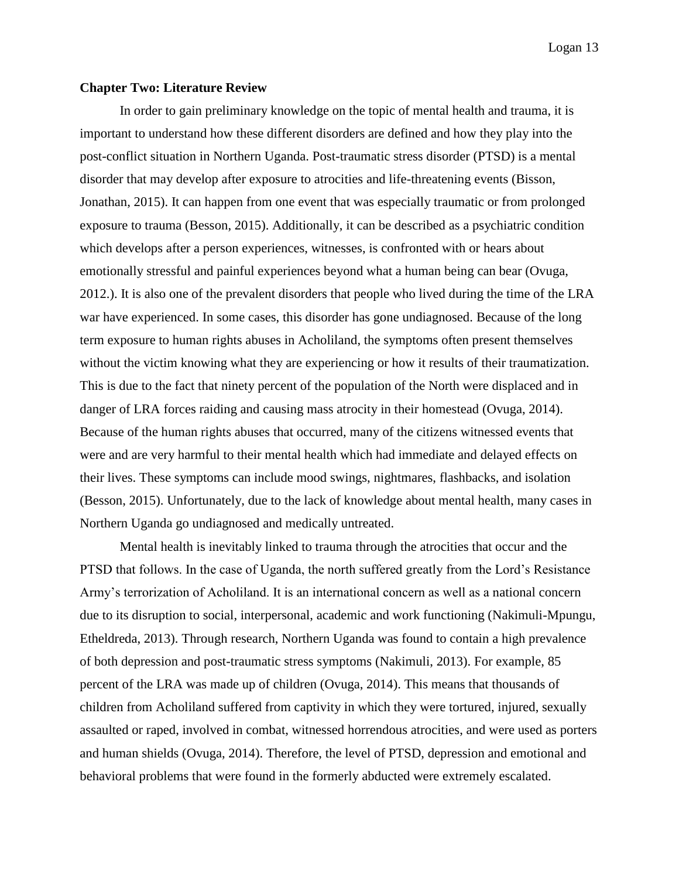**Chapter Two: Literature Review**

In order to gain preliminary knowledge on the topic of mental health and trauma, it is important to understand how these different disorders are defined and how they play into the post-conflict situation in Northern Uganda. Post-traumatic stress disorder (PTSD) is a mental disorder that may develop after exposure to atrocities and life-threatening events (Bisson, Jonathan, 2015). It can happen from one event that was especially traumatic or from prolonged exposure to trauma (Besson, 2015). Additionally, it can be described as a psychiatric condition which develops after a person experiences, witnesses, is confronted with or hears about emotionally stressful and painful experiences beyond what a human being can bear (Ovuga, 2012.). It is also one of the prevalent disorders that people who lived during the time of the LRA war have experienced. In some cases, this disorder has gone undiagnosed. Because of the long term exposure to human rights abuses in Acholiland, the symptoms often present themselves without the victim knowing what they are experiencing or how it results of their traumatization. This is due to the fact that ninety percent of the population of the North were displaced and in danger of LRA forces raiding and causing mass atrocity in their homestead (Ovuga, 2014). Because of the human rights abuses that occurred, many of the citizens witnessed events that were and are very harmful to their mental health which had immediate and delayed effects on their lives. These symptoms can include mood swings, nightmares, flashbacks, and isolation (Besson, 2015). Unfortunately, due to the lack of knowledge about mental health, many cases in Northern Uganda go undiagnosed and medically untreated.

Mental health is inevitably linked to trauma through the atrocities that occur and the PTSD that follows. In the case of Uganda, the north suffered greatly from the Lord's Resistance Army's terrorization of Acholiland. It is an international concern as well as a national concern due to its disruption to social, interpersonal, academic and work functioning (Nakimuli-Mpungu, Etheldreda, 2013). Through research, Northern Uganda was found to contain a high prevalence of both depression and post-traumatic stress symptoms (Nakimuli, 2013). For example, 85 percent of the LRA was made up of children (Ovuga, 2014). This means that thousands of children from Acholiland suffered from captivity in which they were tortured, injured, sexually assaulted or raped, involved in combat, witnessed horrendous atrocities, and were used as porters and human shields (Ovuga, 2014). Therefore, the level of PTSD, depression and emotional and behavioral problems that were found in the formerly abducted were extremely escalated.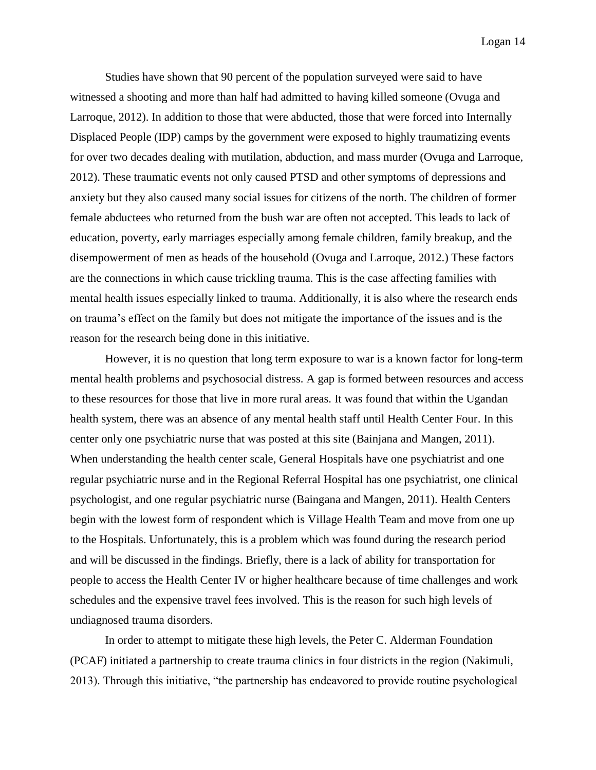Studies have shown that 90 percent of the population surveyed were said to have witnessed a shooting and more than half had admitted to having killed someone (Ovuga and Larroque, 2012). In addition to those that were abducted, those that were forced into Internally Displaced People (IDP) camps by the government were exposed to highly traumatizing events for over two decades dealing with mutilation, abduction, and mass murder (Ovuga and Larroque, 2012). These traumatic events not only caused PTSD and other symptoms of depressions and anxiety but they also caused many social issues for citizens of the north. The children of former female abductees who returned from the bush war are often not accepted. This leads to lack of education, poverty, early marriages especially among female children, family breakup, and the disempowerment of men as heads of the household (Ovuga and Larroque, 2012.) These factors are the connections in which cause trickling trauma. This is the case affecting families with mental health issues especially linked to trauma. Additionally, it is also where the research ends on trauma's effect on the family but does not mitigate the importance of the issues and is the reason for the research being done in this initiative.

However, it is no question that long term exposure to war is a known factor for long-term mental health problems and psychosocial distress. A gap is formed between resources and access to these resources for those that live in more rural areas. It was found that within the Ugandan health system, there was an absence of any mental health staff until Health Center Four. In this center only one psychiatric nurse that was posted at this site (Bainjana and Mangen, 2011). When understanding the health center scale, General Hospitals have one psychiatrist and one regular psychiatric nurse and in the Regional Referral Hospital has one psychiatrist, one clinical psychologist, and one regular psychiatric nurse (Baingana and Mangen, 2011). Health Centers begin with the lowest form of respondent which is Village Health Team and move from one up to the Hospitals. Unfortunately, this is a problem which was found during the research period and will be discussed in the findings. Briefly, there is a lack of ability for transportation for people to access the Health Center IV or higher healthcare because of time challenges and work schedules and the expensive travel fees involved. This is the reason for such high levels of undiagnosed trauma disorders.

In order to attempt to mitigate these high levels, the Peter C. Alderman Foundation (PCAF) initiated a partnership to create trauma clinics in four districts in the region (Nakimuli, 2013). Through this initiative, "the partnership has endeavored to provide routine psychological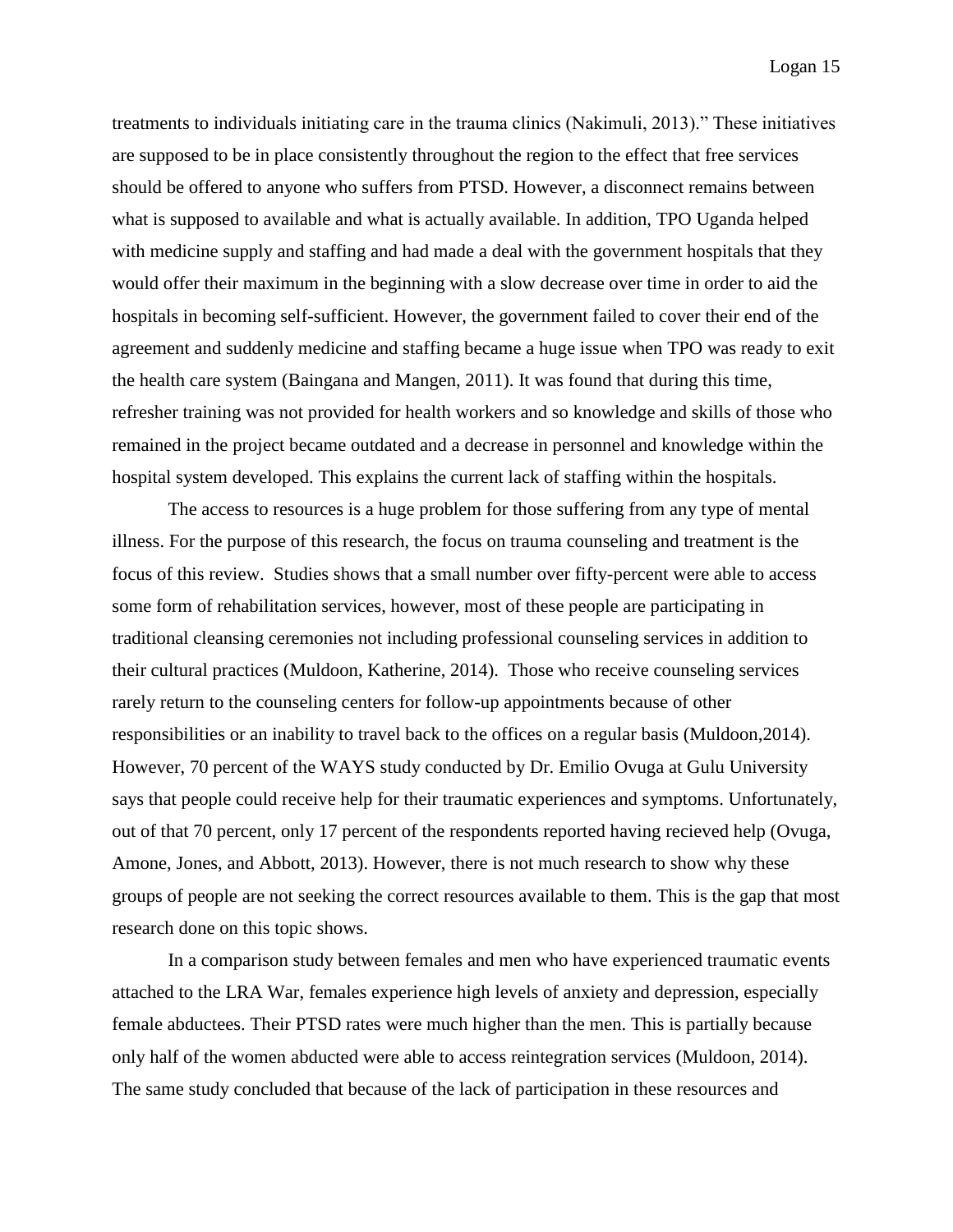treatments to individuals initiating care in the trauma clinics (Nakimuli, 2013)." These initiatives are supposed to be in place consistently throughout the region to the effect that free services should be offered to anyone who suffers from PTSD. However, a disconnect remains between what is supposed to available and what is actually available. In addition, TPO Uganda helped with medicine supply and staffing and had made a deal with the government hospitals that they would offer their maximum in the beginning with a slow decrease over time in order to aid the hospitals in becoming self-sufficient. However, the government failed to cover their end of the agreement and suddenly medicine and staffing became a huge issue when TPO was ready to exit the health care system (Baingana and Mangen, 2011). It was found that during this time, refresher training was not provided for health workers and so knowledge and skills of those who remained in the project became outdated and a decrease in personnel and knowledge within the hospital system developed. This explains the current lack of staffing within the hospitals.

The access to resources is a huge problem for those suffering from any type of mental illness. For the purpose of this research, the focus on trauma counseling and treatment is the focus of this review. Studies shows that a small number over fifty-percent were able to access some form of rehabilitation services, however, most of these people are participating in traditional cleansing ceremonies not including professional counseling services in addition to their cultural practices (Muldoon, Katherine, 2014). Those who receive counseling services rarely return to the counseling centers for follow-up appointments because of other responsibilities or an inability to travel back to the offices on a regular basis (Muldoon,2014). However, 70 percent of the WAYS study conducted by Dr. Emilio Ovuga at Gulu University says that people could receive help for their traumatic experiences and symptoms. Unfortunately, out of that 70 percent, only 17 percent of the respondents reported having recieved help (Ovuga, Amone, Jones, and Abbott, 2013). However, there is not much research to show why these groups of people are not seeking the correct resources available to them. This is the gap that most research done on this topic shows.

In a comparison study between females and men who have experienced traumatic events attached to the LRA War, females experience high levels of anxiety and depression, especially female abductees. Their PTSD rates were much higher than the men. This is partially because only half of the women abducted were able to access reintegration services (Muldoon, 2014). The same study concluded that because of the lack of participation in these resources and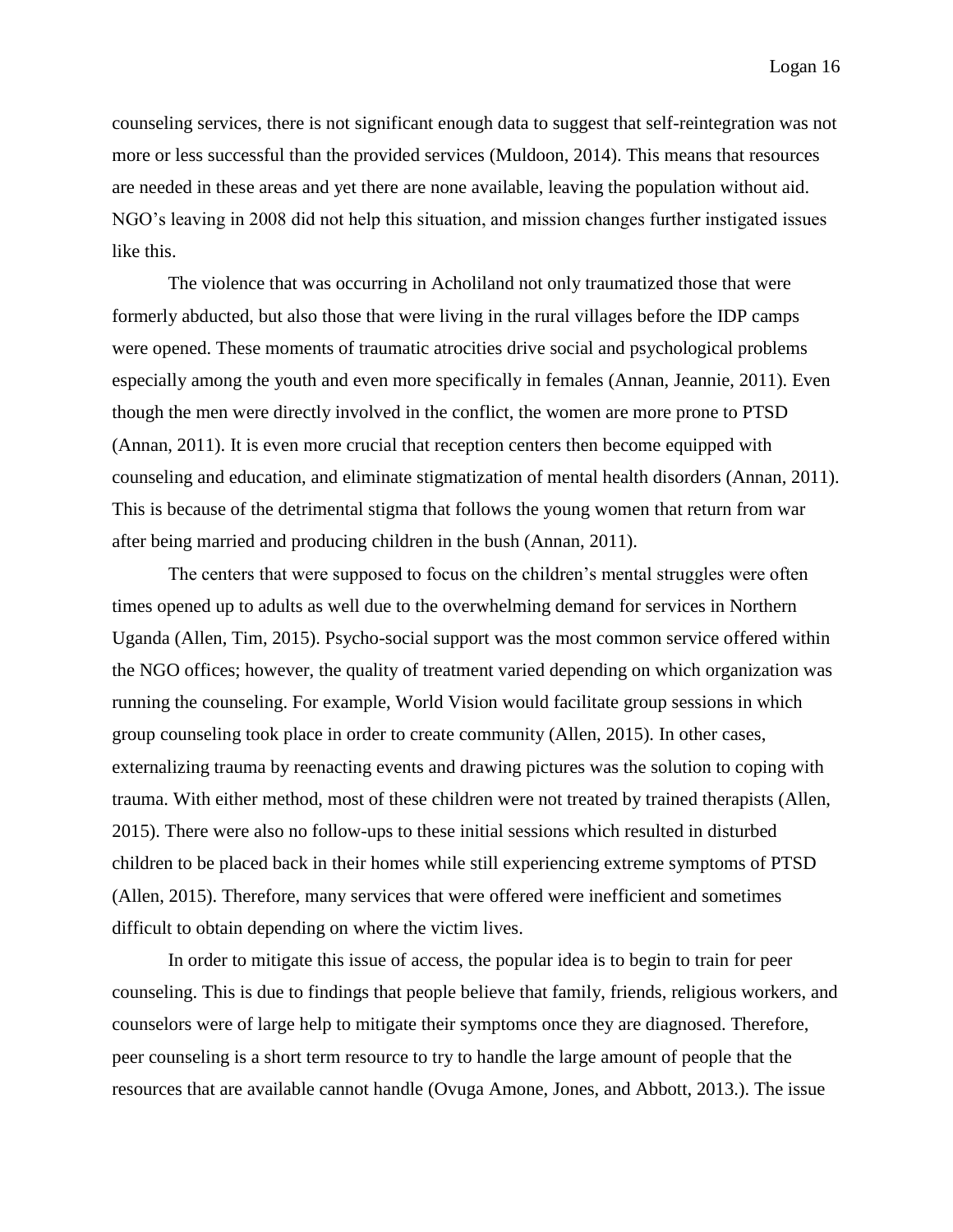counseling services, there is not significant enough data to suggest that self-reintegration was not more or less successful than the provided services (Muldoon, 2014). This means that resources are needed in these areas and yet there are none available, leaving the population without aid. NGO's leaving in 2008 did not help this situation, and mission changes further instigated issues like this.

The violence that was occurring in Acholiland not only traumatized those that were formerly abducted, but also those that were living in the rural villages before the IDP camps were opened. These moments of traumatic atrocities drive social and psychological problems especially among the youth and even more specifically in females (Annan, Jeannie, 2011). Even though the men were directly involved in the conflict, the women are more prone to PTSD (Annan, 2011). It is even more crucial that reception centers then become equipped with counseling and education, and eliminate stigmatization of mental health disorders (Annan, 2011). This is because of the detrimental stigma that follows the young women that return from war after being married and producing children in the bush (Annan, 2011).

The centers that were supposed to focus on the children's mental struggles were often times opened up to adults as well due to the overwhelming demand for services in Northern Uganda (Allen, Tim, 2015). Psycho-social support was the most common service offered within the NGO offices; however, the quality of treatment varied depending on which organization was running the counseling. For example, World Vision would facilitate group sessions in which group counseling took place in order to create community (Allen, 2015). In other cases, externalizing trauma by reenacting events and drawing pictures was the solution to coping with trauma. With either method, most of these children were not treated by trained therapists (Allen, 2015). There were also no follow-ups to these initial sessions which resulted in disturbed children to be placed back in their homes while still experiencing extreme symptoms of PTSD (Allen, 2015). Therefore, many services that were offered were inefficient and sometimes difficult to obtain depending on where the victim lives.

In order to mitigate this issue of access, the popular idea is to begin to train for peer counseling. This is due to findings that people believe that family, friends, religious workers, and counselors were of large help to mitigate their symptoms once they are diagnosed. Therefore, peer counseling is a short term resource to try to handle the large amount of people that the resources that are available cannot handle (Ovuga Amone, Jones, and Abbott, 2013.). The issue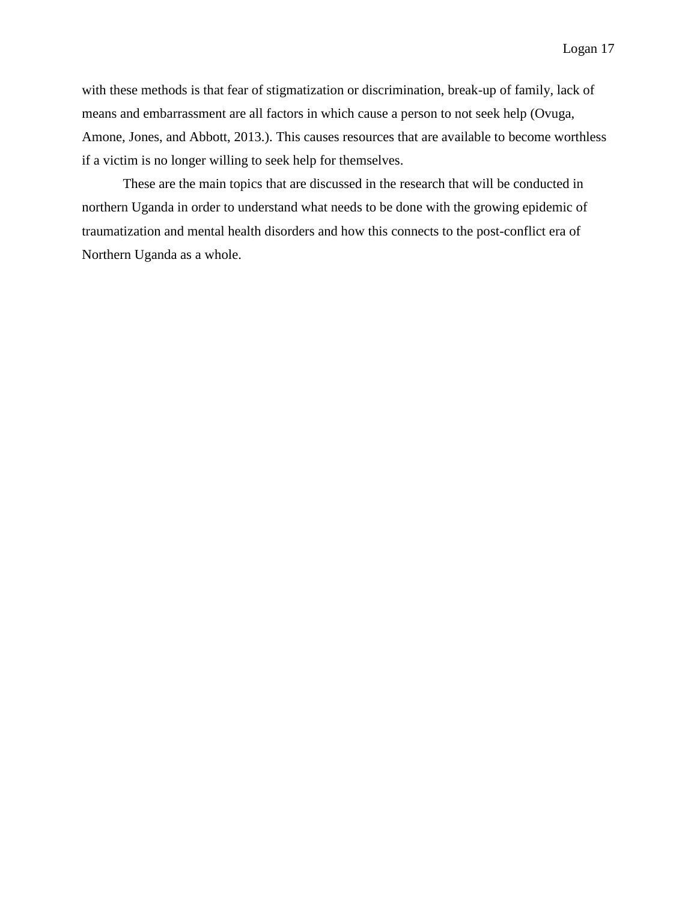with these methods is that fear of stigmatization or discrimination, break-up of family, lack of means and embarrassment are all factors in which cause a person to not seek help (Ovuga, Amone, Jones, and Abbott, 2013.). This causes resources that are available to become worthless if a victim is no longer willing to seek help for themselves.

These are the main topics that are discussed in the research that will be conducted in northern Uganda in order to understand what needs to be done with the growing epidemic of traumatization and mental health disorders and how this connects to the post-conflict era of Northern Uganda as a whole.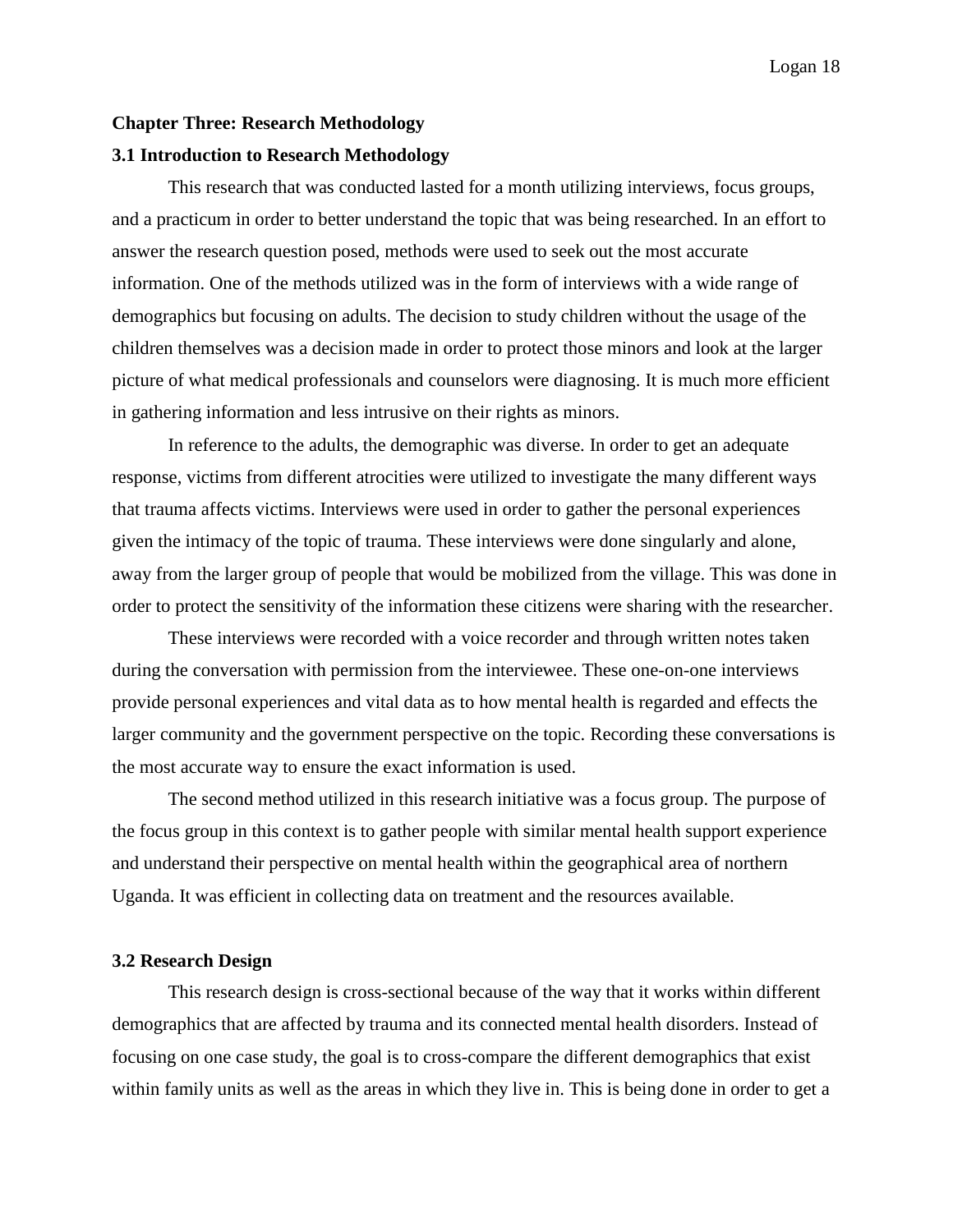## Chapter Three: Research Methodology

### 3.1 Introduction to Research Methodology

This research that was conducted lasted for a month utilizing interviews, focus groups, and a practicum in order to better understand the topic that was being researched. In an effort to answer the research question posed, methods were used to seek out the most accurate information. One of the methods utilized was in the form of interviews with a wide range of demographics but focusing on adults. The decision to study children without the usage of the children themselves was a decision made in order to protect those minors and look at the larger picture of what medical professionals and counselors were diagnosing. It is much more efficient in gathering information and less intrusive on their rights as minors.

In reference to the adults, the demographic was diverse. In order to get an adequate response, victims from different atrocities were utilized to investigate the many different ways that trauma affects victims. Interviews were used in order to gather the personal experiences given the intimacy of the topic of trauma. These interviews were done singularly and alone, away from the larger group of people that would be mobilized from the village. This was done in order to protect the sensitivity of the information these citizens were sharing with the researcher.

These interviews were recorded with a voice recorder and through written notes taken during the conversation with permission from the interviewee. These one-on-one interviews provide personal experiences and vital data as to how mental health is regarded and effects the larger community and the government perspective on the topic. Recording these conversations is the most accurate way to ensure the exact information is used.

The second method utilized in this research initiative was a focus group. The purpose of the focus group in this context is to gather people with similar mental health support experience and understand their perspective on mental health within the geographical area of northern Uganda. It was efficient in collecting data on treatment and the resources available.

### 3.2 Research Design

This research design is cross-sectional because of the way that it works within different demographics that are affected by trauma and its connected mental health disorders. Instead of focusing on one case study, the goal is to cross-compare the different demographics that exist within family units as well as the areas in which they live in. This is being done in order to get a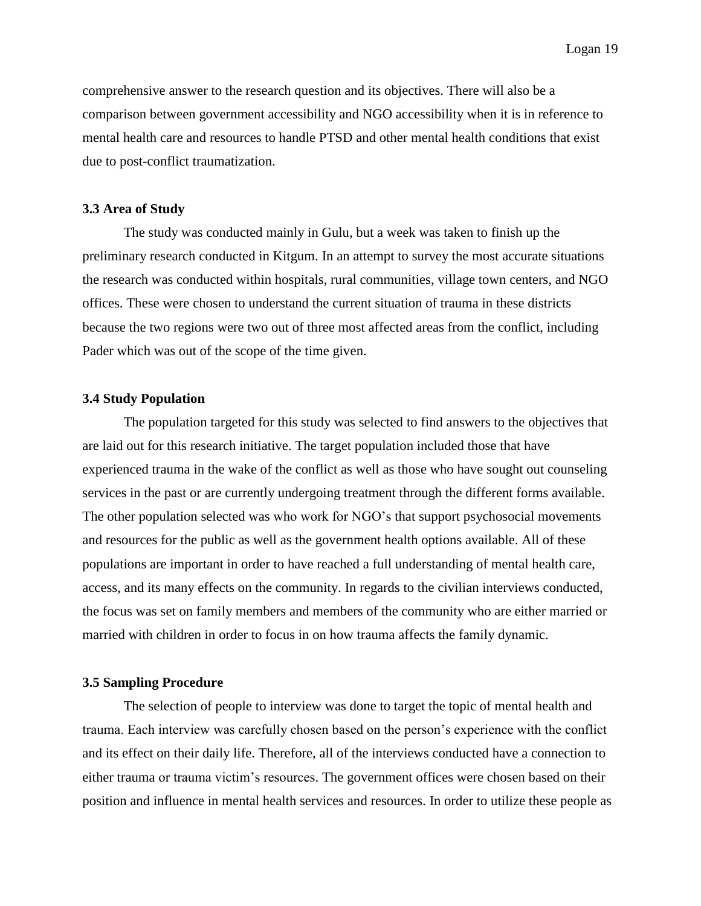comprehensive answer to the research question and its objectives. There will also be a comparison between government accessibility and NGO accessibility when it is in reference to mental health care and resources to handle PTSD and other mental health conditions that exist due to post-conflict traumatization.

### 3.3 Area of Study

The study was conducted mainly in Gulu, but a week was taken to finish up the preliminary research conducted in Kitgum. In an attempt to survey the most accurate situations the research was conducted within hospitals, rural communities, village town centers, and NGO offices. These were chosen to understand the current situation of trauma in these districts because the two regions were two out of three most affected areas from the conflict, including Pader which was out of the scope of the time given.

### 3.4 Study Population

The population targeted for this study was selected to find answers to the objectives that are laid out for this research initiative. The target population included those that have experienced trauma in the wake of the conflict as well as those who have sought out counseling services in the past or are currently undergoing treatment through the different forms available. The other population selected was who work for NGO's that support psychosocial movements and resources for the public as well as the government health options available. All of these populations are important in order to have reached a full understanding of mental health care, access, and its many effects on the community. In regards to the civilian interviews conducted, the focus was set on family members and members of the community who are either married or married with children in order to focus in on how trauma affects the family dynamic.

### 3.5 Sampling Procedure

The selection of people to interview was done to target the topic of mental health and trauma. Each interview was carefully chosen based on the person's experience with the conflict and its effect on their daily life. Therefore, all of the interviews conducted have a connection to either trauma or trauma victim's resources. The government offices were chosen based on their position and influence in mental health services and resources. In order to utilize these people as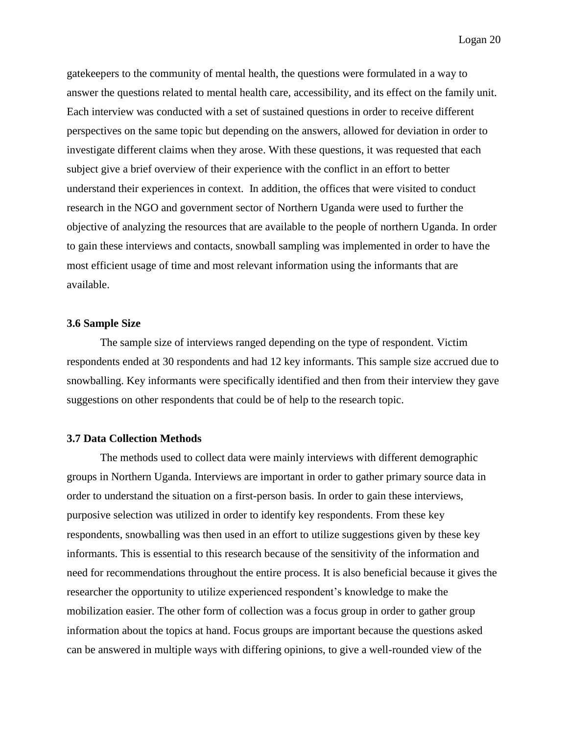gatekeepers to the community of mental health, the questions were formulated in a way to answer the questions related to mental health care, accessibility, and its effect on the family unit. Each interview was conducted with a set of sustained questions in order to receive different perspectives on the same topic but depending on the answers, allowed for deviation in order to investigate different claims when they arose. With these questions, it was requested that each subject give a brief overview of their experience with the conflict in an effort to better understand their experiences in context. In addition, the offices that were visited to conduct research in the NGO and government sector of Northern Uganda were used to further the objective of analyzing the resources that are available to the people of northern Uganda. In order to gain these interviews and contacts, snowball sampling was implemented in order to have the most efficient usage of time and most relevant information using the informants that are available.

### 3.6 Sample Size

The sample size of interviews ranged depending on the type of respondent. Victim respondents ended at 30 respondents and had 12 key informants. This sample size accrued due to snowballing. Key informants were specifically identified and then from their interview they gave suggestions on other respondents that could be of help to the research topic.

### 3.7 Data Collection Methods

The methods used to collect data were mainly interviews with different demographic groups in Northern Uganda. Interviews are important in order to gather primary source data in order to understand the situation on a first-person basis. In order to gain these interviews, purposive selection was utilized in order to identify key respondents. From these key respondents, snowballing was then used in an effort to utilize suggestions given by these key informants. This is essential to this research because of the sensitivity of the information and need for recommendations throughout the entire process. It is also beneficial because it gives the researcher the opportunity to utilize experienced respondent's knowledge to make the mobilization easier. The other form of collection was a focus group in order to gather group information about the topics at hand. Focus groups are important because the questions asked can be answered in multiple ways with differing opinions, to give a well-rounded view of the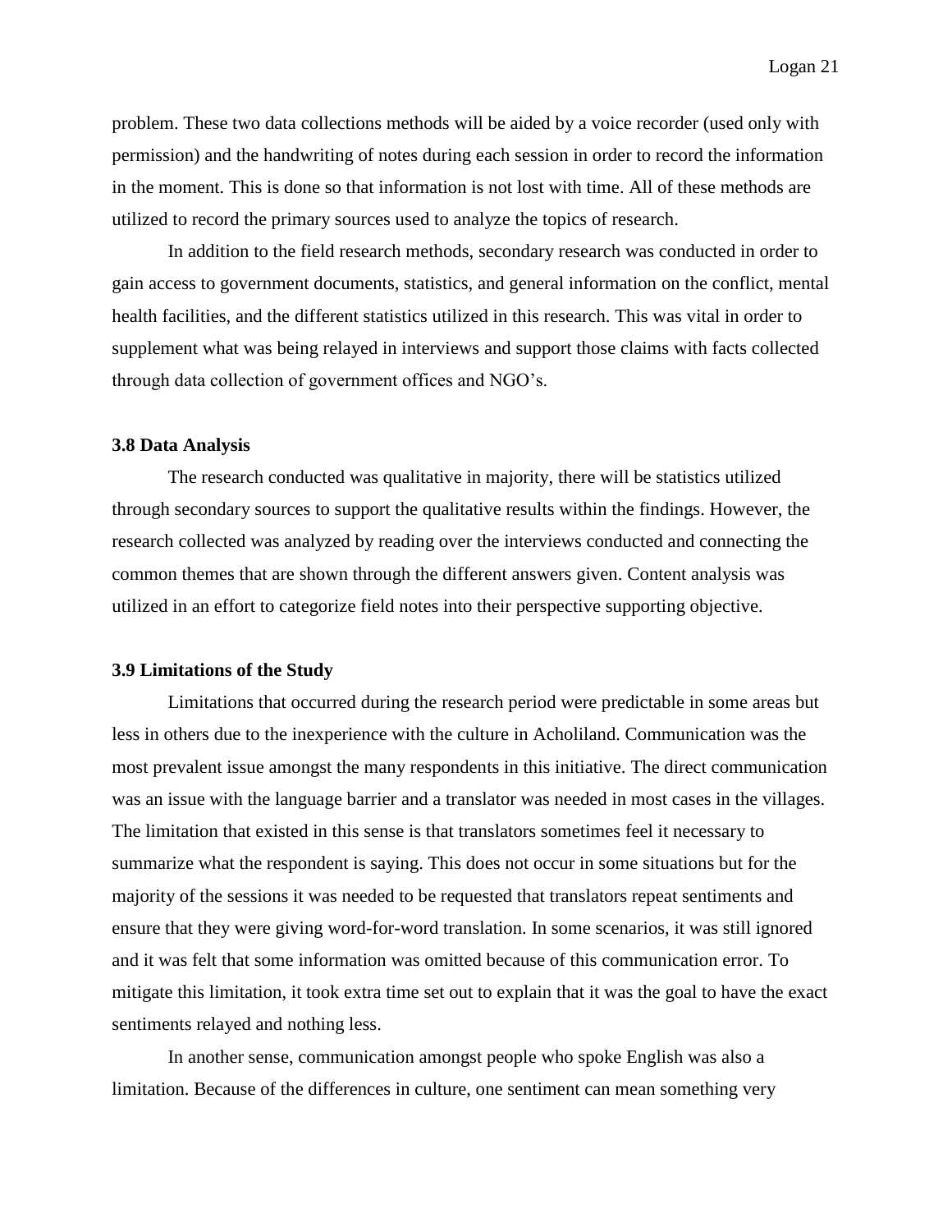problem. These two data collections methods will be aided by a voice recorder (used only with permission) and the handwriting of notes during each session in order to record the information in the moment. This is done so that information is not lost with time. All of these methods are utilized to record the primary sources used to analyze the topics of research.

In addition to the field research methods, secondary research was conducted in order to gain access to government documents, statistics, and general information on the conflict, mental health facilities, and the different statistics utilized in this research. This was vital in order to supplement what was being relayed in interviews and support those claims with facts collected through data collection of government offices and NGO's.

### 3.8 Data Analysis

The research conducted was qualitative in majority, there will be statistics utilized through secondary sources to support the qualitative results within the findings. However, the research collected was analyzed by reading over the interviews conducted and connecting the common themes that are shown through the different answers given. Content analysis was utilized in an effort to categorize field notes into their perspective supporting objective.

### 3.9 Limitations of the Study

Limitations that occurred during the research period were predictable in some areas but less in others due to the inexperience with the culture in Acholiland. Communication was the most prevalent issue amongst the many respondents in this initiative. The direct communication was an issue with the language barrier and a translator was needed in most cases in the villages. The limitation that existed in this sense is that translators sometimes feel it necessary to summarize what the respondent is saying. This does not occur in some situations but for the majority of the sessions it was needed to be requested that translators repeat sentiments and ensure that they were giving word-for-word translation. In some scenarios, it was still ignored and it was felt that some information was omitted because of this communication error. To mitigate this limitation, it took extra time set out to explain that it was the goal to have the exact sentiments relayed and nothing less.

In another sense, communication amongst people who spoke English was also a limitation. Because of the differences in culture, one sentiment can mean something very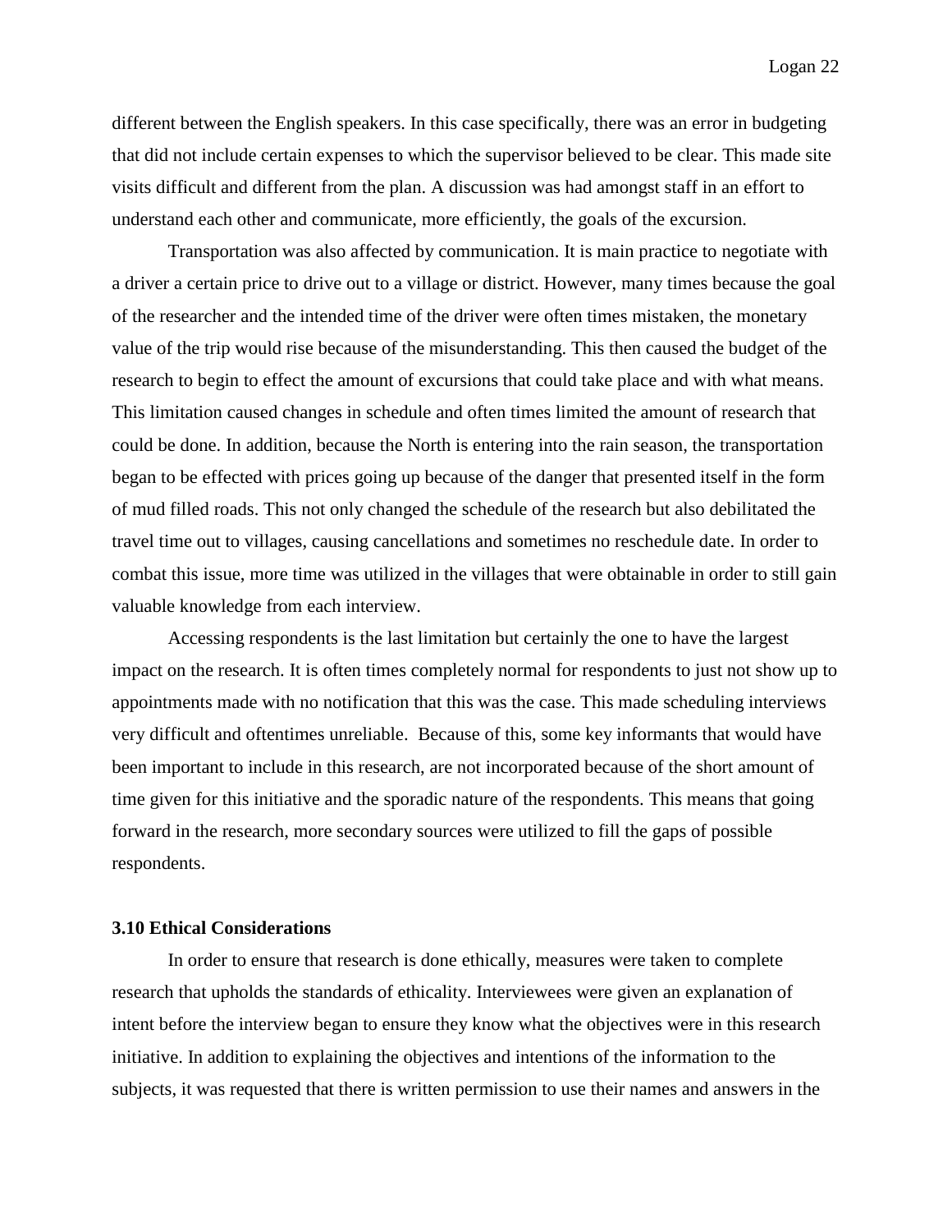different between the English speakers. In this case specifically, there was an error in budgeting that did not include certain expenses to which the supervisor believed to be clear. This made site visits difficult and different from the plan. A discussion was had amongst staff in an effort to understand each other and communicate, more efficiently, the goals of the excursion.

Transportation was also affected by communication. It is main practice to negotiate with a driver a certain price to drive out to a village or district. However, many times because the goal of the researcher and the intended time of the driver were often times mistaken, the monetary value of the trip would rise because of the misunderstanding. This then caused the budget of the research to begin to effect the amount of excursions that could take place and with what means. This limitation caused changes in schedule and often times limited the amount of research that could be done. In addition, because the North is entering into the rain season, the transportation began to be effected with prices going up because of the danger that presented itself in the form of mud filled roads. This not only changed the schedule of the research but also debilitated the travel time out to villages, causing cancellations and sometimes no reschedule date. In order to combat this issue, more time was utilized in the villages that were obtainable in order to still gain valuable knowledge from each interview.

Accessing respondents is the last limitation but certainly the one to have the largest impact on the research. It is often times completely normal for respondents to just not show up to appointments made with no notification that this was the case. This made scheduling interviews very difficult and oftentimes unreliable. Because of this, some key informants that would have been important to include in this research, are not incorporated because of the short amount of time given for this initiative and the sporadic nature of the respondents. This means that going forward in the research, more secondary sources were utilized to fill the gaps of possible respondents.

### 3.10 Ethical Considerations

In order to ensure that research is done ethically, measures were taken to complete research that upholds the standards of ethicality. Interviewees were given an explanation of intent before the interview began to ensure they know what the objectives were in this research initiative. In addition to explaining the objectives and intentions of the information to the subjects, it was requested that there is written permission to use their names and answers in the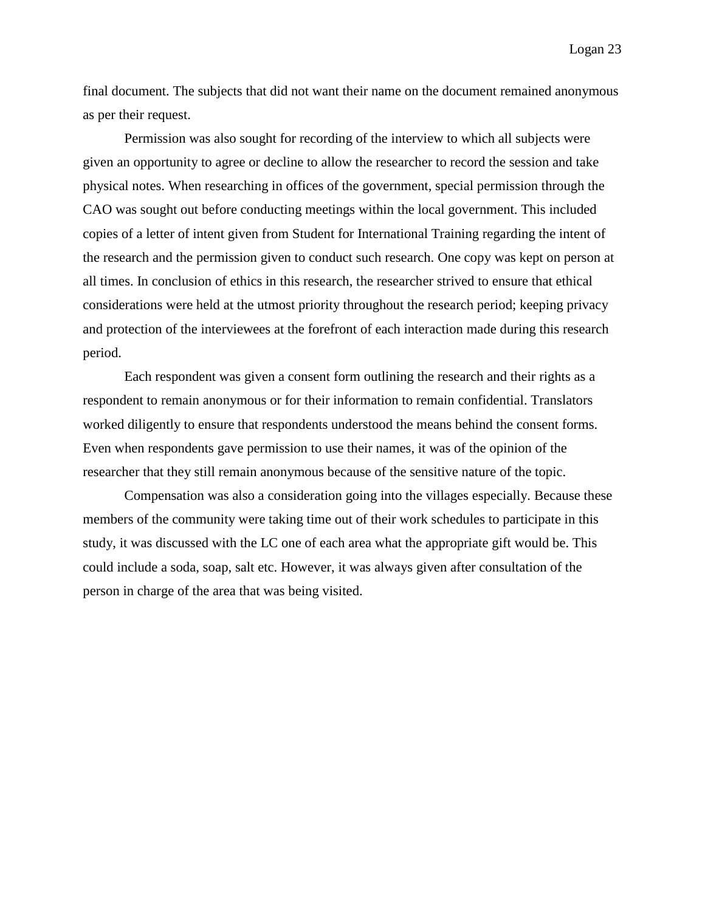final document. The subjects that did not want their name on the document remained anonymous as per their request.

Permission was also sought for recording of the interview to which all subjects were given an opportunity to agree or decline to allow the researcher to record the session and take physical notes. When researching in offices of the government, special permission through the CAO was sought out before conducting meetings within the local government. This included copies of a letter of intent given from Student for International Training regarding the intent of the research and the permission given to conduct such research. One copy was kept on person at all times. In conclusion of ethics in this research, the researcher strived to ensure that ethical considerations were held at the utmost priority throughout the research period; keeping privacy and protection of the interviewees at the forefront of each interaction made during this research period.

Each respondent was given a consent form outlining the research and their rights as a respondent to remain anonymous or for their information to remain confidential. Translators worked diligently to ensure that respondents understood the means behind the consent forms. Even when respondents gave permission to use their names, it was of the opinion of the researcher that they still remain anonymous because of the sensitive nature of the topic.

Compensation was also a consideration going into the villages especially. Because these members of the community were taking time out of their work schedules to participate in this study, it was discussed with the LC one of each area what the appropriate gift would be. This could include a soda, soap, salt etc. However, it was always given after consultation of the person in charge of the area that was being visited.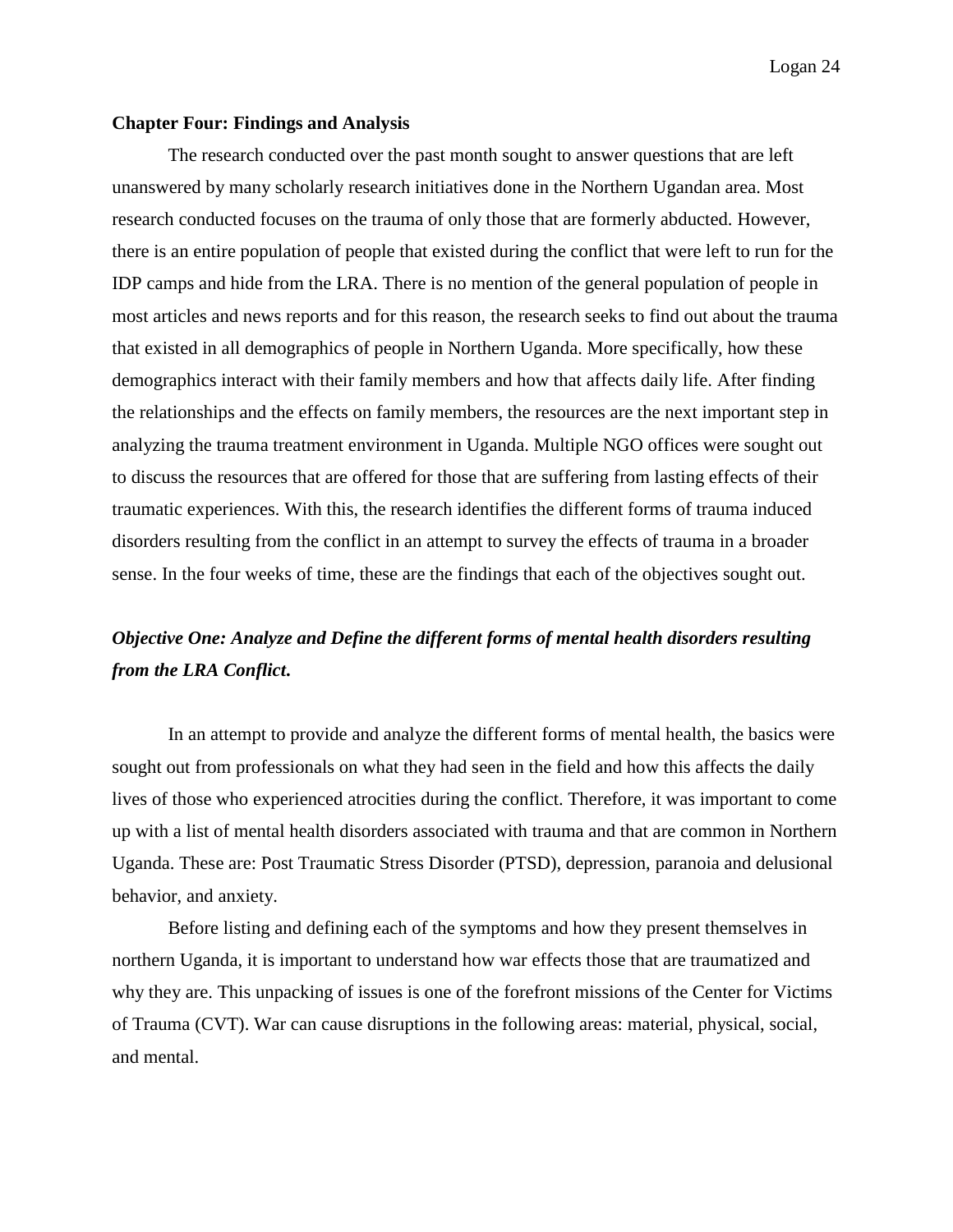## Chapter Four: Findings and Analysis

The research conducted over the past month sought to answer questions that are left unanswered by many scholarly research initiatives done in the Northern Ugandan area. Most research conducted focuses on the trauma of only those that are formerly abducted. However, there is an entire population of people that existed during the conflict that were left to run for the IDP camps and hide from the LRA. There is no mention of the general population of people in most articles and news reports and for this reason, the research seeks to find out about the trauma that existed in all demographics of people in Northern Uganda. More specifically, how these demographics interact with their family members and how that affects daily life. After finding the relationships and the effects on family members, the resources are the next important step in analyzing the trauma treatment environment in Uganda. Multiple NGO offices were sought out to discuss the resources that are offered for those that are suffering from lasting effects of their traumatic experiences. With this, the research identifies the different forms of trauma induced disorders resulting from the conflict in an attempt to survey the effects of trauma in a broader sense. In the four weeks of time, these are the findings that each of the objectives sought out.

### *Objective One: Analyze and Define the different forms of mental health disorders resulting from the LRA Conflict.*

In an attempt to provide and analyze the different forms of mental health, the basics were sought out from professionals on what they had seen in the field and how this affects the daily lives of those who experienced atrocities during the conflict. Therefore, it was important to come up with a list of mental health disorders associated with trauma and that are common in Northern Uganda. These are: Post Traumatic Stress Disorder (PTSD), depression, paranoia and delusional behavior, and anxiety.

Before listing and defining each of the symptoms and how they present themselves in northern Uganda, it is important to understand how war effects those that are traumatized and why they are. This unpacking of issues is one of the forefront missions of the Center for Victims of Trauma (CVT). War can cause disruptions in the following areas: material, physical, social, and mental.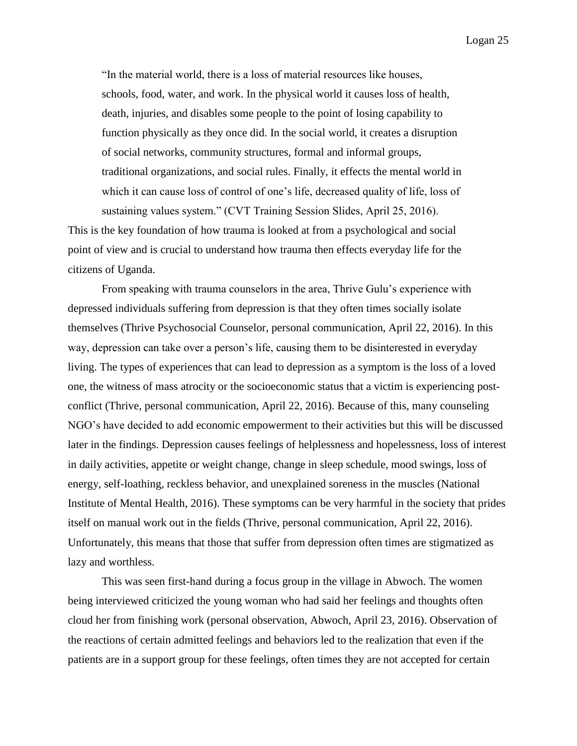> "In the material world, there is a loss of material resources like houses, schools, food, water, and work. In the physical world it causes loss of health, death, injuries, and disables some people to the point of losing capability to function physically as they once did. In the social world, it creates a disruption of social networks, community structures, formal and informal groups, traditional organizations, and social rules. Finally, it effects the mental world in which it can cause loss of control of one's life, decreased quality of life, loss of sustaining values system." (CVT Training Session Slides, April 25, 2016).

This is the key foundation of how trauma is looked at from a psychological and social point of view and is crucial to understand how trauma then effects everyday life for the citizens of Uganda.

From speaking with trauma counselors in the area, Thrive Gulu's experience with depressed individuals suffering from depression is that they often times socially isolate themselves (Thrive Psychosocial Counselor, personal communication, April 22, 2016). In this way, depression can take over a person's life, causing them to be disinterested in everyday living. The types of experiences that can lead to depression as a symptom is the loss of a loved one, the witness of mass atrocity or the socioeconomic status that a victim is experiencing post-conflict (Thrive, personal communication, April 22, 2016). Because of this, many counseling NGO's have decided to add economic empowerment to their activities but this will be discussed later in the findings. Depression causes feelings of helplessness and hopelessness, loss of interest in daily activities, appetite or weight change, change in sleep schedule, mood swings, loss of energy, self-loathing, reckless behavior, and unexplained soreness in the muscles (National Institute of Mental Health, 2016). These symptoms can be very harmful in the society that prides itself on manual work out in the fields (Thrive, personal communication, April 22, 2016). Unfortunately, this means that those that suffer from depression often times are stigmatized as lazy and worthless.

This was seen first-hand during a focus group in the village in Abwoch. The women being interviewed criticized the young woman who had said her feelings and thoughts often cloud her from finishing work (personal observation, Abwoch, April 23, 2016). Observation of the reactions of certain admitted feelings and behaviors led to the realization that even if the patients are in a support group for these feelings, often times they are not accepted for certain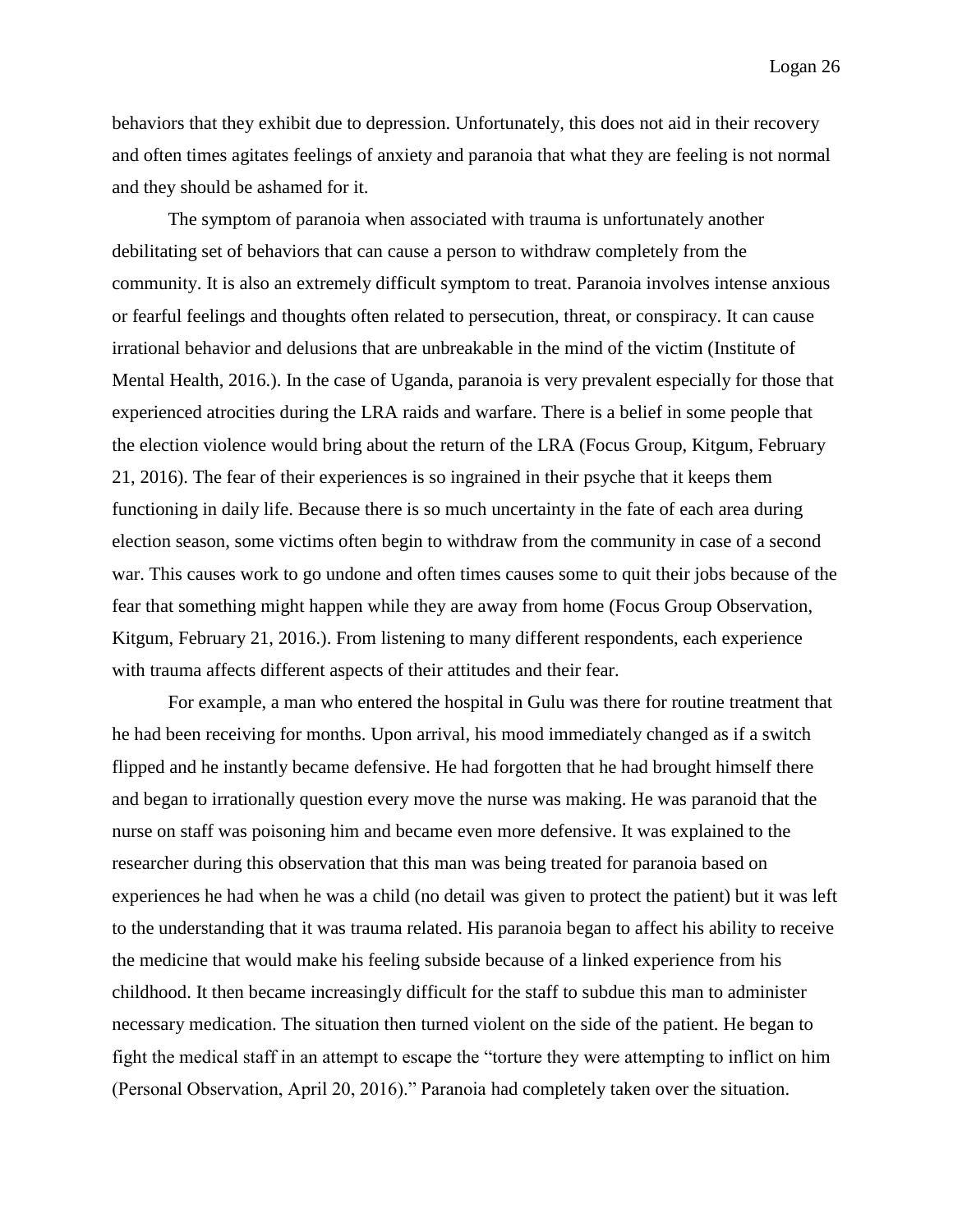behaviors that they exhibit due to depression. Unfortunately, this does not aid in their recovery and often times agitates feelings of anxiety and paranoia that what they are feeling is not normal and they should be ashamed for it.

The symptom of paranoia when associated with trauma is unfortunately another debilitating set of behaviors that can cause a person to withdraw completely from the community. It is also an extremely difficult symptom to treat. Paranoia involves intense anxious or fearful feelings and thoughts often related to persecution, threat, or conspiracy. It can cause irrational behavior and delusions that are unbreakable in the mind of the victim (Institute of Mental Health, 2016.). In the case of Uganda, paranoia is very prevalent especially for those that experienced atrocities during the LRA raids and warfare. There is a belief in some people that the election violence would bring about the return of the LRA (Focus Group, Kitgum, February 21, 2016). The fear of their experiences is so ingrained in their psyche that it keeps them functioning in daily life. Because there is so much uncertainty in the fate of each area during election season, some victims often begin to withdraw from the community in case of a second war. This causes work to go undone and often times causes some to quit their jobs because of the fear that something might happen while they are away from home (Focus Group Observation, Kitgum, February 21, 2016.). From listening to many different respondents, each experience with trauma affects different aspects of their attitudes and their fear.

For example, a man who entered the hospital in Gulu was there for routine treatment that he had been receiving for months. Upon arrival, his mood immediately changed as if a switch flipped and he instantly became defensive. He had forgotten that he had brought himself there and began to irrationally question every move the nurse was making. He was paranoid that the nurse on staff was poisoning him and became even more defensive. It was explained to the researcher during this observation that this man was being treated for paranoia based on experiences he had when he was a child (no detail was given to protect the patient) but it was left to the understanding that it was trauma related. His paranoia began to affect his ability to receive the medicine that would make his feeling subside because of a linked experience from his childhood. It then became increasingly difficult for the staff to subdue this man to administer necessary medication. The situation then turned violent on the side of the patient. He began to fight the medical staff in an attempt to escape the "torture they were attempting to inflict on him (Personal Observation, April 20, 2016)." Paranoia had completely taken over the situation.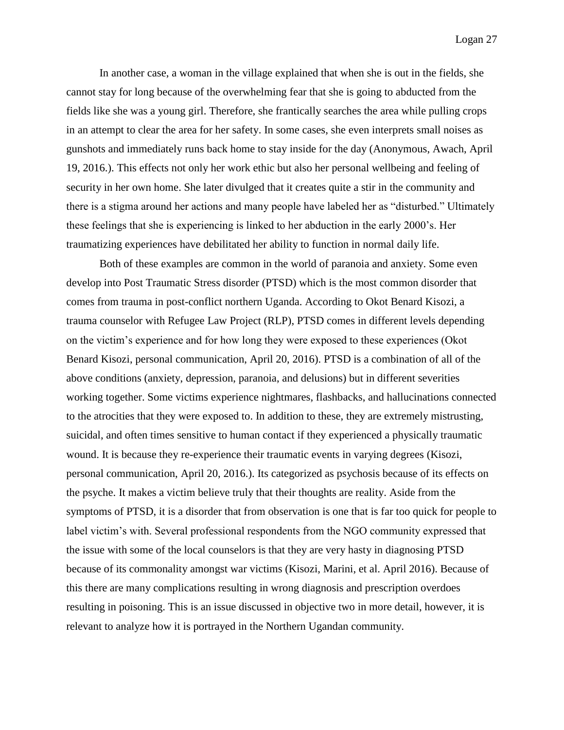In another case, a woman in the village explained that when she is out in the fields, she cannot stay for long because of the overwhelming fear that she is going to abducted from the fields like she was a young girl. Therefore, she frantically searches the area while pulling crops in an attempt to clear the area for her safety. In some cases, she even interprets small noises as gunshots and immediately runs back home to stay inside for the day (Anonymous, Awach, April 19, 2016.). This effects not only her work ethic but also her personal wellbeing and feeling of security in her own home. She later divulged that it creates quite a stir in the community and there is a stigma around her actions and many people have labeled her as "disturbed." Ultimately these feelings that she is experiencing is linked to her abduction in the early 2000's. Her traumatizing experiences have debilitated her ability to function in normal daily life.

Both of these examples are common in the world of paranoia and anxiety. Some even develop into Post Traumatic Stress disorder (PTSD) which is the most common disorder that comes from trauma in post-conflict northern Uganda. According to Okot Benard Kisozi, a trauma counselor with Refugee Law Project (RLP), PTSD comes in different levels depending on the victim's experience and for how long they were exposed to these experiences (Okot Benard Kisozi, personal communication, April 20, 2016). PTSD is a combination of all of the above conditions (anxiety, depression, paranoia, and delusions) but in different severities working together. Some victims experience nightmares, flashbacks, and hallucinations connected to the atrocities that they were exposed to. In addition to these, they are extremely mistrusting, suicidal, and often times sensitive to human contact if they experienced a physically traumatic wound. It is because they re-experience their traumatic events in varying degrees (Kisozi, personal communication, April 20, 2016.). Its categorized as psychosis because of its effects on the psyche. It makes a victim believe truly that their thoughts are reality. Aside from the symptoms of PTSD, it is a disorder that from observation is one that is far too quick for people to label victim's with. Several professional respondents from the NGO community expressed that the issue with some of the local counselors is that they are very hasty in diagnosing PTSD because of its commonality amongst war victims (Kisozi, Marini, et al. April 2016). Because of this there are many complications resulting in wrong diagnosis and prescription overdoes resulting in poisoning. This is an issue discussed in objective two in more detail, however, it is relevant to analyze how it is portrayed in the Northern Ugandan community.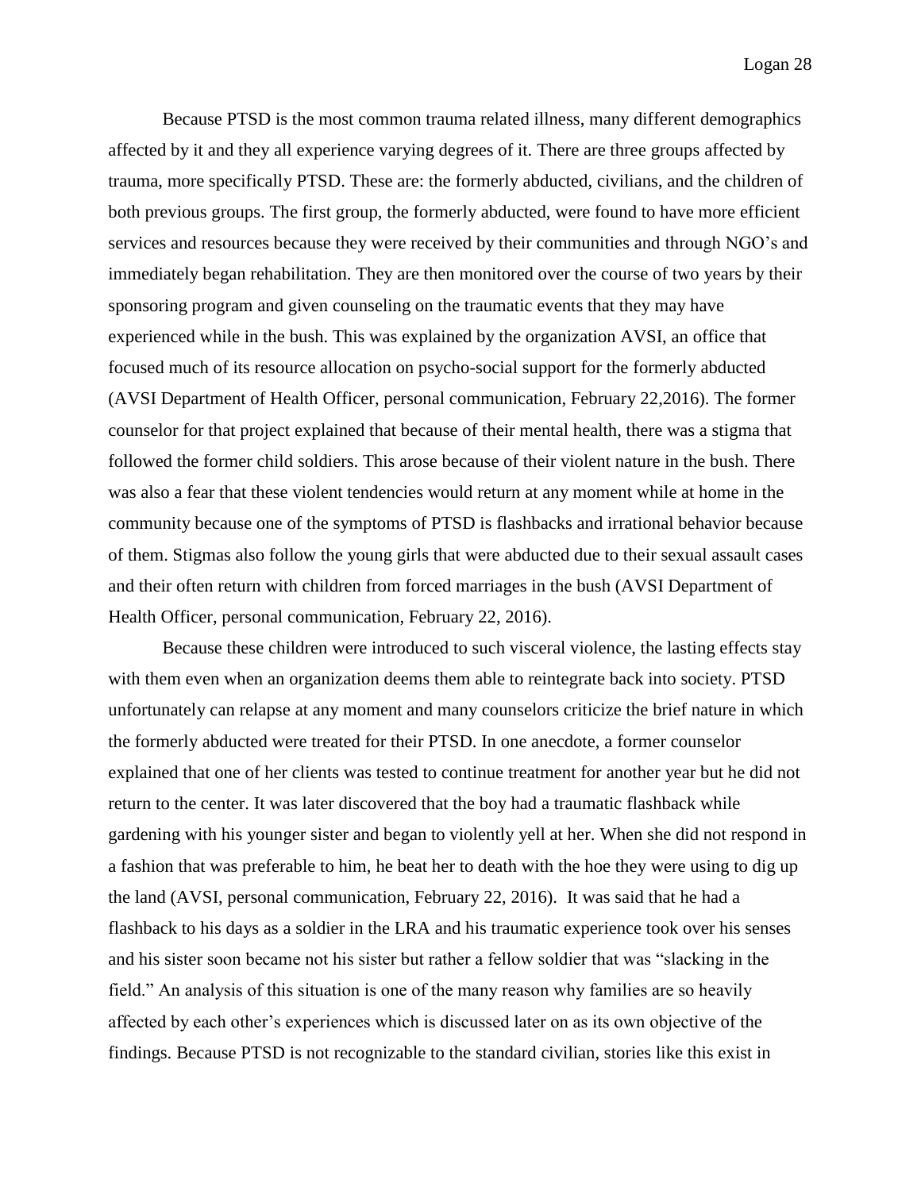Because PTSD is the most common trauma related illness, many different demographics affected by it and they all experience varying degrees of it. There are three groups affected by trauma, more specifically PTSD. These are: the formerly abducted, civilians, and the children of both previous groups. The first group, the formerly abducted, were found to have more efficient services and resources because they were received by their communities and through NGO's and immediately began rehabilitation. They are then monitored over the course of two years by their sponsoring program and given counseling on the traumatic events that they may have experienced while in the bush. This was explained by the organization AVSI, an office that focused much of its resource allocation on psycho-social support for the formerly abducted (AVSI Department of Health Officer, personal communication, February 22,2016). The former counselor for that project explained that because of their mental health, there was a stigma that followed the former child soldiers. This arose because of their violent nature in the bush. There was also a fear that these violent tendencies would return at any moment while at home in the community because one of the symptoms of PTSD is flashbacks and irrational behavior because of them. Stigmas also follow the young girls that were abducted due to their sexual assault cases and their often return with children from forced marriages in the bush (AVSI Department of Health Officer, personal communication, February 22, 2016).

Because these children were introduced to such visceral violence, the lasting effects stay with them even when an organization deems them able to reintegrate back into society. PTSD unfortunately can relapse at any moment and many counselors criticize the brief nature in which the formerly abducted were treated for their PTSD. In one anecdote, a former counselor explained that one of her clients was tested to continue treatment for another year but he did not return to the center. It was later discovered that the boy had a traumatic flashback while gardening with his younger sister and began to violently yell at her. When she did not respond in a fashion that was preferable to him, he beat her to death with the hoe they were using to dig up the land (AVSI, personal communication, February 22, 2016). It was said that he had a flashback to his days as a soldier in the LRA and his traumatic experience took over his senses and his sister soon became not his sister but rather a fellow soldier that was "slacking in the field." An analysis of this situation is one of the many reason why families are so heavily affected by each other's experiences which is discussed later on as its own objective of the findings. Because PTSD is not recognizable to the standard civilian, stories like this exist in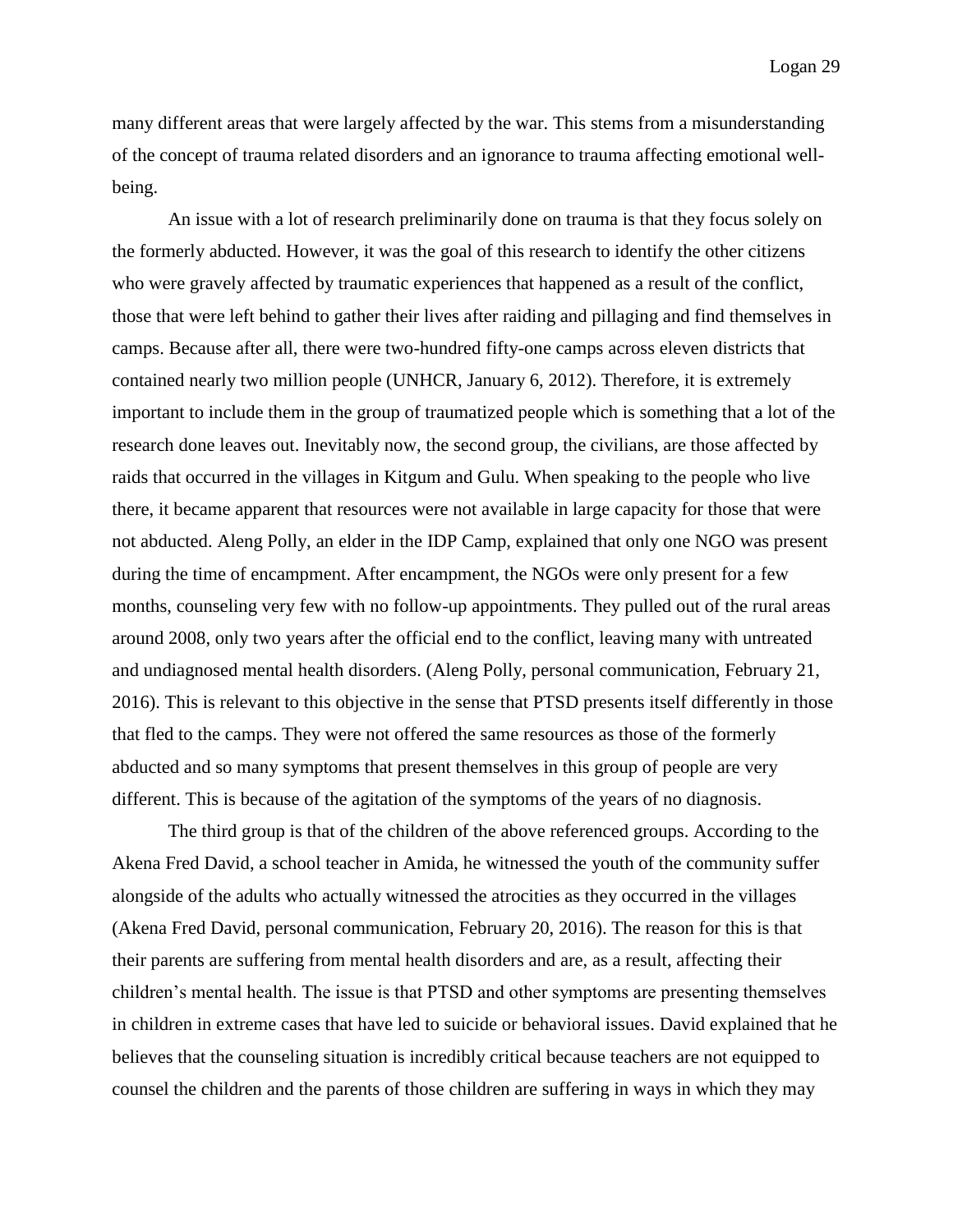many different areas that were largely affected by the war. This stems from a misunderstanding of the concept of trauma related disorders and an ignorance to trauma affecting emotional well-being.

An issue with a lot of research preliminarily done on trauma is that they focus solely on the formerly abducted. However, it was the goal of this research to identify the other citizens who were gravely affected by traumatic experiences that happened as a result of the conflict, those that were left behind to gather their lives after raiding and pillaging and find themselves in camps. Because after all, there were two-hundred fifty-one camps across eleven districts that contained nearly two million people (UNHCR, January 6, 2012). Therefore, it is extremely important to include them in the group of traumatized people which is something that a lot of the research done leaves out. Inevitably now, the second group, the civilians, are those affected by raids that occurred in the villages in Kitgum and Gulu. When speaking to the people who live there, it became apparent that resources were not available in large capacity for those that were not abducted. Aleng Polly, an elder in the IDP Camp, explained that only one NGO was present during the time of encampment. After encampment, the NGOs were only present for a few months, counseling very few with no follow-up appointments. They pulled out of the rural areas around 2008, only two years after the official end to the conflict, leaving many with untreated and undiagnosed mental health disorders. (Aleng Polly, personal communication, February 21, 2016). This is relevant to this objective in the sense that PTSD presents itself differently in those that fled to the camps. They were not offered the same resources as those of the formerly abducted and so many symptoms that present themselves in this group of people are very different. This is because of the agitation of the symptoms of the years of no diagnosis.

The third group is that of the children of the above referenced groups. According to the Akena Fred David, a school teacher in Amida, he witnessed the youth of the community suffer alongside of the adults who actually witnessed the atrocities as they occurred in the villages (Akena Fred David, personal communication, February 20, 2016). The reason for this is that their parents are suffering from mental health disorders and are, as a result, affecting their children's mental health. The issue is that PTSD and other symptoms are presenting themselves in children in extreme cases that have led to suicide or behavioral issues. David explained that he believes that the counseling situation is incredibly critical because teachers are not equipped to counsel the children and the parents of those children are suffering in ways in which they may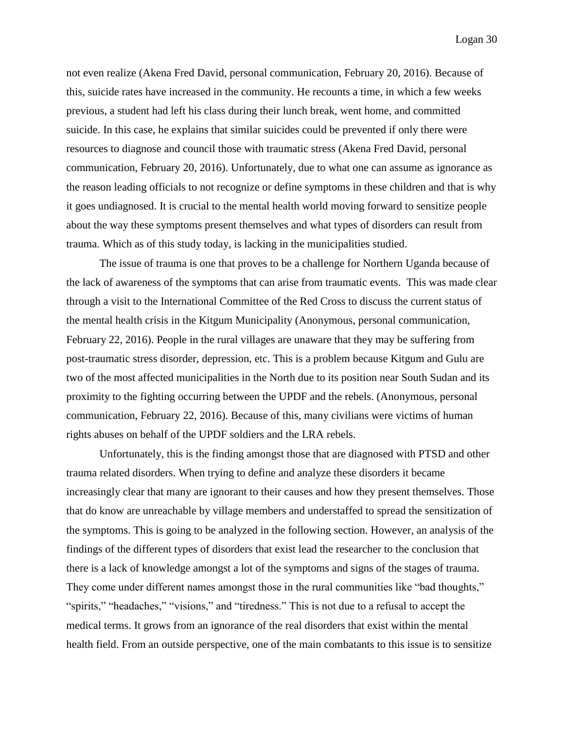not even realize (Akena Fred David, personal communication, February 20, 2016). Because of this, suicide rates have increased in the community. He recounts a time, in which a few weeks previous, a student had left his class during their lunch break, went home, and committed suicide. In this case, he explains that similar suicides could be prevented if only there were resources to diagnose and council those with traumatic stress (Akena Fred David, personal communication, February 20, 2016). Unfortunately, due to what one can assume as ignorance as the reason leading officials to not recognize or define symptoms in these children and that is why it goes undiagnosed. It is crucial to the mental health world moving forward to sensitize people about the way these symptoms present themselves and what types of disorders can result from trauma. Which as of this study today, is lacking in the municipalities studied.

The issue of trauma is one that proves to be a challenge for Northern Uganda because of the lack of awareness of the symptoms that can arise from traumatic events. This was made clear through a visit to the International Committee of the Red Cross to discuss the current status of the mental health crisis in the Kitgum Municipality (Anonymous, personal communication, February 22, 2016). People in the rural villages are unaware that they may be suffering from post-traumatic stress disorder, depression, etc. This is a problem because Kitgum and Gulu are two of the most affected municipalities in the North due to its position near South Sudan and its proximity to the fighting occurring between the UPDF and the rebels. (Anonymous, personal communication, February 22, 2016). Because of this, many civilians were victims of human rights abuses on behalf of the UPDF soldiers and the LRA rebels.

Unfortunately, this is the finding amongst those that are diagnosed with PTSD and other trauma related disorders. When trying to define and analyze these disorders it became increasingly clear that many are ignorant to their causes and how they present themselves. Those that do know are unreachable by village members and understaffed to spread the sensitization of the symptoms. This is going to be analyzed in the following section. However, an analysis of the findings of the different types of disorders that exist lead the researcher to the conclusion that there is a lack of knowledge amongst a lot of the symptoms and signs of the stages of trauma. They come under different names amongst those in the rural communities like "bad thoughts," "spirits," "headaches," "visions," and "tiredness." This is not due to a refusal to accept the medical terms. It grows from an ignorance of the real disorders that exist within the mental health field. From an outside perspective, one of the main combatants to this issue is to sensitize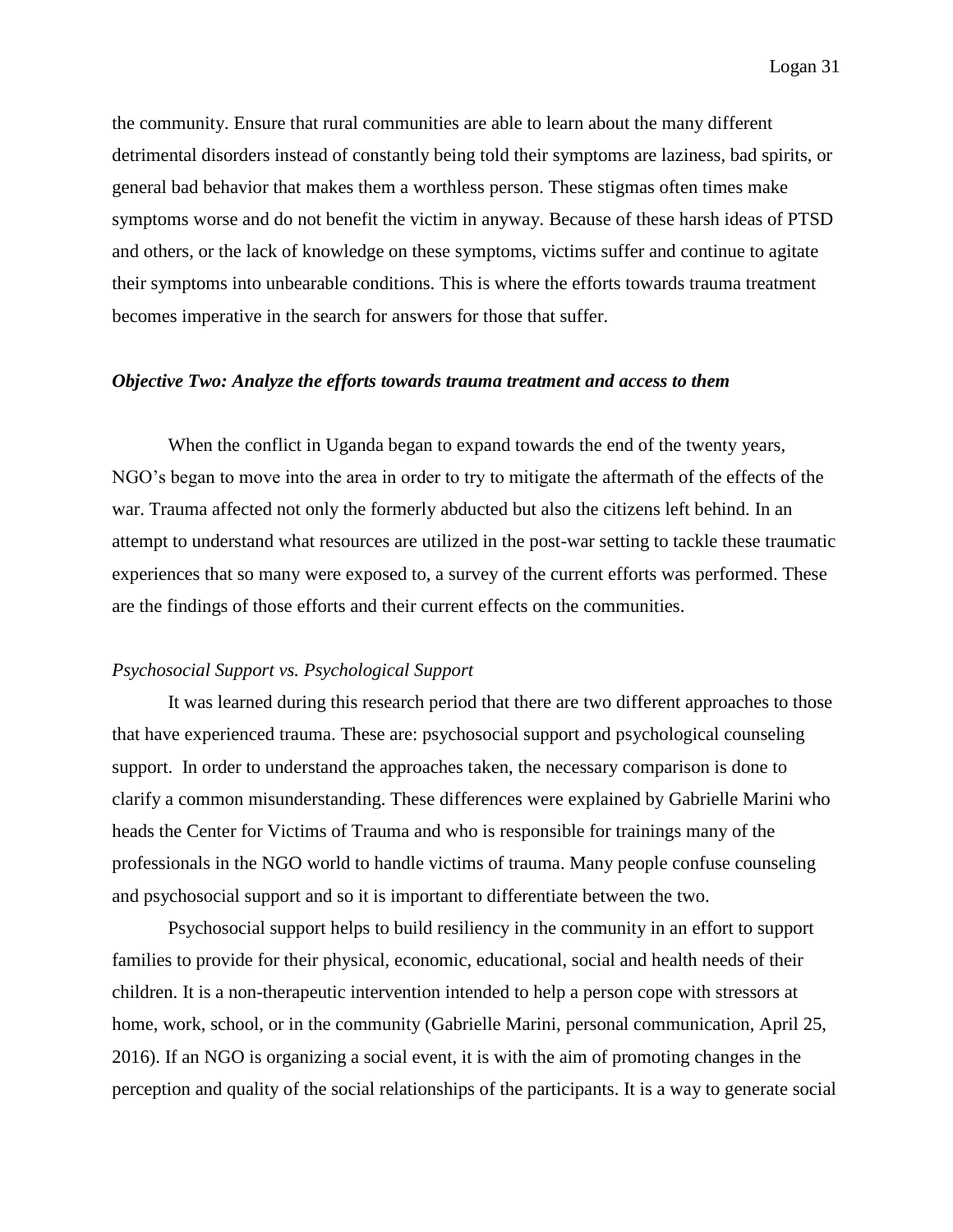the community. Ensure that rural communities are able to learn about the many different detrimental disorders instead of constantly being told their symptoms are laziness, bad spirits, or general bad behavior that makes them a worthless person. These stigmas often times make symptoms worse and do not benefit the victim in anyway. Because of these harsh ideas of PTSD and others, or the lack of knowledge on these symptoms, victims suffer and continue to agitate their symptoms into unbearable conditions. This is where the efforts towards trauma treatment becomes imperative in the search for answers for those that suffer.

### *Objective Two: Analyze the efforts towards trauma treatment and access to them*

When the conflict in Uganda began to expand towards the end of the twenty years, NGO's began to move into the area in order to try to mitigate the aftermath of the effects of the war. Trauma affected not only the formerly abducted but also the citizens left behind. In an attempt to understand what resources are utilized in the post-war setting to tackle these traumatic experiences that so many were exposed to, a survey of the current efforts was performed. These are the findings of those efforts and their current effects on the communities.

#### *Psychosocial Support vs. Psychological Support*

It was learned during this research period that there are two different approaches to those that have experienced trauma. These are: psychosocial support and psychological counseling support. In order to understand the approaches taken, the necessary comparison is done to clarify a common misunderstanding. These differences were explained by Gabrielle Marini who heads the Center for Victims of Trauma and who is responsible for trainings many of the professionals in the NGO world to handle victims of trauma. Many people confuse counseling and psychosocial support and so it is important to differentiate between the two.

Psychosocial support helps to build resiliency in the community in an effort to support families to provide for their physical, economic, educational, social and health needs of their children. It is a non-therapeutic intervention intended to help a person cope with stressors at home, work, school, or in the community (Gabrielle Marini, personal communication, April 25, 2016). If an NGO is organizing a social event, it is with the aim of promoting changes in the perception and quality of the social relationships of the participants. It is a way to generate social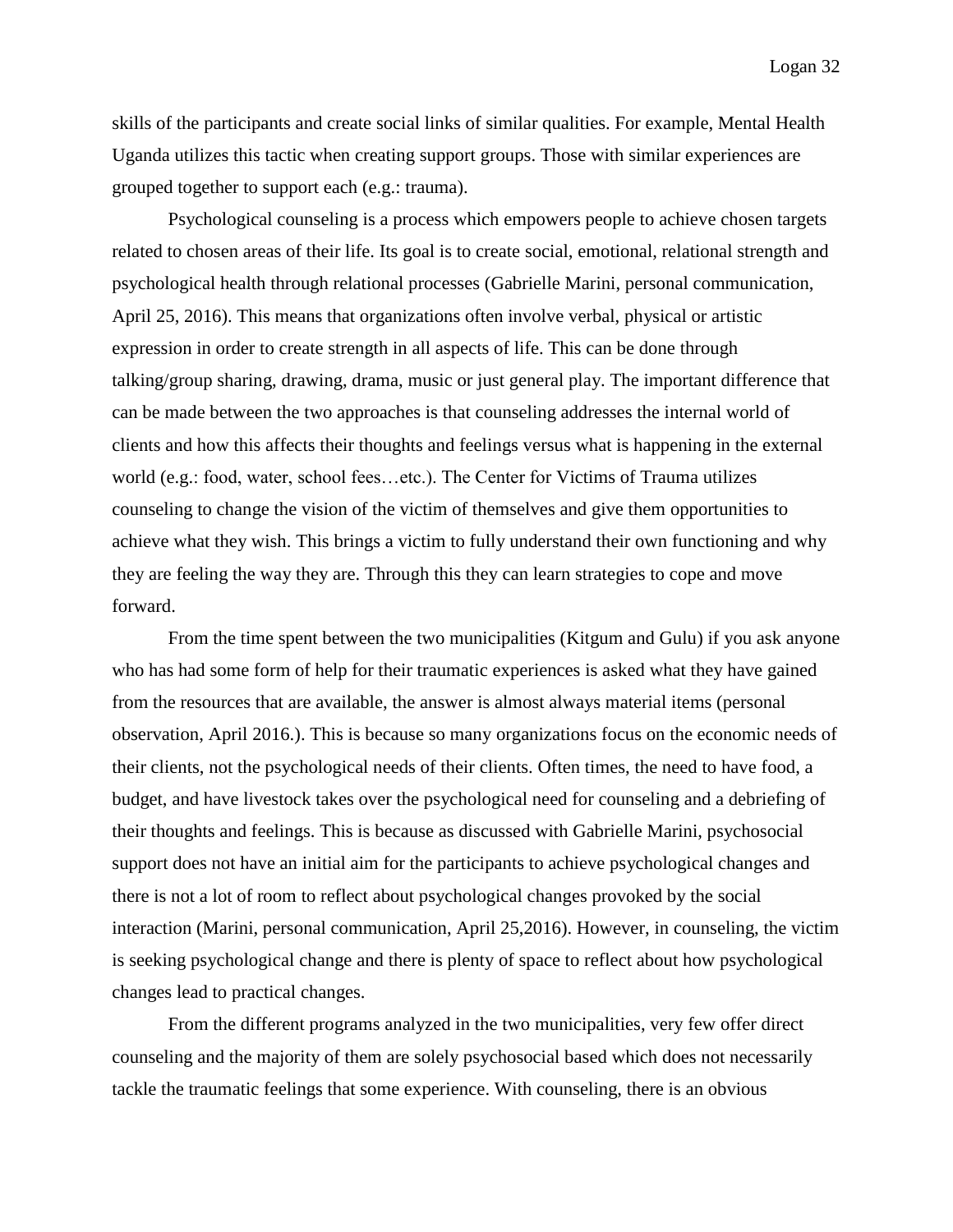skills of the participants and create social links of similar qualities. For example, Mental Health Uganda utilizes this tactic when creating support groups. Those with similar experiences are grouped together to support each (e.g.: trauma).

Psychological counseling is a process which empowers people to achieve chosen targets related to chosen areas of their life. Its goal is to create social, emotional, relational strength and psychological health through relational processes (Gabrielle Marini, personal communication, April 25, 2016). This means that organizations often involve verbal, physical or artistic expression in order to create strength in all aspects of life. This can be done through talking/group sharing, drawing, drama, music or just general play. The important difference that can be made between the two approaches is that counseling addresses the internal world of clients and how this affects their thoughts and feelings versus what is happening in the external world (e.g.: food, water, school fees…etc.). The Center for Victims of Trauma utilizes counseling to change the vision of the victim of themselves and give them opportunities to achieve what they wish. This brings a victim to fully understand their own functioning and why they are feeling the way they are. Through this they can learn strategies to cope and move forward.

From the time spent between the two municipalities (Kitgum and Gulu) if you ask anyone who has had some form of help for their traumatic experiences is asked what they have gained from the resources that are available, the answer is almost always material items (personal observation, April 2016.). This is because so many organizations focus on the economic needs of their clients, not the psychological needs of their clients. Often times, the need to have food, a budget, and have livestock takes over the psychological need for counseling and a debriefing of their thoughts and feelings. This is because as discussed with Gabrielle Marini, psychosocial support does not have an initial aim for the participants to achieve psychological changes and there is not a lot of room to reflect about psychological changes provoked by the social interaction (Marini, personal communication, April 25,2016). However, in counseling, the victim is seeking psychological change and there is plenty of space to reflect about how psychological changes lead to practical changes.

From the different programs analyzed in the two municipalities, very few offer direct counseling and the majority of them are solely psychosocial based which does not necessarily tackle the traumatic feelings that some experience. With counseling, there is an obvious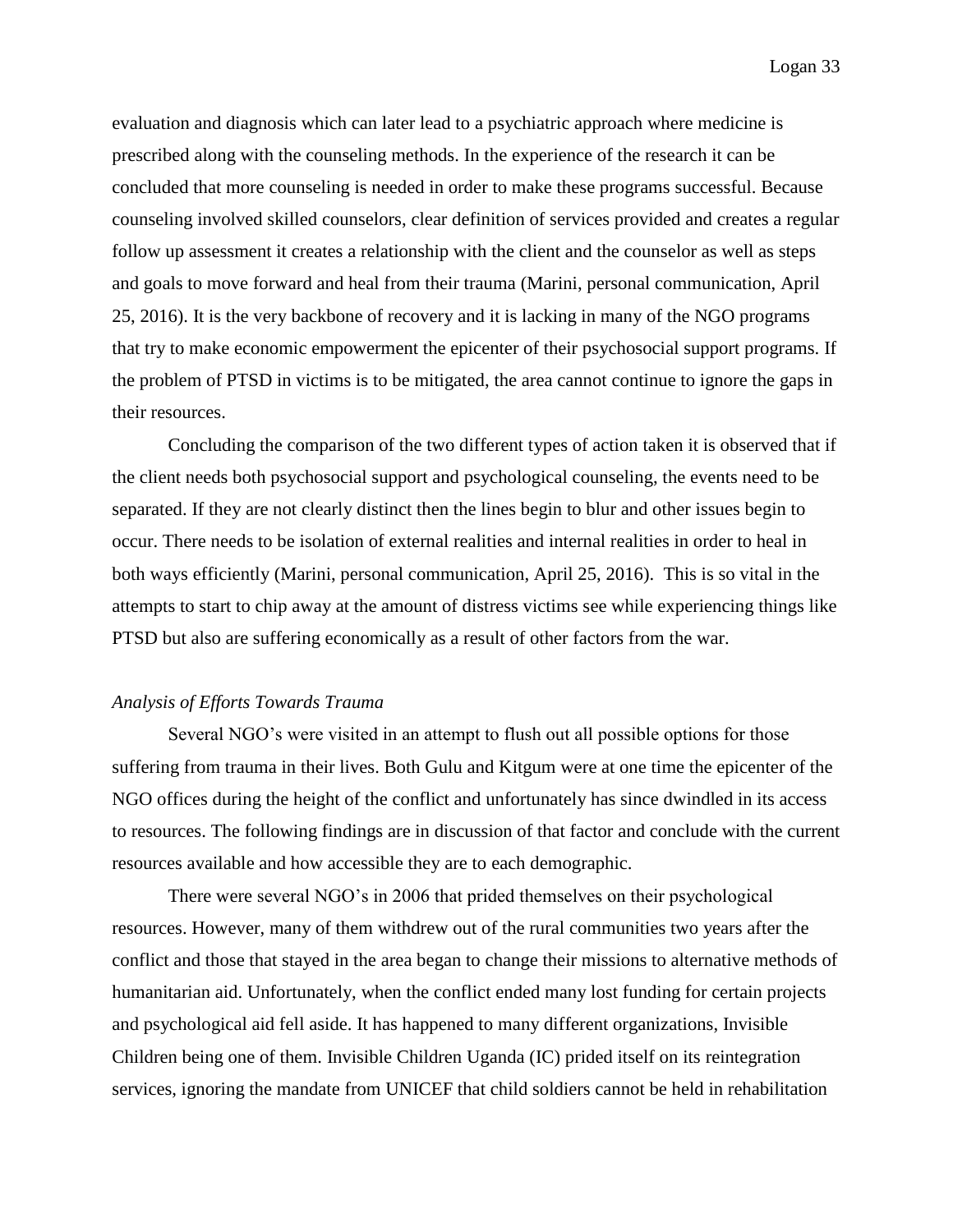evaluation and diagnosis which can later lead to a psychiatric approach where medicine is prescribed along with the counseling methods. In the experience of the research it can be concluded that more counseling is needed in order to make these programs successful. Because counseling involved skilled counselors, clear definition of services provided and creates a regular follow up assessment it creates a relationship with the client and the counselor as well as steps and goals to move forward and heal from their trauma (Marini, personal communication, April 25, 2016). It is the very backbone of recovery and it is lacking in many of the NGO programs that try to make economic empowerment the epicenter of their psychosocial support programs. If the problem of PTSD in victims is to be mitigated, the area cannot continue to ignore the gaps in their resources.

Concluding the comparison of the two different types of action taken it is observed that if the client needs both psychosocial support and psychological counseling, the events need to be separated. If they are not clearly distinct then the lines begin to blur and other issues begin to occur. There needs to be isolation of external realities and internal realities in order to heal in both ways efficiently (Marini, personal communication, April 25, 2016). This is so vital in the attempts to start to chip away at the amount of distress victims see while experiencing things like PTSD but also are suffering economically as a result of other factors from the war.

*Analysis of Efforts Towards Trauma*

Several NGO's were visited in an attempt to flush out all possible options for those suffering from trauma in their lives. Both Gulu and Kitgum were at one time the epicenter of the NGO offices during the height of the conflict and unfortunately has since dwindled in its access to resources. The following findings are in discussion of that factor and conclude with the current resources available and how accessible they are to each demographic.

There were several NGO's in 2006 that prided themselves on their psychological resources. However, many of them withdrew out of the rural communities two years after the conflict and those that stayed in the area began to change their missions to alternative methods of humanitarian aid. Unfortunately, when the conflict ended many lost funding for certain projects and psychological aid fell aside. It has happened to many different organizations, Invisible Children being one of them. Invisible Children Uganda (IC) prided itself on its reintegration services, ignoring the mandate from UNICEF that child soldiers cannot be held in rehabilitation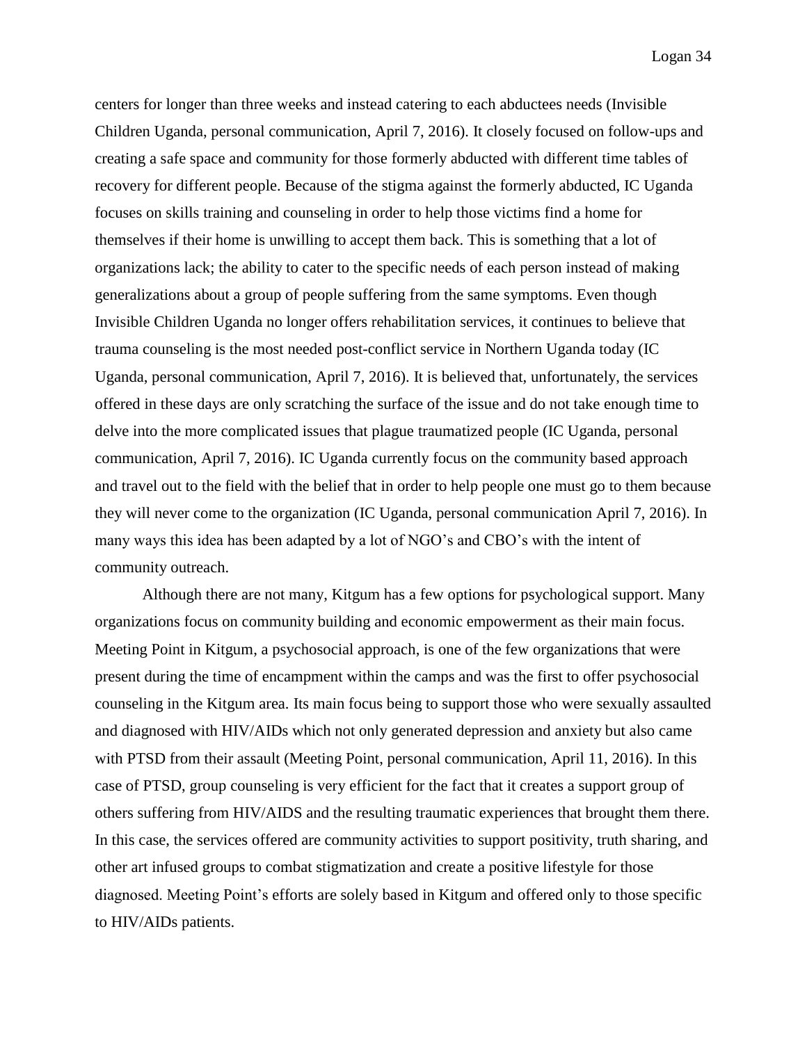centers for longer than three weeks and instead catering to each abductees needs (Invisible Children Uganda, personal communication, April 7, 2016). It closely focused on follow-ups and creating a safe space and community for those formerly abducted with different time tables of recovery for different people. Because of the stigma against the formerly abducted, IC Uganda focuses on skills training and counseling in order to help those victims find a home for themselves if their home is unwilling to accept them back. This is something that a lot of organizations lack; the ability to cater to the specific needs of each person instead of making generalizations about a group of people suffering from the same symptoms. Even though Invisible Children Uganda no longer offers rehabilitation services, it continues to believe that trauma counseling is the most needed post-conflict service in Northern Uganda today (IC Uganda, personal communication, April 7, 2016). It is believed that, unfortunately, the services offered in these days are only scratching the surface of the issue and do not take enough time to delve into the more complicated issues that plague traumatized people (IC Uganda, personal communication, April 7, 2016). IC Uganda currently focus on the community based approach and travel out to the field with the belief that in order to help people one must go to them because they will never come to the organization (IC Uganda, personal communication April 7, 2016). In many ways this idea has been adapted by a lot of NGO's and CBO's with the intent of community outreach.

Although there are not many, Kitgum has a few options for psychological support. Many organizations focus on community building and economic empowerment as their main focus. Meeting Point in Kitgum, a psychosocial approach, is one of the few organizations that were present during the time of encampment within the camps and was the first to offer psychosocial counseling in the Kitgum area. Its main focus being to support those who were sexually assaulted and diagnosed with HIV/AIDs which not only generated depression and anxiety but also came with PTSD from their assault (Meeting Point, personal communication, April 11, 2016). In this case of PTSD, group counseling is very efficient for the fact that it creates a support group of others suffering from HIV/AIDS and the resulting traumatic experiences that brought them there. In this case, the services offered are community activities to support positivity, truth sharing, and other art infused groups to combat stigmatization and create a positive lifestyle for those diagnosed. Meeting Point's efforts are solely based in Kitgum and offered only to those specific to HIV/AIDs patients.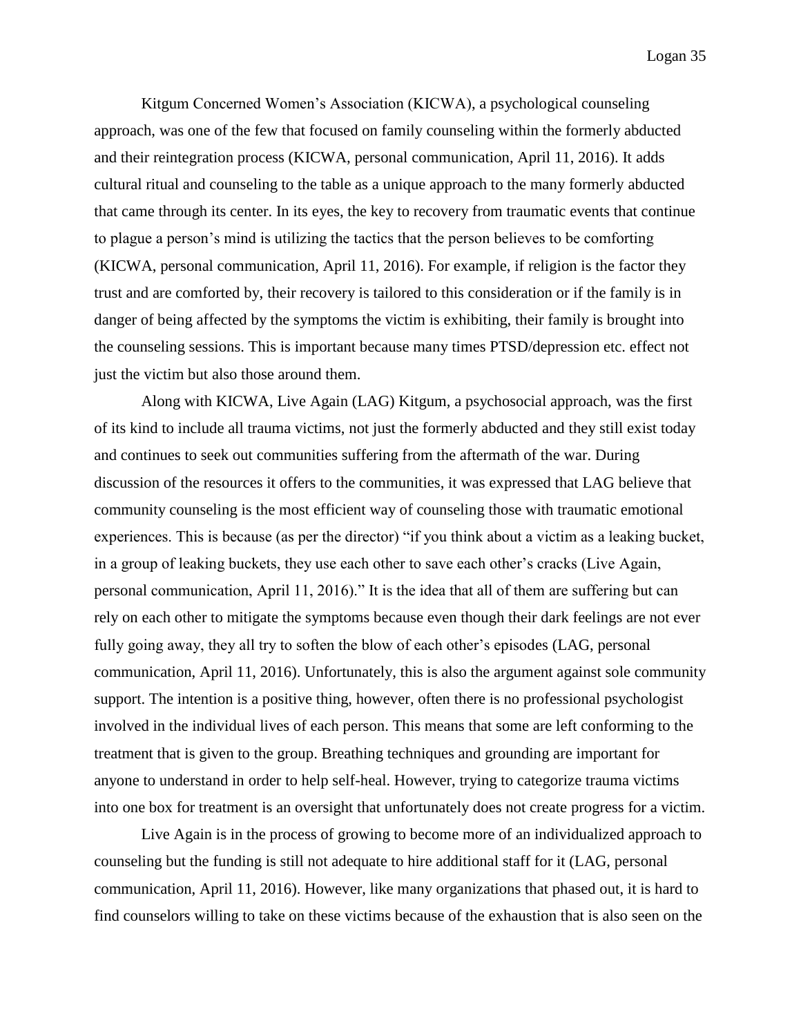Kitgum Concerned Women's Association (KICWA), a psychological counseling approach, was one of the few that focused on family counseling within the formerly abducted and their reintegration process (KICWA, personal communication, April 11, 2016). It adds cultural ritual and counseling to the table as a unique approach to the many formerly abducted that came through its center. In its eyes, the key to recovery from traumatic events that continue to plague a person's mind is utilizing the tactics that the person believes to be comforting (KICWA, personal communication, April 11, 2016). For example, if religion is the factor they trust and are comforted by, their recovery is tailored to this consideration or if the family is in danger of being affected by the symptoms the victim is exhibiting, their family is brought into the counseling sessions. This is important because many times PTSD/depression etc. effect not just the victim but also those around them.

Along with KICWA, Live Again (LAG) Kitgum, a psychosocial approach, was the first of its kind to include all trauma victims, not just the formerly abducted and they still exist today and continues to seek out communities suffering from the aftermath of the war. During discussion of the resources it offers to the communities, it was expressed that LAG believe that community counseling is the most efficient way of counseling those with traumatic emotional experiences. This is because (as per the director) "if you think about a victim as a leaking bucket, in a group of leaking buckets, they use each other to save each other's cracks (Live Again, personal communication, April 11, 2016)." It is the idea that all of them are suffering but can rely on each other to mitigate the symptoms because even though their dark feelings are not ever fully going away, they all try to soften the blow of each other's episodes (LAG, personal communication, April 11, 2016). Unfortunately, this is also the argument against sole community support. The intention is a positive thing, however, often there is no professional psychologist involved in the individual lives of each person. This means that some are left conforming to the treatment that is given to the group. Breathing techniques and grounding are important for anyone to understand in order to help self-heal. However, trying to categorize trauma victims into one box for treatment is an oversight that unfortunately does not create progress for a victim.

Live Again is in the process of growing to become more of an individualized approach to counseling but the funding is still not adequate to hire additional staff for it (LAG, personal communication, April 11, 2016). However, like many organizations that phased out, it is hard to find counselors willing to take on these victims because of the exhaustion that is also seen on the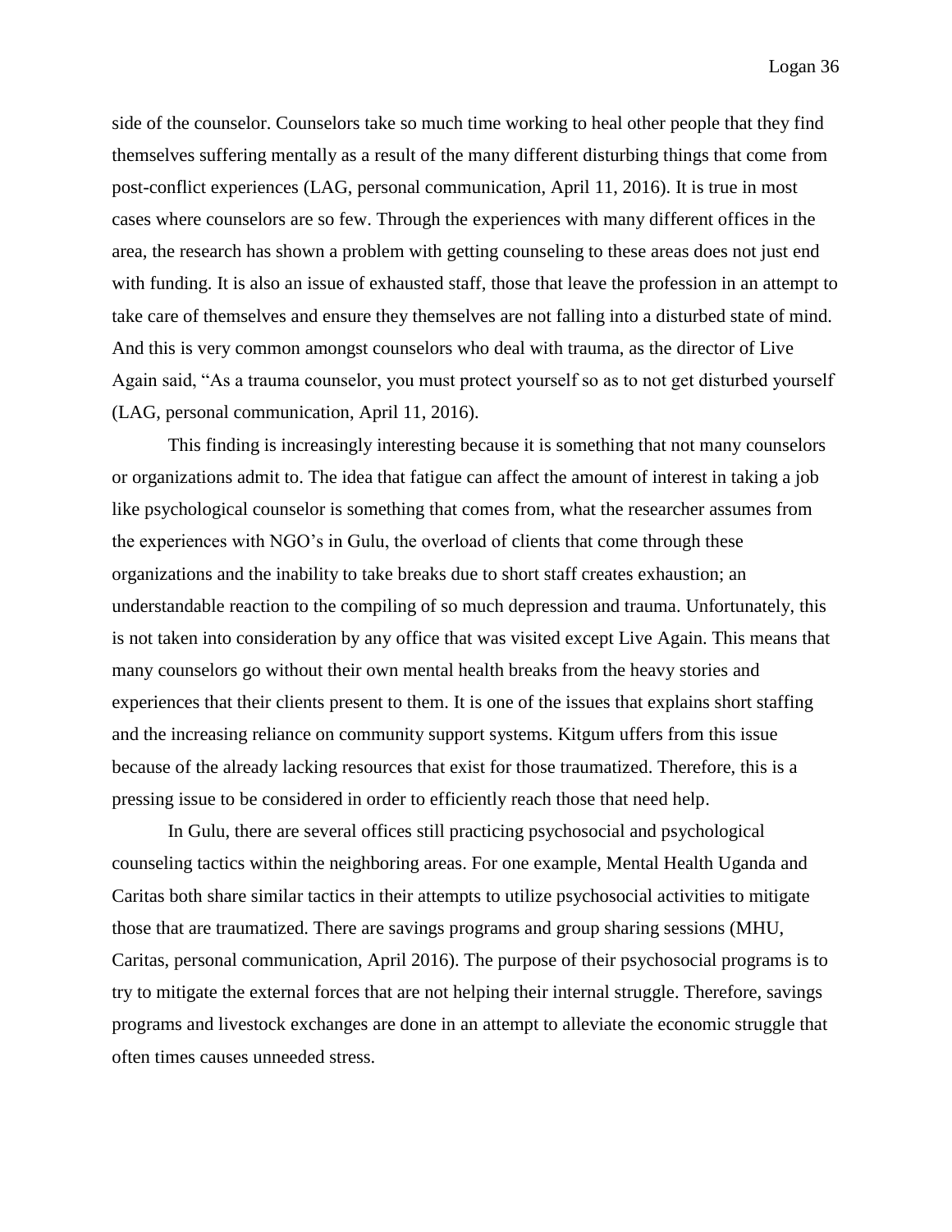side of the counselor. Counselors take so much time working to heal other people that they find themselves suffering mentally as a result of the many different disturbing things that come from post-conflict experiences (LAG, personal communication, April 11, 2016). It is true in most cases where counselors are so few. Through the experiences with many different offices in the area, the research has shown a problem with getting counseling to these areas does not just end with funding. It is also an issue of exhausted staff, those that leave the profession in an attempt to take care of themselves and ensure they themselves are not falling into a disturbed state of mind. And this is very common amongst counselors who deal with trauma, as the director of Live Again said, "As a trauma counselor, you must protect yourself so as to not get disturbed yourself (LAG, personal communication, April 11, 2016).

This finding is increasingly interesting because it is something that not many counselors or organizations admit to. The idea that fatigue can affect the amount of interest in taking a job like psychological counselor is something that comes from, what the researcher assumes from the experiences with NGO's in Gulu, the overload of clients that come through these organizations and the inability to take breaks due to short staff creates exhaustion; an understandable reaction to the compiling of so much depression and trauma. Unfortunately, this is not taken into consideration by any office that was visited except Live Again. This means that many counselors go without their own mental health breaks from the heavy stories and experiences that their clients present to them. It is one of the issues that explains short staffing and the increasing reliance on community support systems. Kitgum uffers from this issue because of the already lacking resources that exist for those traumatized. Therefore, this is a pressing issue to be considered in order to efficiently reach those that need help.

In Gulu, there are several offices still practicing psychosocial and psychological counseling tactics within the neighboring areas. For one example, Mental Health Uganda and Caritas both share similar tactics in their attempts to utilize psychosocial activities to mitigate those that are traumatized. There are savings programs and group sharing sessions (MHU, Caritas, personal communication, April 2016). The purpose of their psychosocial programs is to try to mitigate the external forces that are not helping their internal struggle. Therefore, savings programs and livestock exchanges are done in an attempt to alleviate the economic struggle that often times causes unneeded stress.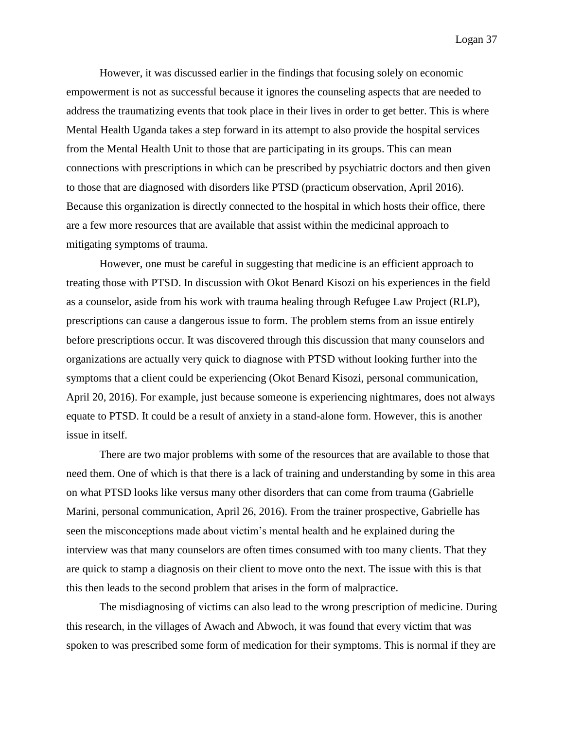However, it was discussed earlier in the findings that focusing solely on economic empowerment is not as successful because it ignores the counseling aspects that are needed to address the traumatizing events that took place in their lives in order to get better. This is where Mental Health Uganda takes a step forward in its attempt to also provide the hospital services from the Mental Health Unit to those that are participating in its groups. This can mean connections with prescriptions in which can be prescribed by psychiatric doctors and then given to those that are diagnosed with disorders like PTSD (practicum observation, April 2016). Because this organization is directly connected to the hospital in which hosts their office, there are a few more resources that are available that assist within the medicinal approach to mitigating symptoms of trauma.

However, one must be careful in suggesting that medicine is an efficient approach to treating those with PTSD. In discussion with Okot Benard Kisozi on his experiences in the field as a counselor, aside from his work with trauma healing through Refugee Law Project (RLP), prescriptions can cause a dangerous issue to form. The problem stems from an issue entirely before prescriptions occur. It was discovered through this discussion that many counselors and organizations are actually very quick to diagnose with PTSD without looking further into the symptoms that a client could be experiencing (Okot Benard Kisozi, personal communication, April 20, 2016). For example, just because someone is experiencing nightmares, does not always equate to PTSD. It could be a result of anxiety in a stand-alone form. However, this is another issue in itself.

There are two major problems with some of the resources that are available to those that need them. One of which is that there is a lack of training and understanding by some in this area on what PTSD looks like versus many other disorders that can come from trauma (Gabrielle Marini, personal communication, April 26, 2016). From the trainer prospective, Gabrielle has seen the misconceptions made about victim's mental health and he explained during the interview was that many counselors are often times consumed with too many clients. That they are quick to stamp a diagnosis on their client to move onto the next. The issue with this is that this then leads to the second problem that arises in the form of malpractice.

The misdiagnosing of victims can also lead to the wrong prescription of medicine. During this research, in the villages of Awach and Abwoch, it was found that every victim that was spoken to was prescribed some form of medication for their symptoms. This is normal if they are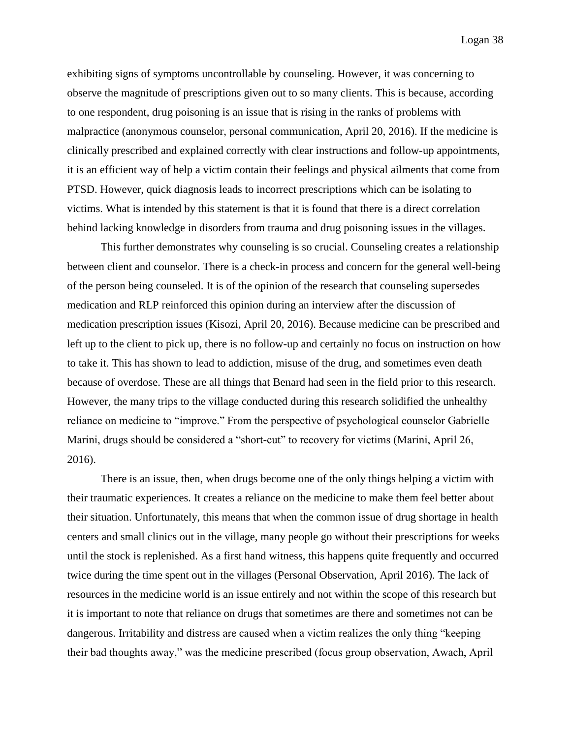exhibiting signs of symptoms uncontrollable by counseling. However, it was concerning to observe the magnitude of prescriptions given out to so many clients. This is because, according to one respondent, drug poisoning is an issue that is rising in the ranks of problems with malpractice (anonymous counselor, personal communication, April 20, 2016). If the medicine is clinically prescribed and explained correctly with clear instructions and follow-up appointments, it is an efficient way of help a victim contain their feelings and physical ailments that come from PTSD. However, quick diagnosis leads to incorrect prescriptions which can be isolating to victims. What is intended by this statement is that it is found that there is a direct correlation behind lacking knowledge in disorders from trauma and drug poisoning issues in the villages.

This further demonstrates why counseling is so crucial. Counseling creates a relationship between client and counselor. There is a check-in process and concern for the general well-being of the person being counseled. It is of the opinion of the research that counseling supersedes medication and RLP reinforced this opinion during an interview after the discussion of medication prescription issues (Kisozi, April 20, 2016). Because medicine can be prescribed and left up to the client to pick up, there is no follow-up and certainly no focus on instruction on how to take it. This has shown to lead to addiction, misuse of the drug, and sometimes even death because of overdose. These are all things that Benard had seen in the field prior to this research. However, the many trips to the village conducted during this research solidified the unhealthy reliance on medicine to "improve." From the perspective of psychological counselor Gabrielle Marini, drugs should be considered a "short-cut" to recovery for victims (Marini, April 26, 2016).

There is an issue, then, when drugs become one of the only things helping a victim with their traumatic experiences. It creates a reliance on the medicine to make them feel better about their situation. Unfortunately, this means that when the common issue of drug shortage in health centers and small clinics out in the village, many people go without their prescriptions for weeks until the stock is replenished. As a first hand witness, this happens quite frequently and occurred twice during the time spent out in the villages (Personal Observation, April 2016). The lack of resources in the medicine world is an issue entirely and not within the scope of this research but it is important to note that reliance on drugs that sometimes are there and sometimes not can be dangerous. Irritability and distress are caused when a victim realizes the only thing "keeping their bad thoughts away," was the medicine prescribed (focus group observation, Awach, April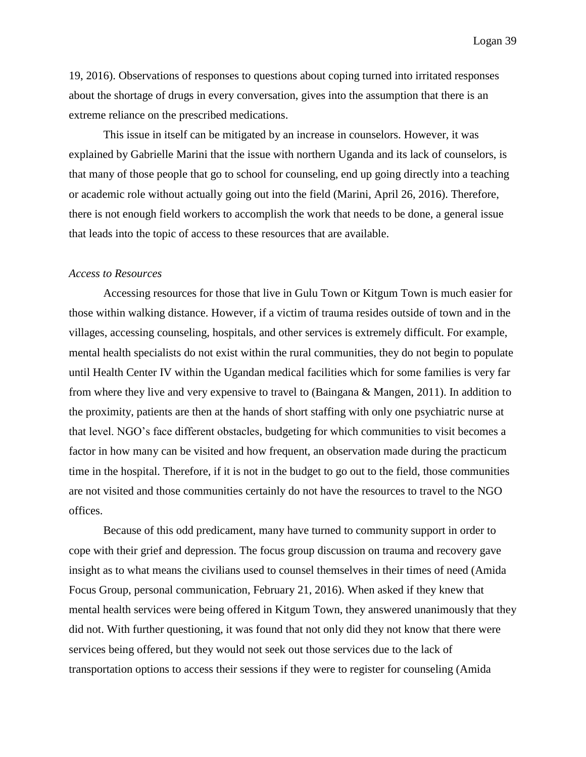19, 2016). Observations of responses to questions about coping turned into irritated responses about the shortage of drugs in every conversation, gives into the assumption that there is an extreme reliance on the prescribed medications.

This issue in itself can be mitigated by an increase in counselors. However, it was explained by Gabrielle Marini that the issue with northern Uganda and its lack of counselors, is that many of those people that go to school for counseling, end up going directly into a teaching or academic role without actually going out into the field (Marini, April 26, 2016). Therefore, there is not enough field workers to accomplish the work that needs to be done, a general issue that leads into the topic of access to these resources that are available.

*Access to Resources*

Accessing resources for those that live in Gulu Town or Kitgum Town is much easier for those within walking distance. However, if a victim of trauma resides outside of town and in the villages, accessing counseling, hospitals, and other services is extremely difficult. For example, mental health specialists do not exist within the rural communities, they do not begin to populate until Health Center IV within the Ugandan medical facilities which for some families is very far from where they live and very expensive to travel to (Baingana & Mangen, 2011). In addition to the proximity, patients are then at the hands of short staffing with only one psychiatric nurse at that level. NGO's face different obstacles, budgeting for which communities to visit becomes a factor in how many can be visited and how frequent, an observation made during the practicum time in the hospital. Therefore, if it is not in the budget to go out to the field, those communities are not visited and those communities certainly do not have the resources to travel to the NGO offices.

Because of this odd predicament, many have turned to community support in order to cope with their grief and depression. The focus group discussion on trauma and recovery gave insight as to what means the civilians used to counsel themselves in their times of need (Amida Focus Group, personal communication, February 21, 2016). When asked if they knew that mental health services were being offered in Kitgum Town, they answered unanimously that they did not. With further questioning, it was found that not only did they not know that there were services being offered, but they would not seek out those services due to the lack of transportation options to access their sessions if they were to register for counseling (Amida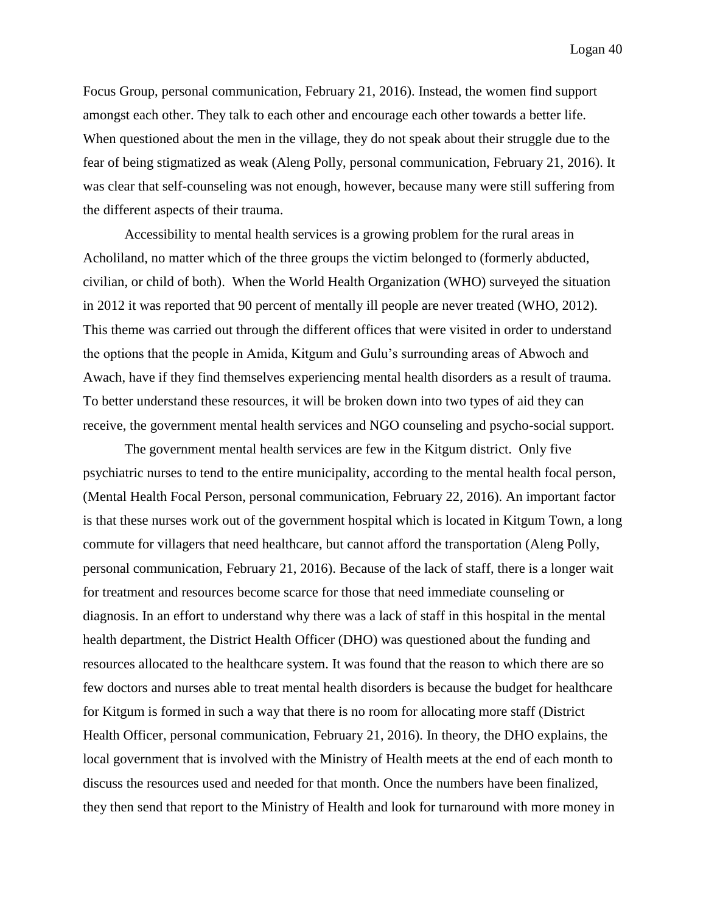Focus Group, personal communication, February 21, 2016). Instead, the women find support amongst each other. They talk to each other and encourage each other towards a better life. When questioned about the men in the village, they do not speak about their struggle due to the fear of being stigmatized as weak (Aleng Polly, personal communication, February 21, 2016). It was clear that self-counseling was not enough, however, because many were still suffering from the different aspects of their trauma.

Accessibility to mental health services is a growing problem for the rural areas in Acholiland, no matter which of the three groups the victim belonged to (formerly abducted, civilian, or child of both). When the World Health Organization (WHO) surveyed the situation in 2012 it was reported that 90 percent of mentally ill people are never treated (WHO, 2012). This theme was carried out through the different offices that were visited in order to understand the options that the people in Amida, Kitgum and Gulu's surrounding areas of Abwoch and Awach, have if they find themselves experiencing mental health disorders as a result of trauma. To better understand these resources, it will be broken down into two types of aid they can receive, the government mental health services and NGO counseling and psycho-social support.

The government mental health services are few in the Kitgum district. Only five psychiatric nurses to tend to the entire municipality, according to the mental health focal person, (Mental Health Focal Person, personal communication, February 22, 2016). An important factor is that these nurses work out of the government hospital which is located in Kitgum Town, a long commute for villagers that need healthcare, but cannot afford the transportation (Aleng Polly, personal communication, February 21, 2016). Because of the lack of staff, there is a longer wait for treatment and resources become scarce for those that need immediate counseling or diagnosis. In an effort to understand why there was a lack of staff in this hospital in the mental health department, the District Health Officer (DHO) was questioned about the funding and resources allocated to the healthcare system. It was found that the reason to which there are so few doctors and nurses able to treat mental health disorders is because the budget for healthcare for Kitgum is formed in such a way that there is no room for allocating more staff (District Health Officer, personal communication, February 21, 2016). In theory, the DHO explains, the local government that is involved with the Ministry of Health meets at the end of each month to discuss the resources used and needed for that month. Once the numbers have been finalized, they then send that report to the Ministry of Health and look for turnaround with more money in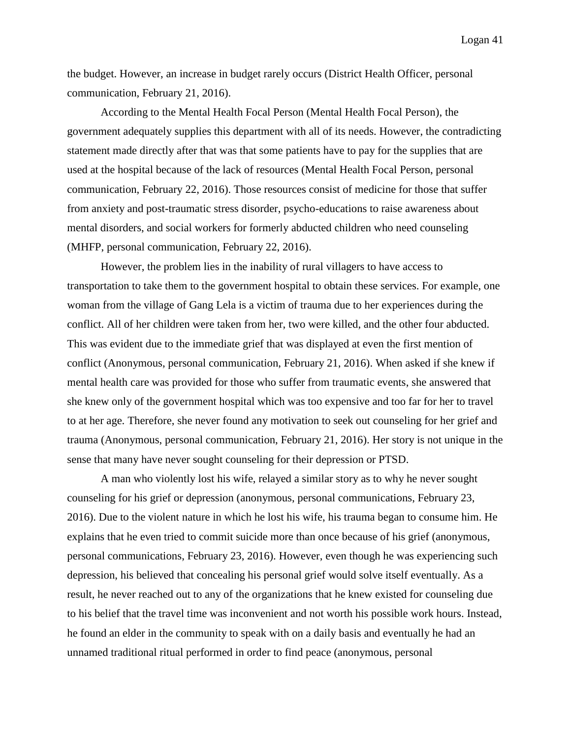the budget. However, an increase in budget rarely occurs (District Health Officer, personal communication, February 21, 2016).

According to the Mental Health Focal Person (Mental Health Focal Person), the government adequately supplies this department with all of its needs. However, the contradicting statement made directly after that was that some patients have to pay for the supplies that are used at the hospital because of the lack of resources (Mental Health Focal Person, personal communication, February 22, 2016). Those resources consist of medicine for those that suffer from anxiety and post-traumatic stress disorder, psycho-educations to raise awareness about mental disorders, and social workers for formerly abducted children who need counseling (MHFP, personal communication, February 22, 2016).

However, the problem lies in the inability of rural villagers to have access to transportation to take them to the government hospital to obtain these services. For example, one woman from the village of Gang Lela is a victim of trauma due to her experiences during the conflict. All of her children were taken from her, two were killed, and the other four abducted. This was evident due to the immediate grief that was displayed at even the first mention of conflict (Anonymous, personal communication, February 21, 2016). When asked if she knew if mental health care was provided for those who suffer from traumatic events, she answered that she knew only of the government hospital which was too expensive and too far for her to travel to at her age. Therefore, she never found any motivation to seek out counseling for her grief and trauma (Anonymous, personal communication, February 21, 2016). Her story is not unique in the sense that many have never sought counseling for their depression or PTSD.

A man who violently lost his wife, relayed a similar story as to why he never sought counseling for his grief or depression (anonymous, personal communications, February 23, 2016). Due to the violent nature in which he lost his wife, his trauma began to consume him. He explains that he even tried to commit suicide more than once because of his grief (anonymous, personal communications, February 23, 2016). However, even though he was experiencing such depression, his believed that concealing his personal grief would solve itself eventually. As a result, he never reached out to any of the organizations that he knew existed for counseling due to his belief that the travel time was inconvenient and not worth his possible work hours. Instead, he found an elder in the community to speak with on a daily basis and eventually he had an unnamed traditional ritual performed in order to find peace (anonymous, personal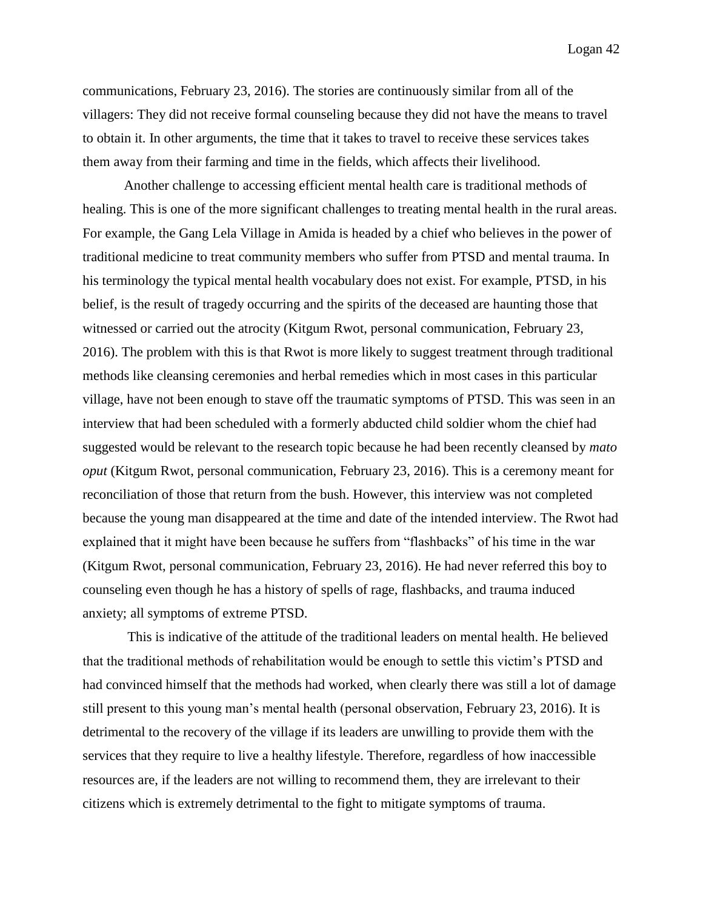communications, February 23, 2016). The stories are continuously similar from all of the villagers: They did not receive formal counseling because they did not have the means to travel to obtain it. In other arguments, the time that it takes to travel to receive these services takes them away from their farming and time in the fields, which affects their livelihood.

Another challenge to accessing efficient mental health care is traditional methods of healing. This is one of the more significant challenges to treating mental health in the rural areas. For example, the Gang Lela Village in Amida is headed by a chief who believes in the power of traditional medicine to treat community members who suffer from PTSD and mental trauma. In his terminology the typical mental health vocabulary does not exist. For example, PTSD, in his belief, is the result of tragedy occurring and the spirits of the deceased are haunting those that witnessed or carried out the atrocity (Kitgum Rwot, personal communication, February 23, 2016). The problem with this is that Rwot is more likely to suggest treatment through traditional methods like cleansing ceremonies and herbal remedies which in most cases in this particular village, have not been enough to stave off the traumatic symptoms of PTSD. This was seen in an interview that had been scheduled with a formerly abducted child soldier whom the chief had suggested would be relevant to the research topic because he had been recently cleansed by *mato oput* (Kitgum Rwot, personal communication, February 23, 2016). This is a ceremony meant for reconciliation of those that return from the bush. However, this interview was not completed because the young man disappeared at the time and date of the intended interview. The Rwot had explained that it might have been because he suffers from "flashbacks" of his time in the war (Kitgum Rwot, personal communication, February 23, 2016). He had never referred this boy to counseling even though he has a history of spells of rage, flashbacks, and trauma induced anxiety; all symptoms of extreme PTSD.

This is indicative of the attitude of the traditional leaders on mental health. He believed that the traditional methods of rehabilitation would be enough to settle this victim's PTSD and had convinced himself that the methods had worked, when clearly there was still a lot of damage still present to this young man's mental health (personal observation, February 23, 2016). It is detrimental to the recovery of the village if its leaders are unwilling to provide them with the services that they require to live a healthy lifestyle. Therefore, regardless of how inaccessible resources are, if the leaders are not willing to recommend them, they are irrelevant to their citizens which is extremely detrimental to the fight to mitigate symptoms of trauma.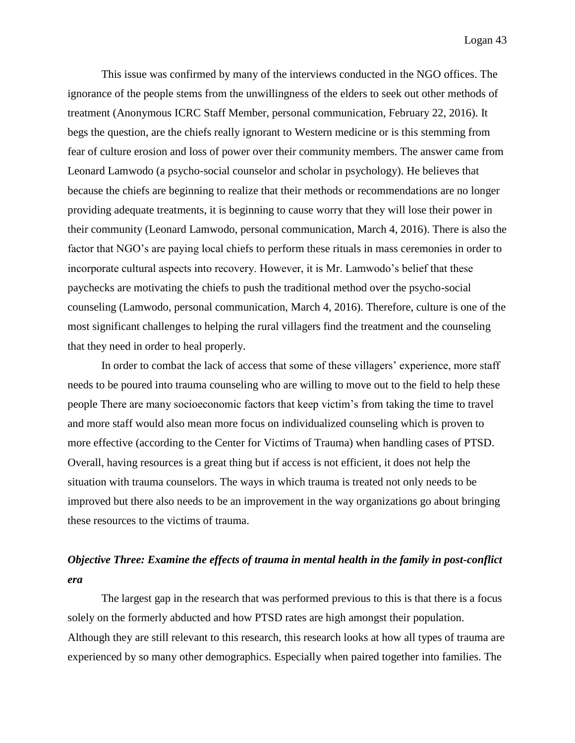This issue was confirmed by many of the interviews conducted in the NGO offices. The ignorance of the people stems from the unwillingness of the elders to seek out other methods of treatment (Anonymous ICRC Staff Member, personal communication, February 22, 2016). It begs the question, are the chiefs really ignorant to Western medicine or is this stemming from fear of culture erosion and loss of power over their community members. The answer came from Leonard Lamwodo (a psycho-social counselor and scholar in psychology). He believes that because the chiefs are beginning to realize that their methods or recommendations are no longer providing adequate treatments, it is beginning to cause worry that they will lose their power in their community (Leonard Lamwodo, personal communication, March 4, 2016). There is also the factor that NGO's are paying local chiefs to perform these rituals in mass ceremonies in order to incorporate cultural aspects into recovery. However, it is Mr. Lamwodo's belief that these paychecks are motivating the chiefs to push the traditional method over the psycho-social counseling (Lamwodo, personal communication, March 4, 2016). Therefore, culture is one of the most significant challenges to helping the rural villagers find the treatment and the counseling that they need in order to heal properly.

In order to combat the lack of access that some of these villagers' experience, more staff needs to be poured into trauma counseling who are willing to move out to the field to help these people There are many socioeconomic factors that keep victim's from taking the time to travel and more staff would also mean more focus on individualized counseling which is proven to more effective (according to the Center for Victims of Trauma) when handling cases of PTSD. Overall, having resources is a great thing but if access is not efficient, it does not help the situation with trauma counselors. The ways in which trauma is treated not only needs to be improved but there also needs to be an improvement in the way organizations go about bringing these resources to the victims of trauma.

### ***Objective Three: Examine the effects of trauma in mental health in the family in post-conflict era***

The largest gap in the research that was performed previous to this is that there is a focus solely on the formerly abducted and how PTSD rates are high amongst their population. Although they are still relevant to this research, this research looks at how all types of trauma are experienced by so many other demographics. Especially when paired together into families. The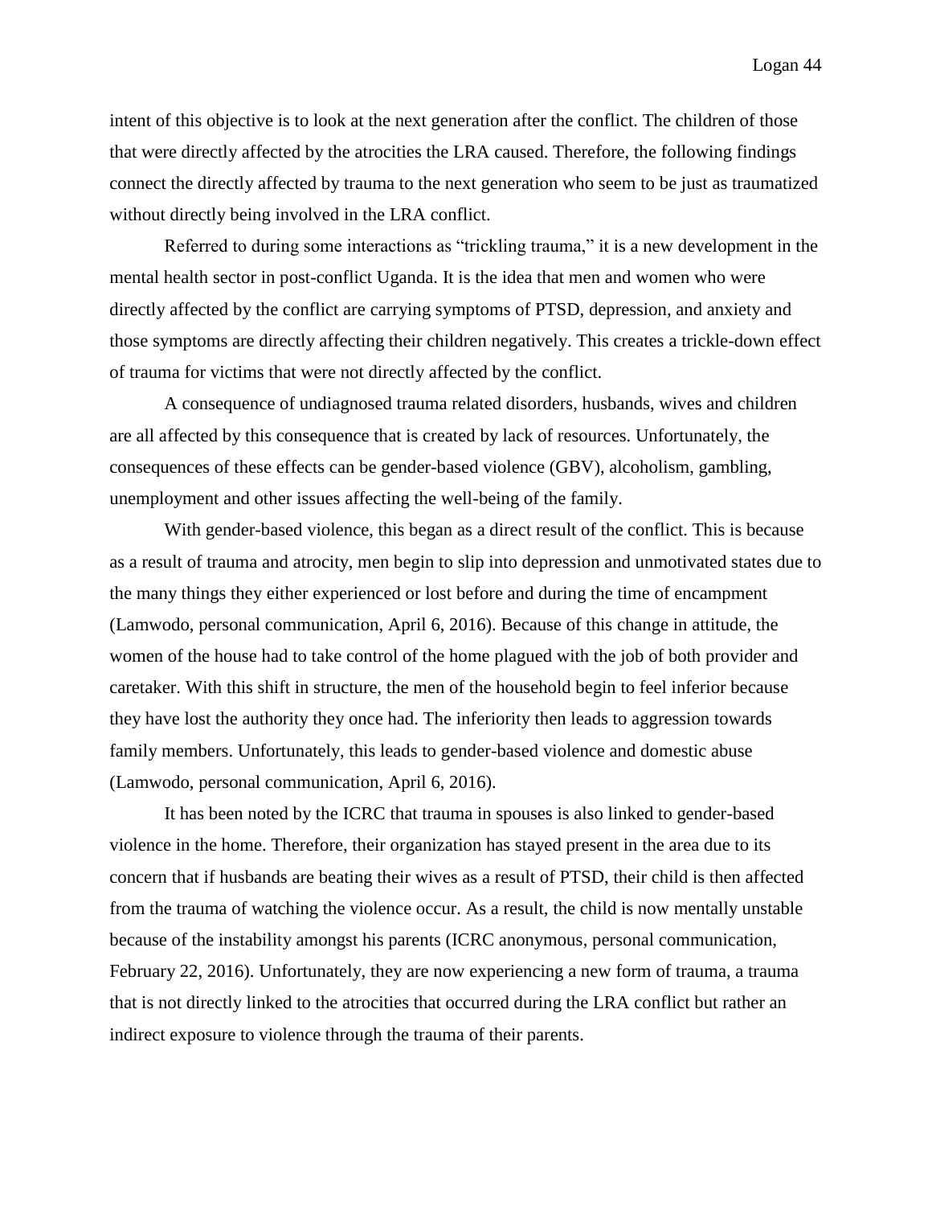intent of this objective is to look at the next generation after the conflict. The children of those that were directly affected by the atrocities the LRA caused. Therefore, the following findings connect the directly affected by trauma to the next generation who seem to be just as traumatized without directly being involved in the LRA conflict.

Referred to during some interactions as "trickling trauma," it is a new development in the mental health sector in post-conflict Uganda. It is the idea that men and women who were directly affected by the conflict are carrying symptoms of PTSD, depression, and anxiety and those symptoms are directly affecting their children negatively. This creates a trickle-down effect of trauma for victims that were not directly affected by the conflict.

A consequence of undiagnosed trauma related disorders, husbands, wives and children are all affected by this consequence that is created by lack of resources. Unfortunately, the consequences of these effects can be gender-based violence (GBV), alcoholism, gambling, unemployment and other issues affecting the well-being of the family.

With gender-based violence, this began as a direct result of the conflict. This is because as a result of trauma and atrocity, men begin to slip into depression and unmotivated states due to the many things they either experienced or lost before and during the time of encampment (Lamwodo, personal communication, April 6, 2016). Because of this change in attitude, the women of the house had to take control of the home plagued with the job of both provider and caretaker. With this shift in structure, the men of the household begin to feel inferior because they have lost the authority they once had. The inferiority then leads to aggression towards family members. Unfortunately, this leads to gender-based violence and domestic abuse (Lamwodo, personal communication, April 6, 2016).

It has been noted by the ICRC that trauma in spouses is also linked to gender-based violence in the home. Therefore, their organization has stayed present in the area due to its concern that if husbands are beating their wives as a result of PTSD, their child is then affected from the trauma of watching the violence occur. As a result, the child is now mentally unstable because of the instability amongst his parents (ICRC anonymous, personal communication, February 22, 2016). Unfortunately, they are now experiencing a new form of trauma, a trauma that is not directly linked to the atrocities that occurred during the LRA conflict but rather an indirect exposure to violence through the trauma of their parents.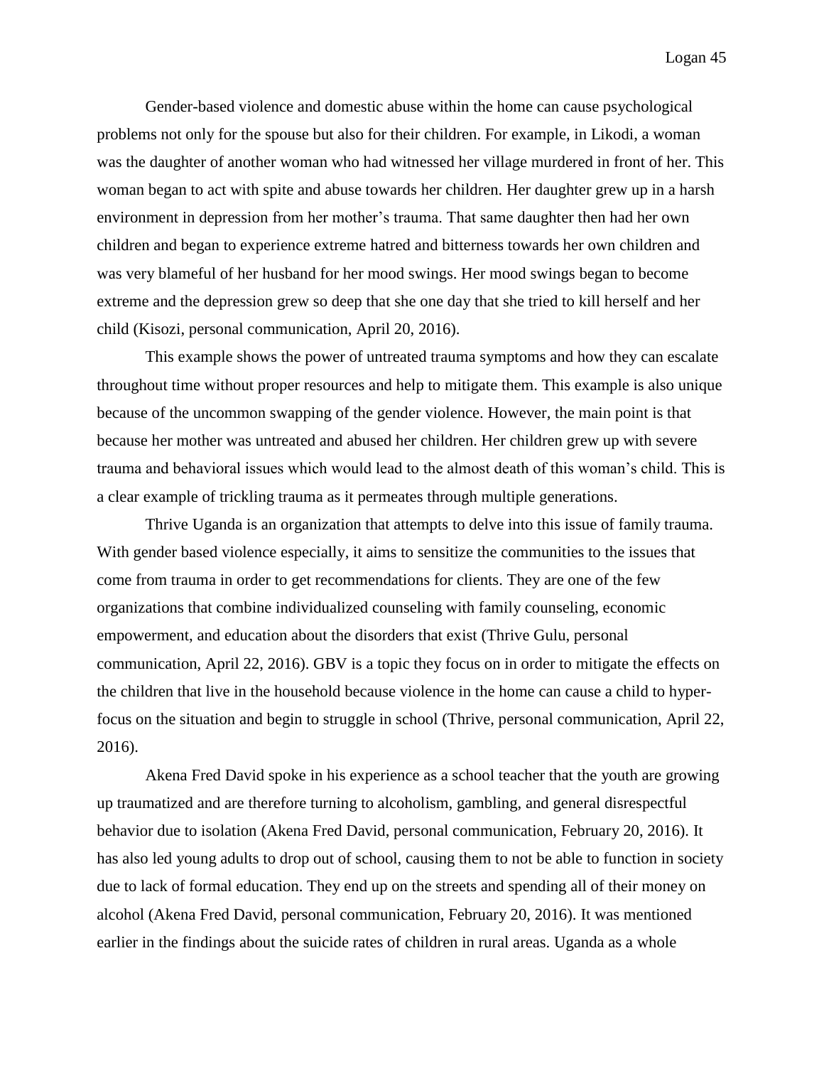Gender-based violence and domestic abuse within the home can cause psychological problems not only for the spouse but also for their children. For example, in Likodi, a woman was the daughter of another woman who had witnessed her village murdered in front of her. This woman began to act with spite and abuse towards her children. Her daughter grew up in a harsh environment in depression from her mother's trauma. That same daughter then had her own children and began to experience extreme hatred and bitterness towards her own children and was very blameful of her husband for her mood swings. Her mood swings began to become extreme and the depression grew so deep that she one day that she tried to kill herself and her child (Kisozi, personal communication, April 20, 2016).

This example shows the power of untreated trauma symptoms and how they can escalate throughout time without proper resources and help to mitigate them. This example is also unique because of the uncommon swapping of the gender violence. However, the main point is that because her mother was untreated and abused her children. Her children grew up with severe trauma and behavioral issues which would lead to the almost death of this woman's child. This is a clear example of trickling trauma as it permeates through multiple generations.

Thrive Uganda is an organization that attempts to delve into this issue of family trauma. With gender based violence especially, it aims to sensitize the communities to the issues that come from trauma in order to get recommendations for clients. They are one of the few organizations that combine individualized counseling with family counseling, economic empowerment, and education about the disorders that exist (Thrive Gulu, personal communication, April 22, 2016). GBV is a topic they focus on in order to mitigate the effects on the children that live in the household because violence in the home can cause a child to hyper-focus on the situation and begin to struggle in school (Thrive, personal communication, April 22, 2016).

Akena Fred David spoke in his experience as a school teacher that the youth are growing up traumatized and are therefore turning to alcoholism, gambling, and general disrespectful behavior due to isolation (Akena Fred David, personal communication, February 20, 2016). It has also led young adults to drop out of school, causing them to not be able to function in society due to lack of formal education. They end up on the streets and spending all of their money on alcohol (Akena Fred David, personal communication, February 20, 2016). It was mentioned earlier in the findings about the suicide rates of children in rural areas. Uganda as a whole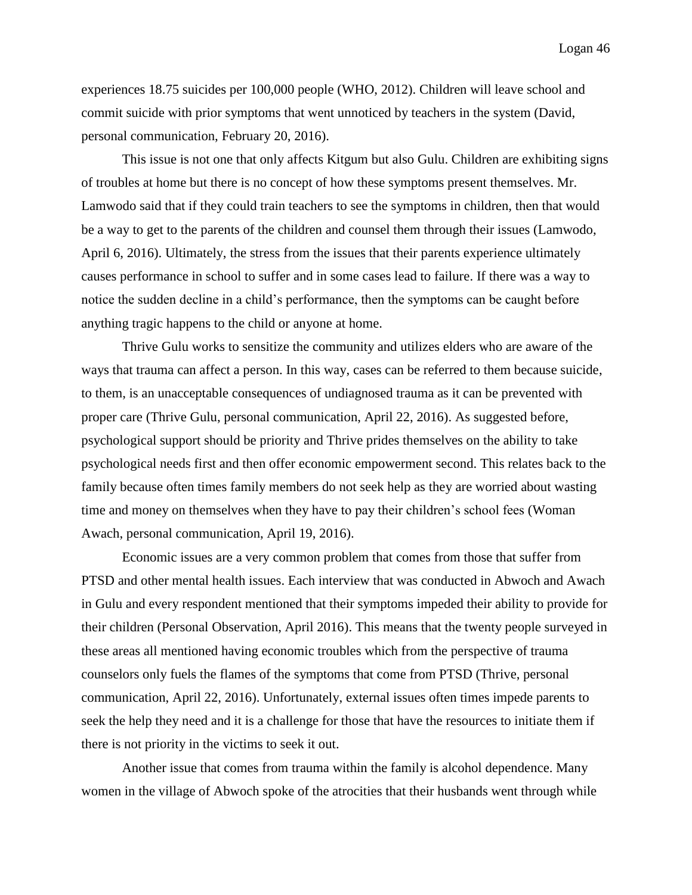experiences 18.75 suicides per 100,000 people (WHO, 2012). Children will leave school and commit suicide with prior symptoms that went unnoticed by teachers in the system (David, personal communication, February 20, 2016).

This issue is not one that only affects Kitgum but also Gulu. Children are exhibiting signs of troubles at home but there is no concept of how these symptoms present themselves. Mr. Lamwodo said that if they could train teachers to see the symptoms in children, then that would be a way to get to the parents of the children and counsel them through their issues (Lamwodo, April 6, 2016). Ultimately, the stress from the issues that their parents experience ultimately causes performance in school to suffer and in some cases lead to failure. If there was a way to notice the sudden decline in a child's performance, then the symptoms can be caught before anything tragic happens to the child or anyone at home.

Thrive Gulu works to sensitize the community and utilizes elders who are aware of the ways that trauma can affect a person. In this way, cases can be referred to them because suicide, to them, is an unacceptable consequences of undiagnosed trauma as it can be prevented with proper care (Thrive Gulu, personal communication, April 22, 2016). As suggested before, psychological support should be priority and Thrive prides themselves on the ability to take psychological needs first and then offer economic empowerment second. This relates back to the family because often times family members do not seek help as they are worried about wasting time and money on themselves when they have to pay their children's school fees (Woman Awach, personal communication, April 19, 2016).

Economic issues are a very common problem that comes from those that suffer from PTSD and other mental health issues. Each interview that was conducted in Abwoch and Awach in Gulu and every respondent mentioned that their symptoms impeded their ability to provide for their children (Personal Observation, April 2016). This means that the twenty people surveyed in these areas all mentioned having economic troubles which from the perspective of trauma counselors only fuels the flames of the symptoms that come from PTSD (Thrive, personal communication, April 22, 2016). Unfortunately, external issues often times impede parents to seek the help they need and it is a challenge for those that have the resources to initiate them if there is not priority in the victims to seek it out.

Another issue that comes from trauma within the family is alcohol dependence. Many women in the village of Abwoch spoke of the atrocities that their husbands went through while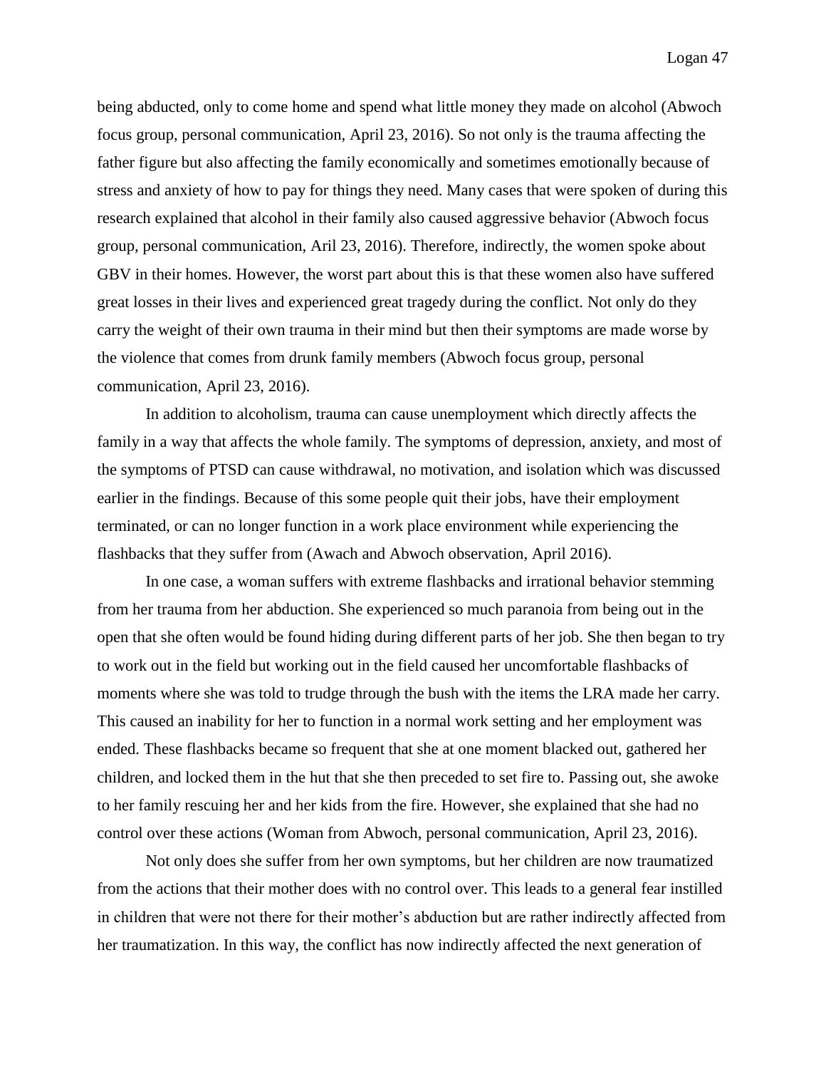being abducted, only to come home and spend what little money they made on alcohol (Abwoch focus group, personal communication, April 23, 2016). So not only is the trauma affecting the father figure but also affecting the family economically and sometimes emotionally because of stress and anxiety of how to pay for things they need. Many cases that were spoken of during this research explained that alcohol in their family also caused aggressive behavior (Abwoch focus group, personal communication, Aril 23, 2016). Therefore, indirectly, the women spoke about GBV in their homes. However, the worst part about this is that these women also have suffered great losses in their lives and experienced great tragedy during the conflict. Not only do they carry the weight of their own trauma in their mind but then their symptoms are made worse by the violence that comes from drunk family members (Abwoch focus group, personal communication, April 23, 2016).

In addition to alcoholism, trauma can cause unemployment which directly affects the family in a way that affects the whole family. The symptoms of depression, anxiety, and most of the symptoms of PTSD can cause withdrawal, no motivation, and isolation which was discussed earlier in the findings. Because of this some people quit their jobs, have their employment terminated, or can no longer function in a work place environment while experiencing the flashbacks that they suffer from (Awach and Abwoch observation, April 2016).

In one case, a woman suffers with extreme flashbacks and irrational behavior stemming from her trauma from her abduction. She experienced so much paranoia from being out in the open that she often would be found hiding during different parts of her job. She then began to try to work out in the field but working out in the field caused her uncomfortable flashbacks of moments where she was told to trudge through the bush with the items the LRA made her carry. This caused an inability for her to function in a normal work setting and her employment was ended. These flashbacks became so frequent that she at one moment blacked out, gathered her children, and locked them in the hut that she then preceded to set fire to. Passing out, she awoke to her family rescuing her and her kids from the fire. However, she explained that she had no control over these actions (Woman from Abwoch, personal communication, April 23, 2016).

Not only does she suffer from her own symptoms, but her children are now traumatized from the actions that their mother does with no control over. This leads to a general fear instilled in children that were not there for their mother's abduction but are rather indirectly affected from her traumatization. In this way, the conflict has now indirectly affected the next generation of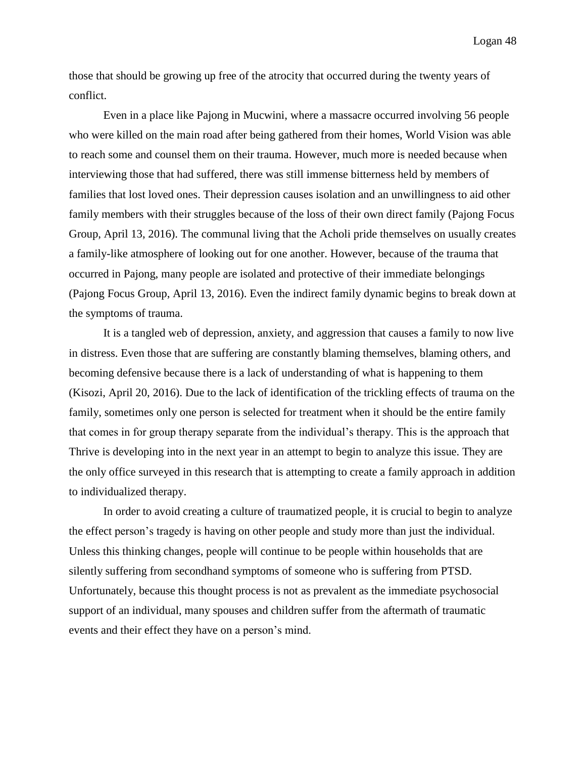those that should be growing up free of the atrocity that occurred during the twenty years of conflict.

Even in a place like Pajong in Mucwini, where a massacre occurred involving 56 people who were killed on the main road after being gathered from their homes, World Vision was able to reach some and counsel them on their trauma. However, much more is needed because when interviewing those that had suffered, there was still immense bitterness held by members of families that lost loved ones. Their depression causes isolation and an unwillingness to aid other family members with their struggles because of the loss of their own direct family (Pajong Focus Group, April 13, 2016). The communal living that the Acholi pride themselves on usually creates a family-like atmosphere of looking out for one another. However, because of the trauma that occurred in Pajong, many people are isolated and protective of their immediate belongings (Pajong Focus Group, April 13, 2016). Even the indirect family dynamic begins to break down at the symptoms of trauma.

It is a tangled web of depression, anxiety, and aggression that causes a family to now live in distress. Even those that are suffering are constantly blaming themselves, blaming others, and becoming defensive because there is a lack of understanding of what is happening to them (Kisozi, April 20, 2016). Due to the lack of identification of the trickling effects of trauma on the family, sometimes only one person is selected for treatment when it should be the entire family that comes in for group therapy separate from the individual's therapy. This is the approach that Thrive is developing into in the next year in an attempt to begin to analyze this issue. They are the only office surveyed in this research that is attempting to create a family approach in addition to individualized therapy.

In order to avoid creating a culture of traumatized people, it is crucial to begin to analyze the effect person's tragedy is having on other people and study more than just the individual. Unless this thinking changes, people will continue to be people within households that are silently suffering from secondhand symptoms of someone who is suffering from PTSD. Unfortunately, because this thought process is not as prevalent as the immediate psychosocial support of an individual, many spouses and children suffer from the aftermath of traumatic events and their effect they have on a person's mind.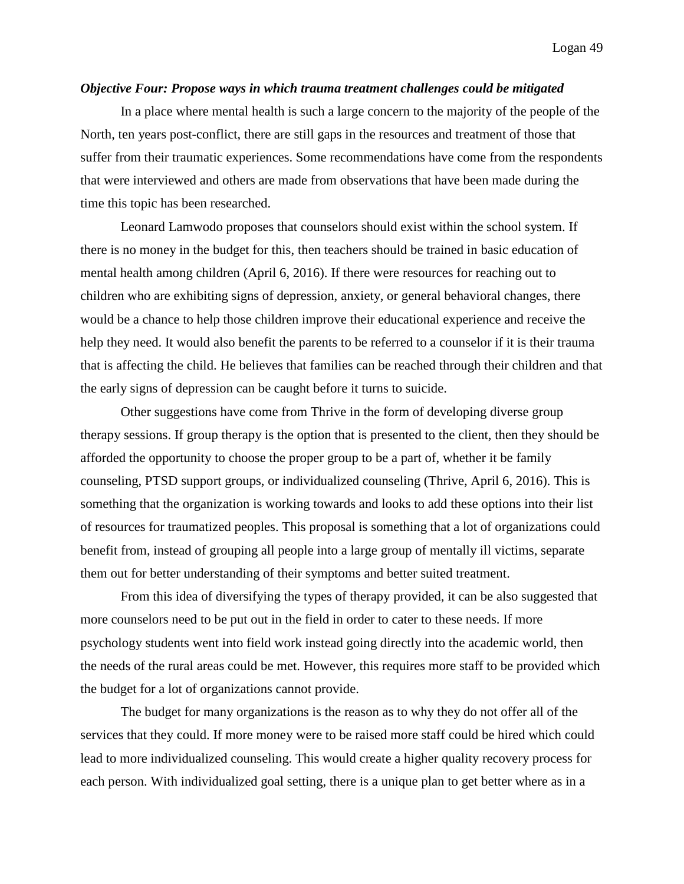***Objective Four: Propose ways in which trauma treatment challenges could be mitigated***

In a place where mental health is such a large concern to the majority of the people of the North, ten years post-conflict, there are still gaps in the resources and treatment of those that suffer from their traumatic experiences. Some recommendations have come from the respondents that were interviewed and others are made from observations that have been made during the time this topic has been researched.

Leonard Lamwodo proposes that counselors should exist within the school system. If there is no money in the budget for this, then teachers should be trained in basic education of mental health among children (April 6, 2016). If there were resources for reaching out to children who are exhibiting signs of depression, anxiety, or general behavioral changes, there would be a chance to help those children improve their educational experience and receive the help they need. It would also benefit the parents to be referred to a counselor if it is their trauma that is affecting the child. He believes that families can be reached through their children and that the early signs of depression can be caught before it turns to suicide.

Other suggestions have come from Thrive in the form of developing diverse group therapy sessions. If group therapy is the option that is presented to the client, then they should be afforded the opportunity to choose the proper group to be a part of, whether it be family counseling, PTSD support groups, or individualized counseling (Thrive, April 6, 2016). This is something that the organization is working towards and looks to add these options into their list of resources for traumatized peoples. This proposal is something that a lot of organizations could benefit from, instead of grouping all people into a large group of mentally ill victims, separate them out for better understanding of their symptoms and better suited treatment.

From this idea of diversifying the types of therapy provided, it can be also suggested that more counselors need to be put out in the field in order to cater to these needs. If more psychology students went into field work instead going directly into the academic world, then the needs of the rural areas could be met. However, this requires more staff to be provided which the budget for a lot of organizations cannot provide.

The budget for many organizations is the reason as to why they do not offer all of the services that they could. If more money were to be raised more staff could be hired which could lead to more individualized counseling. This would create a higher quality recovery process for each person. With individualized goal setting, there is a unique plan to get better where as in a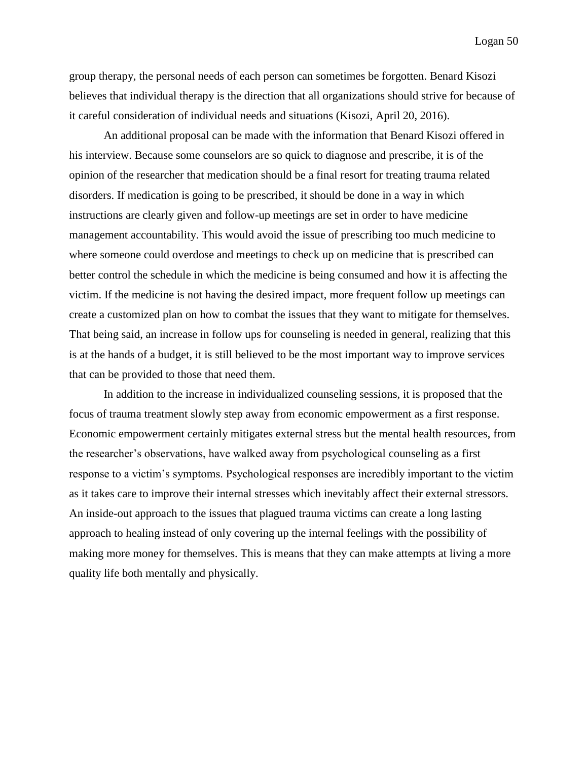group therapy, the personal needs of each person can sometimes be forgotten. Benard Kisozi believes that individual therapy is the direction that all organizations should strive for because of it careful consideration of individual needs and situations (Kisozi, April 20, 2016).

An additional proposal can be made with the information that Benard Kisozi offered in his interview. Because some counselors are so quick to diagnose and prescribe, it is of the opinion of the researcher that medication should be a final resort for treating trauma related disorders. If medication is going to be prescribed, it should be done in a way in which instructions are clearly given and follow-up meetings are set in order to have medicine management accountability. This would avoid the issue of prescribing too much medicine to where someone could overdose and meetings to check up on medicine that is prescribed can better control the schedule in which the medicine is being consumed and how it is affecting the victim. If the medicine is not having the desired impact, more frequent follow up meetings can create a customized plan on how to combat the issues that they want to mitigate for themselves. That being said, an increase in follow ups for counseling is needed in general, realizing that this is at the hands of a budget, it is still believed to be the most important way to improve services that can be provided to those that need them.

In addition to the increase in individualized counseling sessions, it is proposed that the focus of trauma treatment slowly step away from economic empowerment as a first response. Economic empowerment certainly mitigates external stress but the mental health resources, from the researcher's observations, have walked away from psychological counseling as a first response to a victim's symptoms. Psychological responses are incredibly important to the victim as it takes care to improve their internal stresses which inevitably affect their external stressors. An inside-out approach to the issues that plagued trauma victims can create a long lasting approach to healing instead of only covering up the internal feelings with the possibility of making more money for themselves. This is means that they can make attempts at living a more quality life both mentally and physically.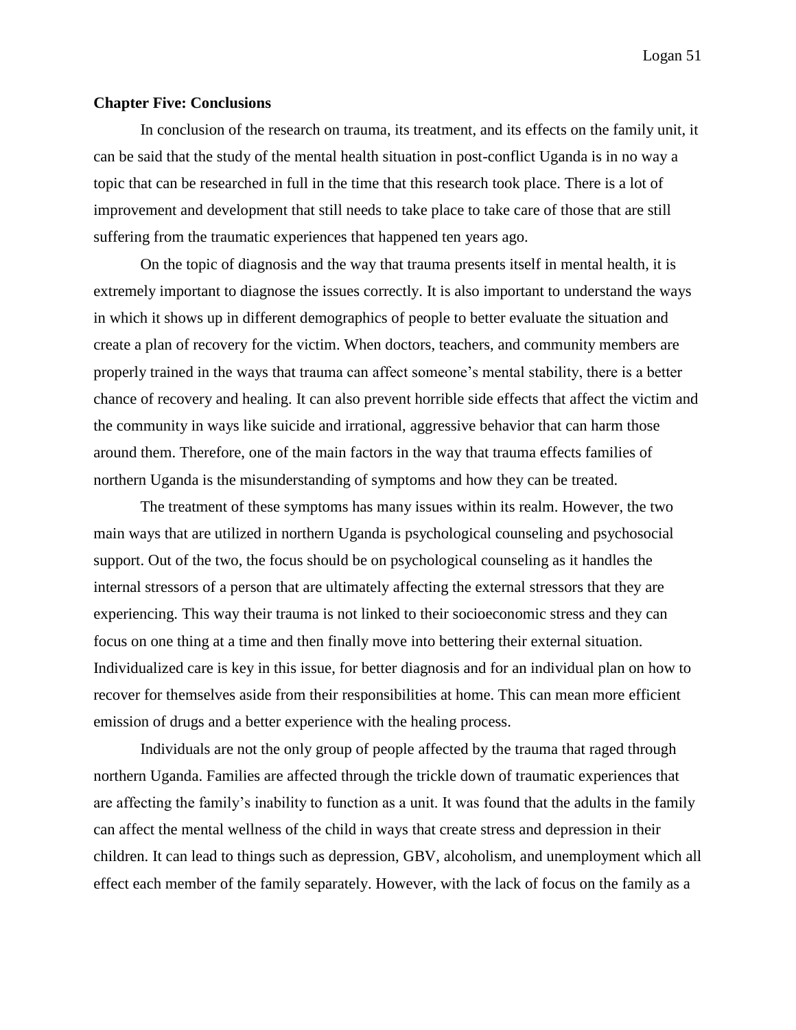**Chapter Five: Conclusions**

In conclusion of the research on trauma, its treatment, and its effects on the family unit, it can be said that the study of the mental health situation in post-conflict Uganda is in no way a topic that can be researched in full in the time that this research took place. There is a lot of improvement and development that still needs to take place to take care of those that are still suffering from the traumatic experiences that happened ten years ago.

On the topic of diagnosis and the way that trauma presents itself in mental health, it is extremely important to diagnose the issues correctly. It is also important to understand the ways in which it shows up in different demographics of people to better evaluate the situation and create a plan of recovery for the victim. When doctors, teachers, and community members are properly trained in the ways that trauma can affect someone's mental stability, there is a better chance of recovery and healing. It can also prevent horrible side effects that affect the victim and the community in ways like suicide and irrational, aggressive behavior that can harm those around them. Therefore, one of the main factors in the way that trauma effects families of northern Uganda is the misunderstanding of symptoms and how they can be treated.

The treatment of these symptoms has many issues within its realm. However, the two main ways that are utilized in northern Uganda is psychological counseling and psychosocial support. Out of the two, the focus should be on psychological counseling as it handles the internal stressors of a person that are ultimately affecting the external stressors that they are experiencing. This way their trauma is not linked to their socioeconomic stress and they can focus on one thing at a time and then finally move into bettering their external situation. Individualized care is key in this issue, for better diagnosis and for an individual plan on how to recover for themselves aside from their responsibilities at home. This can mean more efficient emission of drugs and a better experience with the healing process.

Individuals are not the only group of people affected by the trauma that raged through northern Uganda. Families are affected through the trickle down of traumatic experiences that are affecting the family's inability to function as a unit. It was found that the adults in the family can affect the mental wellness of the child in ways that create stress and depression in their children. It can lead to things such as depression, GBV, alcoholism, and unemployment which all effect each member of the family separately. However, with the lack of focus on the family as a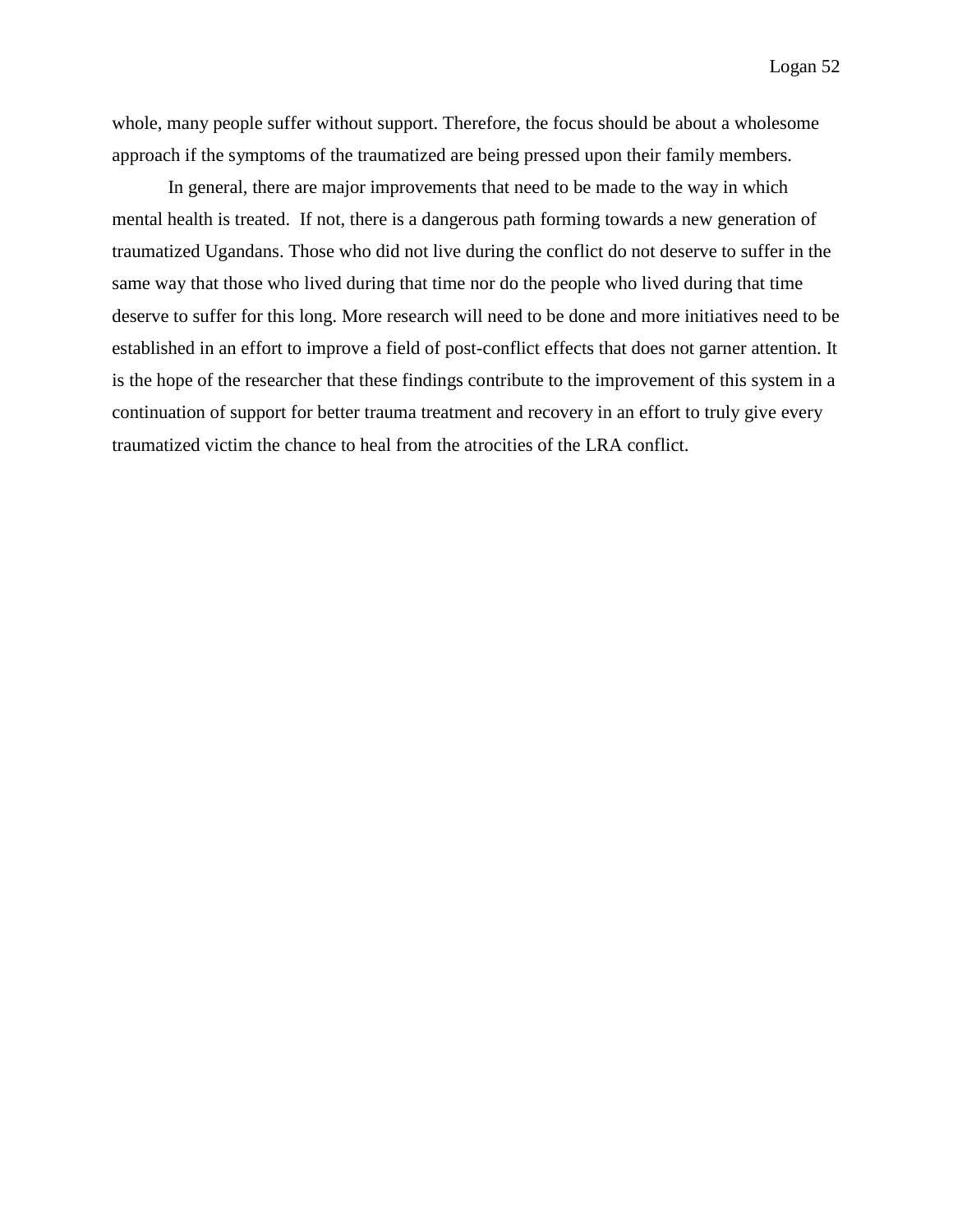whole, many people suffer without support. Therefore, the focus should be about a wholesome approach if the symptoms of the traumatized are being pressed upon their family members.

In general, there are major improvements that need to be made to the way in which mental health is treated. If not, there is a dangerous path forming towards a new generation of traumatized Ugandans. Those who did not live during the conflict do not deserve to suffer in the same way that those who lived during that time nor do the people who lived during that time deserve to suffer for this long. More research will need to be done and more initiatives need to be established in an effort to improve a field of post-conflict effects that does not garner attention. It is the hope of the researcher that these findings contribute to the improvement of this system in a continuation of support for better trauma treatment and recovery in an effort to truly give every traumatized victim the chance to heal from the atrocities of the LRA conflict.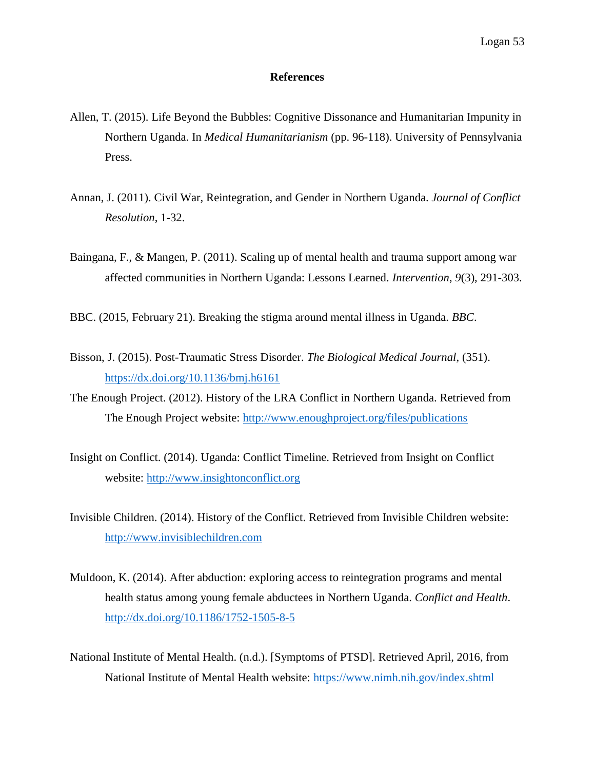# References

Allen, T. (2015). Life Beyond the Bubbles: Cognitive Dissonance and Humanitarian Impunity in Northern Uganda. In *Medical Humanitarianism* (pp. 96-118). University of Pennsylvania Press.

Annan, J. (2011). Civil War, Reintegration, and Gender in Northern Uganda. *Journal of Conflict Resolution*, 1-32.

Baingana, F., & Mangen, P. (2011). Scaling up of mental health and trauma support among war affected communities in Northern Uganda: Lessons Learned. *Intervention*, *9*(3), 291-303.

BBC. (2015, February 21). Breaking the stigma around mental illness in Uganda. *BBC*.

Bisson, J. (2015). Post-Traumatic Stress Disorder. *The Biological Medical Journal*, (351). https://dx.doi.org/10.1136/bmj.h6161

The Enough Project. (2012). History of the LRA Conflict in Northern Uganda. Retrieved from The Enough Project website: http://www.enoughproject.org/files/publications

Insight on Conflict. (2014). Uganda: Conflict Timeline. Retrieved from Insight on Conflict website: http://www.insightonconflict.org

Invisible Children. (2014). History of the Conflict. Retrieved from Invisible Children website: http://www.invisiblechildren.com

Muldoon, K. (2014). After abduction: exploring access to reintegration programs and mental health status among young female abductees in Northern Uganda. *Conflict and Health*. http://dx.doi.org/10.1186/1752-1505-8-5

National Institute of Mental Health. (n.d.). [Symptoms of PTSD]. Retrieved April, 2016, from National Institute of Mental Health website: https://www.nimh.nih.gov/index.shtml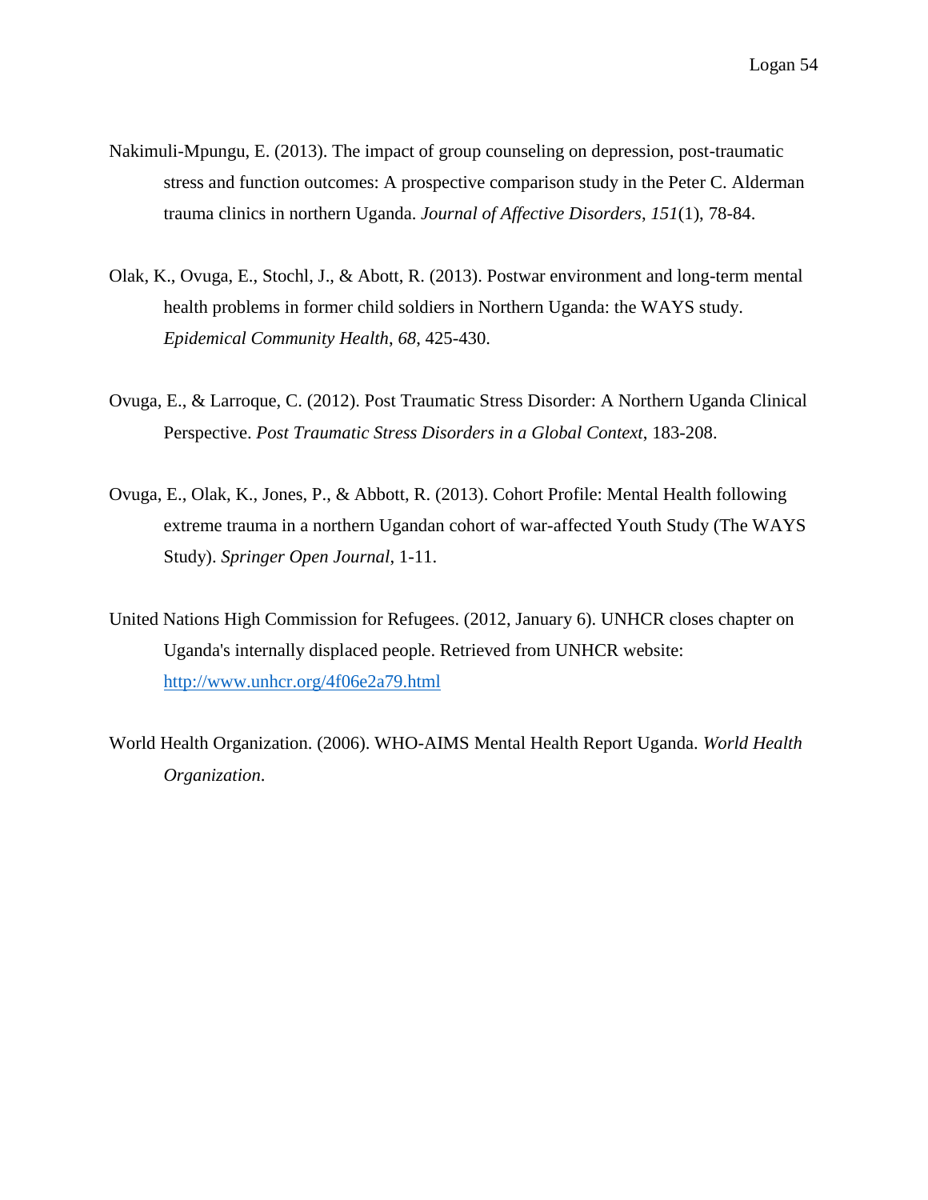Nakimuli-Mpungu, E. (2013). The impact of group counseling on depression, post-traumatic stress and function outcomes: A prospective comparison study in the Peter C. Alderman trauma clinics in northern Uganda. *Journal of Affective Disorders*, *151*(1), 78-84.

Olak, K., Ovuga, E., Stochl, J., & Abott, R. (2013). Postwar environment and long-term mental health problems in former child soldiers in Northern Uganda: the WAYS study. *Epidemical Community Health*, *68*, 425-430.

Ovuga, E., & Larroque, C. (2012). Post Traumatic Stress Disorder: A Northern Uganda Clinical Perspective. *Post Traumatic Stress Disorders in a Global Context*, 183-208.

Ovuga, E., Olak, K., Jones, P., & Abbott, R. (2013). Cohort Profile: Mental Health following extreme trauma in a northern Ugandan cohort of war-affected Youth Study (The WAYS Study). *Springer Open Journal*, 1-11.

United Nations High Commission for Refugees. (2012, January 6). UNHCR closes chapter on Uganda's internally displaced people. Retrieved from UNHCR website: http://www.unhcr.org/4f06e2a79.html

World Health Organization. (2006). WHO-AIMS Mental Health Report Uganda. *World Health Organization*.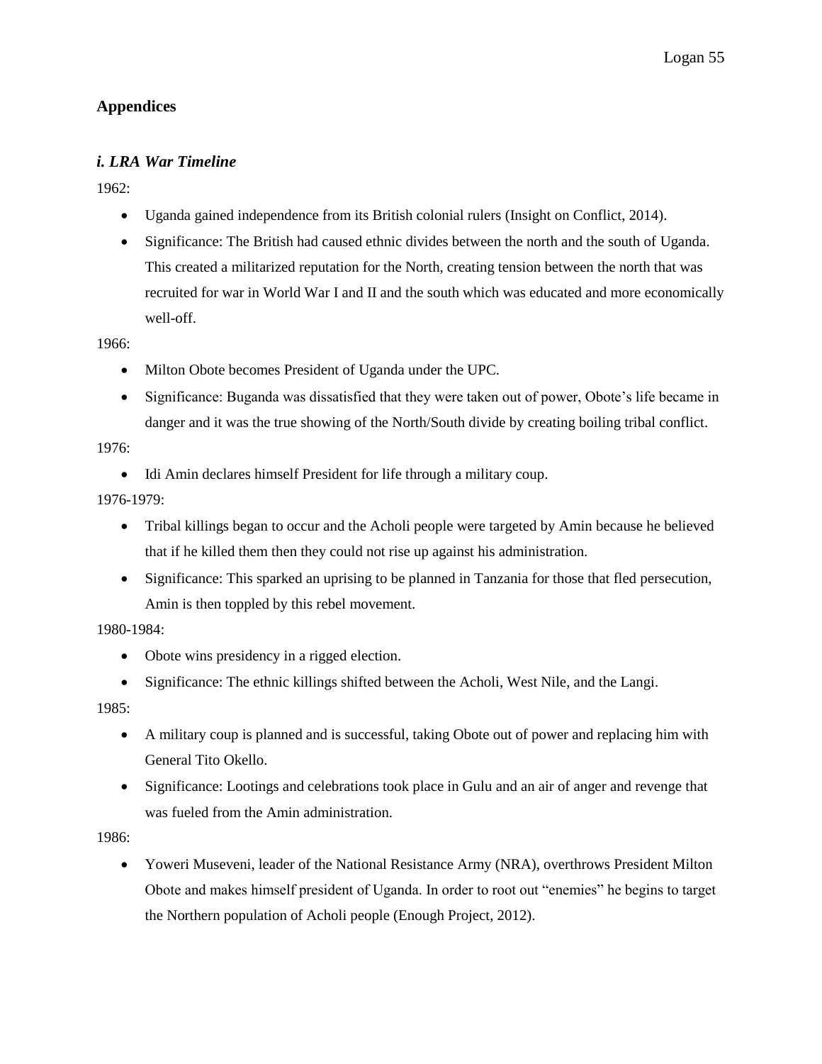## Appendices

### *i. LRA War Timeline*

1962:

- Uganda gained independence from its British colonial rulers (Insight on Conflict, 2014).
- Significance: The British had caused ethnic divides between the north and the south of Uganda. This created a militarized reputation for the North, creating tension between the north that was recruited for war in World War I and II and the south which was educated and more economically well-off.

1966:

- Milton Obote becomes President of Uganda under the UPC.
- Significance: Buganda was dissatisfied that they were taken out of power, Obote's life became in danger and it was the true showing of the North/South divide by creating boiling tribal conflict.

1976:

- Idi Amin declares himself President for life through a military coup.

1976-1979:

- Tribal killings began to occur and the Acholi people were targeted by Amin because he believed that if he killed them then they could not rise up against his administration.
- Significance: This sparked an uprising to be planned in Tanzania for those that fled persecution, Amin is then toppled by this rebel movement.

1980-1984:

- Obote wins presidency in a rigged election.
- Significance: The ethnic killings shifted between the Acholi, West Nile, and the Langi.

1985:

- A military coup is planned and is successful, taking Obote out of power and replacing him with General Tito Okello.
- Significance: Lootings and celebrations took place in Gulu and an air of anger and revenge that was fueled from the Amin administration.

1986:

- Yoweri Museveni, leader of the National Resistance Army (NRA), overthrows President Milton Obote and makes himself president of Uganda. In order to root out "enemies" he begins to target the Northern population of Acholi people (Enough Project, 2012).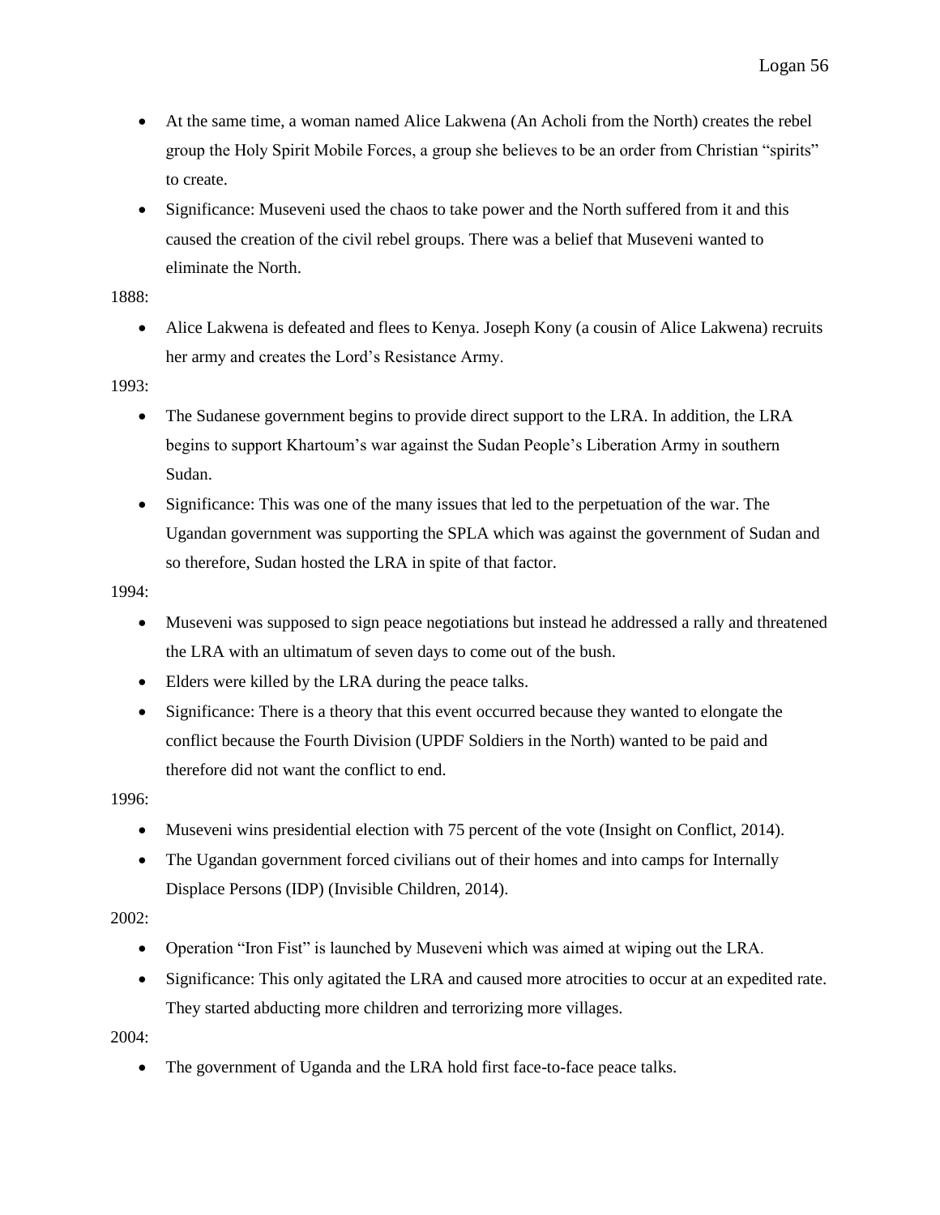- At the same time, a woman named Alice Lakwena (An Acholi from the North) creates the rebel group the Holy Spirit Mobile Forces, a group she believes to be an order from Christian "spirits" to create.
- Significance: Museveni used the chaos to take power and the North suffered from it and this caused the creation of the civil rebel groups. There was a belief that Museveni wanted to eliminate the North.

1888:

- Alice Lakwena is defeated and flees to Kenya. Joseph Kony (a cousin of Alice Lakwena) recruits her army and creates the Lord's Resistance Army.

1993:

- The Sudanese government begins to provide direct support to the LRA. In addition, the LRA begins to support Khartoum's war against the Sudan People's Liberation Army in southern Sudan.
- Significance: This was one of the many issues that led to the perpetuation of the war. The Ugandan government was supporting the SPLA which was against the government of Sudan and so therefore, Sudan hosted the LRA in spite of that factor.

1994:

- Museveni was supposed to sign peace negotiations but instead he addressed a rally and threatened the LRA with an ultimatum of seven days to come out of the bush.
- Elders were killed by the LRA during the peace talks.
- Significance: There is a theory that this event occurred because they wanted to elongate the conflict because the Fourth Division (UPDF Soldiers in the North) wanted to be paid and therefore did not want the conflict to end.

1996:

- Museveni wins presidential election with 75 percent of the vote (Insight on Conflict, 2014).
- The Ugandan government forced civilians out of their homes and into camps for Internally Displace Persons (IDP) (Invisible Children, 2014).

2002:

- Operation "Iron Fist" is launched by Museveni which was aimed at wiping out the LRA.
- Significance: This only agitated the LRA and caused more atrocities to occur at an expedited rate. They started abducting more children and terrorizing more villages.

2004:

- The government of Uganda and the LRA hold first face-to-face peace talks.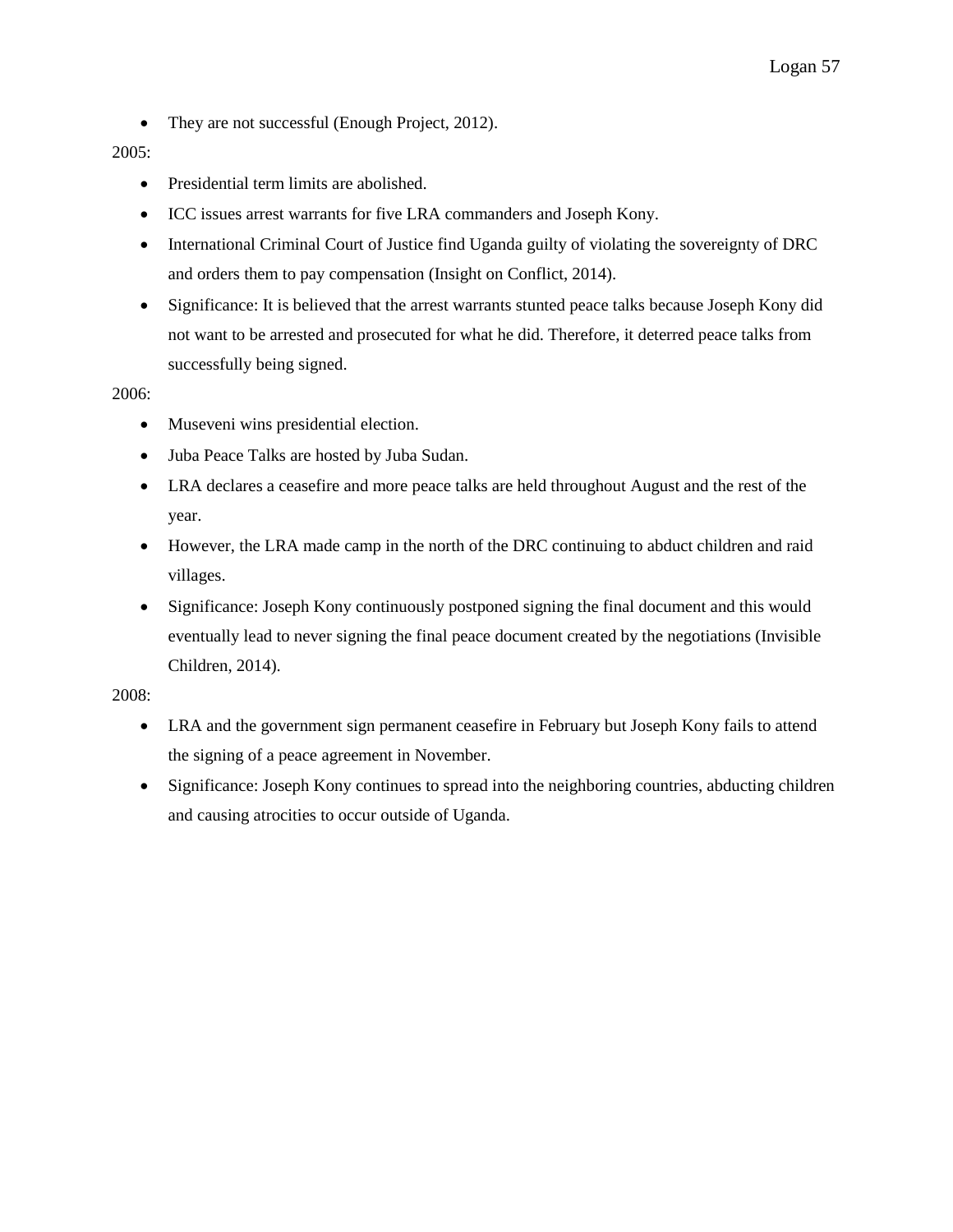- They are not successful (Enough Project, 2012).

2005:

- Presidential term limits are abolished.
- ICC issues arrest warrants for five LRA commanders and Joseph Kony.
- International Criminal Court of Justice find Uganda guilty of violating the sovereignty of DRC and orders them to pay compensation (Insight on Conflict, 2014).
- Significance: It is believed that the arrest warrants stunted peace talks because Joseph Kony did not want to be arrested and prosecuted for what he did. Therefore, it deterred peace talks from successfully being signed.

2006:

- Museveni wins presidential election.
- Juba Peace Talks are hosted by Juba Sudan.
- LRA declares a ceasefire and more peace talks are held throughout August and the rest of the year.
- However, the LRA made camp in the north of the DRC continuing to abduct children and raid villages.
- Significance: Joseph Kony continuously postponed signing the final document and this would eventually lead to never signing the final peace document created by the negotiations (Invisible Children, 2014).

2008:

- LRA and the government sign permanent ceasefire in February but Joseph Kony fails to attend the signing of a peace agreement in November.
- Significance: Joseph Kony continues to spread into the neighboring countries, abducting children and causing atrocities to occur outside of Uganda.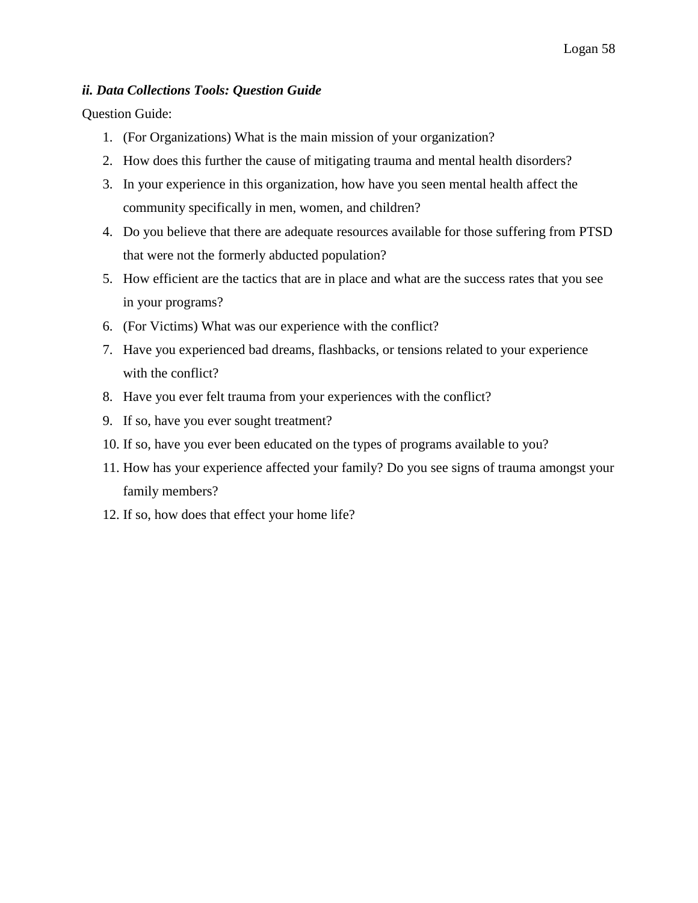***ii. Data Collections Tools: Question Guide***

Question Guide:

1. (For Organizations) What is the main mission of your organization?
2. How does this further the cause of mitigating trauma and mental health disorders?
3. In your experience in this organization, how have you seen mental health affect the community specifically in men, women, and children?
4. Do you believe that there are adequate resources available for those suffering from PTSD that were not the formerly abducted population?
5. How efficient are the tactics that are in place and what are the success rates that you see in your programs?
6. (For Victims) What was our experience with the conflict?
7. Have you experienced bad dreams, flashbacks, or tensions related to your experience with the conflict?
8. Have you ever felt trauma from your experiences with the conflict?
9. If so, have you ever sought treatment?
10. If so, have you ever been educated on the types of programs available to you?
11. How has your experience affected your family? Do you see signs of trauma amongst your family members?
12. If so, how does that effect your home life?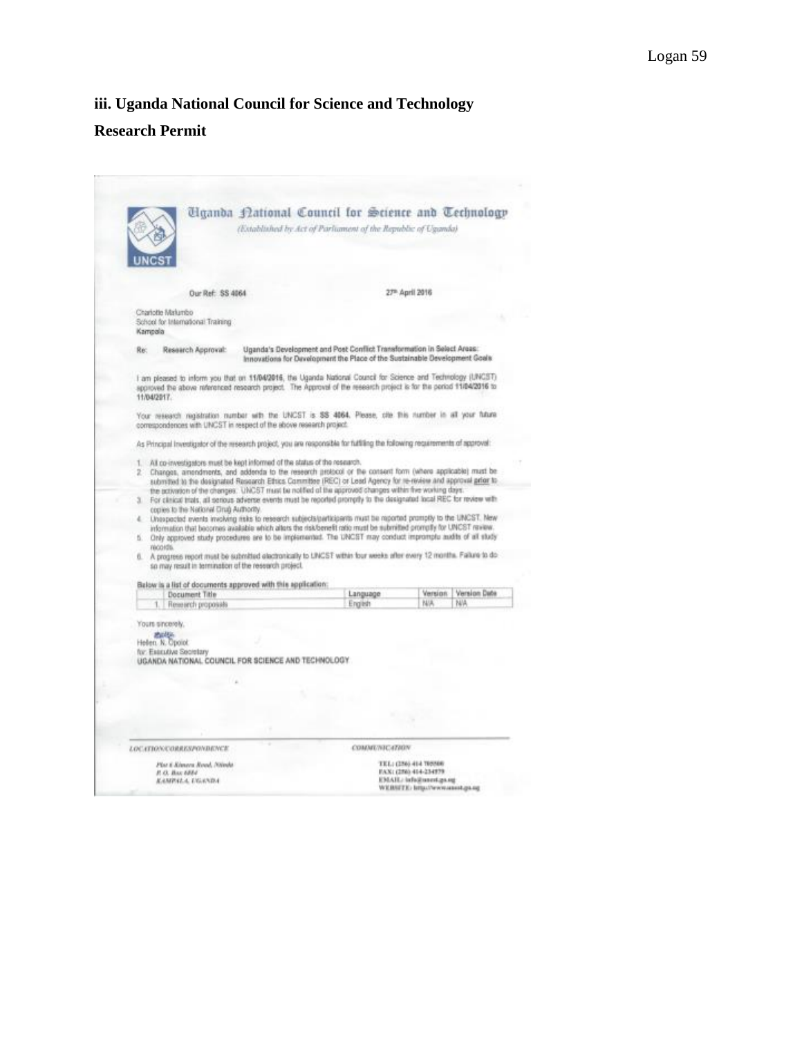**iii. Uganda National Council for Science and Technology**

**Research Permit**

Uganda National Council for Science and Technology

*(Established by Act of Parliament of the Republic of Uganda)*

UNCST

Our Ref: SS 4064

27th April 2016

Charlotte Malumbo
School for International Training
Kampala

Re: Research Approval: Uganda's Development and Post Conflict Transformation in Select Areas: Innovations for Development the Place of the Sustainable Development Goals

I am pleased to inform you that on 11/04/2016, the Uganda National Council for Science and Technology (UNCST) approved the above referenced research project. The Approval of the research project is for the period 11/04/2016 to 11/04/2017.

Your research registration number with the UNCST is SS 4064. Please, cite this number in all your future correspondences with UNCST in respect of the above research project.

As Principal Investigator of the research project, you are responsible for fulfilling the following requirements of approval:

1. All co-investigators must be kept informed of the status of the research.
2. Changes, amendments, and addenda to the research protocol or the consent form (where applicable) must be submitted to the designated Research Ethics Committee (REC) or Lead Agency for re-review and approval prior to the activation of the changes. UNCST must be notified of the approved changes within five working days.
3. For clinical trials, all serious adverse events must be reported promptly to the designated local REC for review with copies to the National Drug Authority.
4. Unexpected events involving risks to research subjects/participants must be reported promptly to the UNCST. New information that becomes available which alters the risk/benefit ratio must be submitted promptly for UNCST review.
5. Only approved study procedures are to be implemented. The UNCST may conduct impromptu audits of all study records.
6. A progress report must be submitted electronically to UNCST within four weeks after every 12 months. Failure to do so may result in termination of the research project.

Below is a list of documents approved with this application:

| | Document Title | Language | Version | Version Date |
|---|---|---|---|---|
| 1. | Research proposals | English | N/A | N/A |

Yours sincerely,

Hellen N. Opolot
for: Executive Secretary
UGANDA NATIONAL COUNCIL FOR SCIENCE AND TECHNOLOGY

LOCATION/CORRESPONDENCE

Plot 6 Kimera Road, Ntinda
P. O. Box 6884
KAMPALA, UGANDA

COMMUNICATION

TEL: (256) 414 705500
FAX: (256) 414-234579
EMAIL: info@uncst.go.ug
WEBSITE: http://www.uncst.go.ug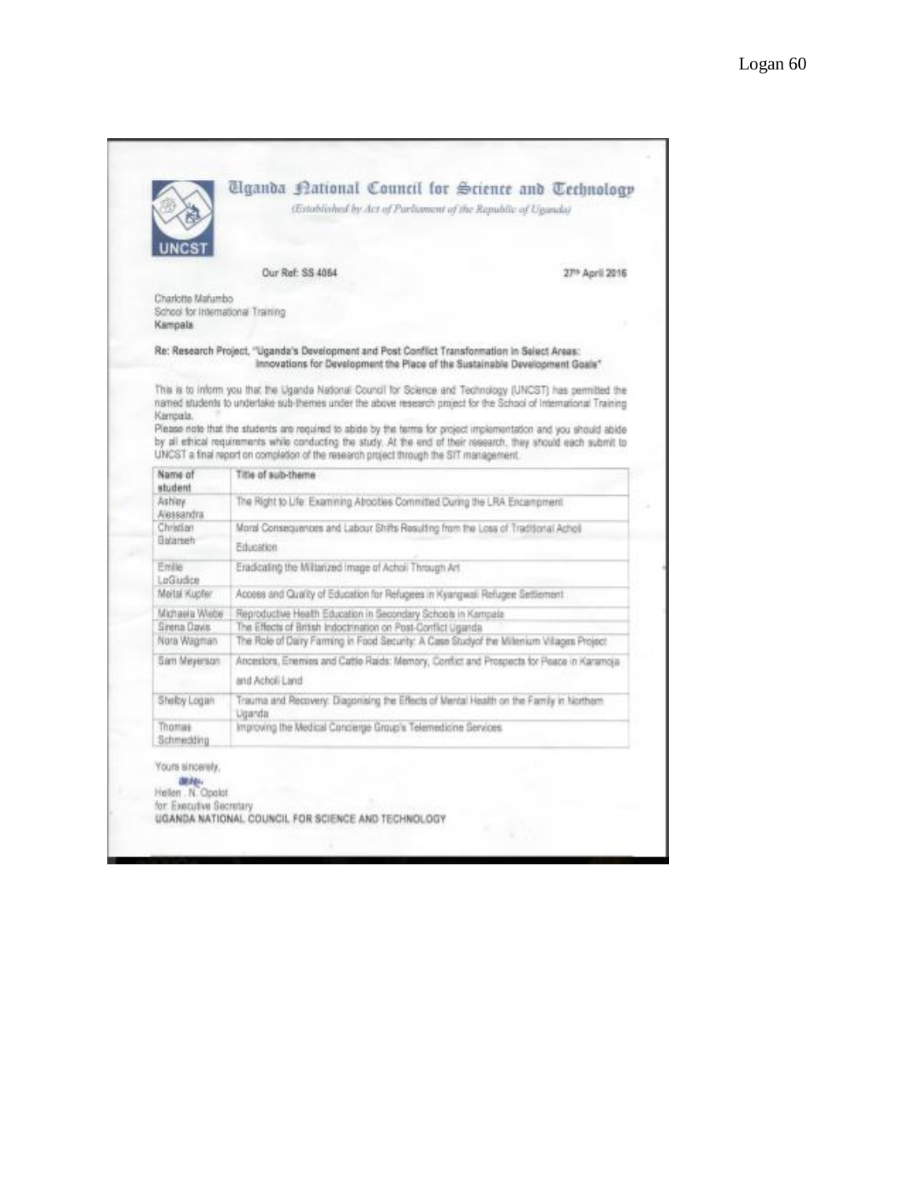# Uganda National Council for Science and Technology

*(Established by Act of Parliament of the Republic of Uganda)*

UNCST

Our Ref: SS 4064

27th April 2016

Charlotte Mafumbo
School for International Training
**Kampala**

**Re: Research Project, "Uganda's Development and Post Conflict Transformation in Select Areas: Innovations for Development the Place of the Sustainable Development Goals"**

This is to inform you that the Uganda National Council for Science and Technology (UNCST) has permitted the named students to undertake sub-themes under the above research project for the School of International Training Kampala.

Please note that the students are required to abide by the terms for project implementation and you should abide by all ethical requirements while conducting the study. At the end of their research, they should each submit to UNCST a final report on completion of the research project through the SIT management.

| Name of student | Title of sub-theme |
| --- | --- |
| Ashley Alessandra | The Right to Life: Examining Atrocities Committed During the LRA Encampment |
| Christian Batarseh | Moral Consequences and Labour Shifts Resulting from the Loss of Traditional Acholi Education |
| Emilie LoGiudice | Eradicating the Militarized Image of Acholi Through Art |
| Meital Kupfer | Access and Quality of Education for Refugees in Kyangwali Refugee Settlement |
| Michaela Wiebe | Reproductive Health Education in Secondary Schools in Kampala |
| Sirena Davis | The Effects of British Indoctrination on Post-Conflict Uganda |
| Nora Wagman | The Role of Dairy Farming in Food Security: A Case Studyof the Millenium Villages Project |
| Sam Meyerson | Ancestors, Enemies and Cattle Raids: Memory, Conflict and Prospects for Peace in Karamoja and Acholi Land |
| Shelby Logan | Trauma and Recovery: Diagonising the Effects of Mental Health on the Family in Northern Uganda |
| Thomas Schmedding | Improving the Medical Concierge Group's Telemedicine Services |

Yours sincerely,

Hellen . N. Opolot
for: Executive Secretary
UGANDA NATIONAL COUNCIL FOR SCIENCE AND TECHNOLOGY